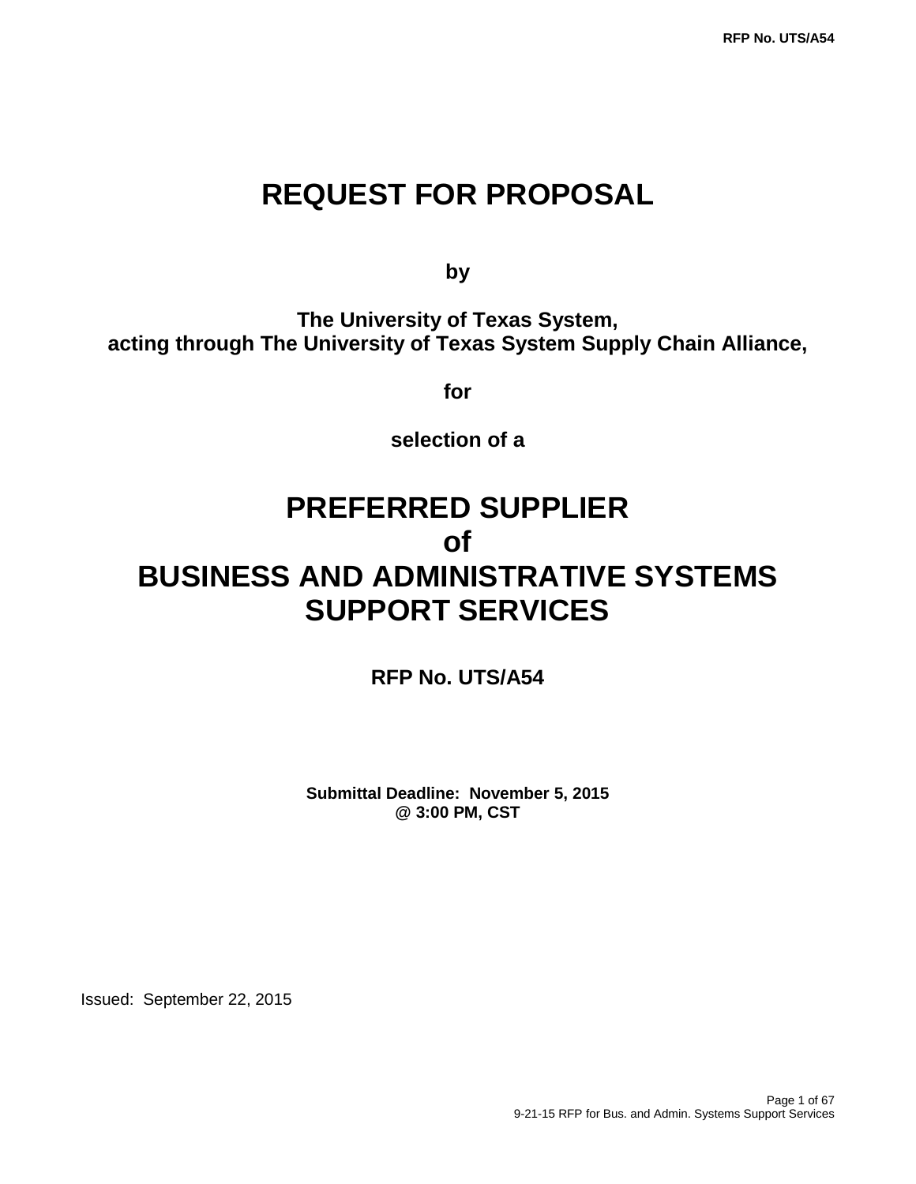# REQUEST FOR PROPOSAL

**by**

**The University of Texas System,**
**acting through The University of Texas System Supply Chain Alliance,**

**for**

**selection of a**

# PREFERRED SUPPLIER
# of
# BUSINESS AND ADMINISTRATIVE SYSTEMS SUPPORT SERVICES

**RFP No. UTS/A54**

**Submittal Deadline: November 5, 2015**
**@ 3:00 PM, CST**

Issued: September 22, 2015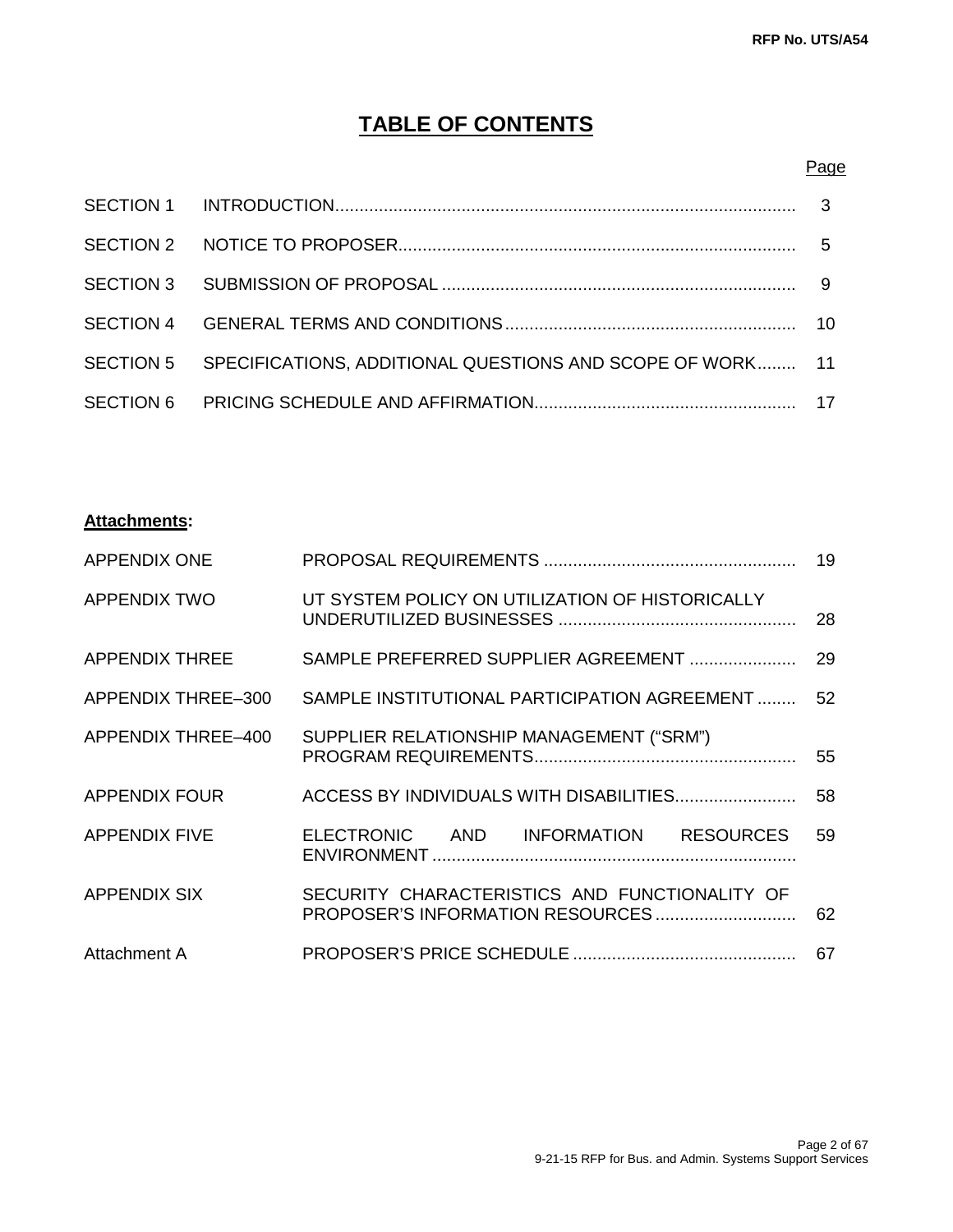# TABLE OF CONTENTS

| | | Page |
|---|---|---|
| SECTION 1 | INTRODUCTION | 3 |
| SECTION 2 | NOTICE TO PROPOSER | 5 |
| SECTION 3 | SUBMISSION OF PROPOSAL | 9 |
| SECTION 4 | GENERAL TERMS AND CONDITIONS | 10 |
| SECTION 5 | SPECIFICATIONS, ADDITIONAL QUESTIONS AND SCOPE OF WORK | 11 |
| SECTION 6 | PRICING SCHEDULE AND AFFIRMATION | 17 |

**Attachments:**

| | | |
|---|---|---|
| APPENDIX ONE | PROPOSAL REQUIREMENTS | 19 |
| APPENDIX TWO | UT SYSTEM POLICY ON UTILIZATION OF HISTORICALLY UNDERUTILIZED BUSINESSES | 28 |
| APPENDIX THREE | SAMPLE PREFERRED SUPPLIER AGREEMENT | 29 |
| APPENDIX THREE–300 | SAMPLE INSTITUTIONAL PARTICIPATION AGREEMENT | 52 |
| APPENDIX THREE–400 | SUPPLIER RELATIONSHIP MANAGEMENT ("SRM") PROGRAM REQUIREMENTS | 55 |
| APPENDIX FOUR | ACCESS BY INDIVIDUALS WITH DISABILITIES | 58 |
| APPENDIX FIVE | ELECTRONIC AND INFORMATION RESOURCES ENVIRONMENT | 59 |
| APPENDIX SIX | SECURITY CHARACTERISTICS AND FUNCTIONALITY OF PROPOSER'S INFORMATION RESOURCES | 62 |
| Attachment A | PROPOSER'S PRICE SCHEDULE | 67 |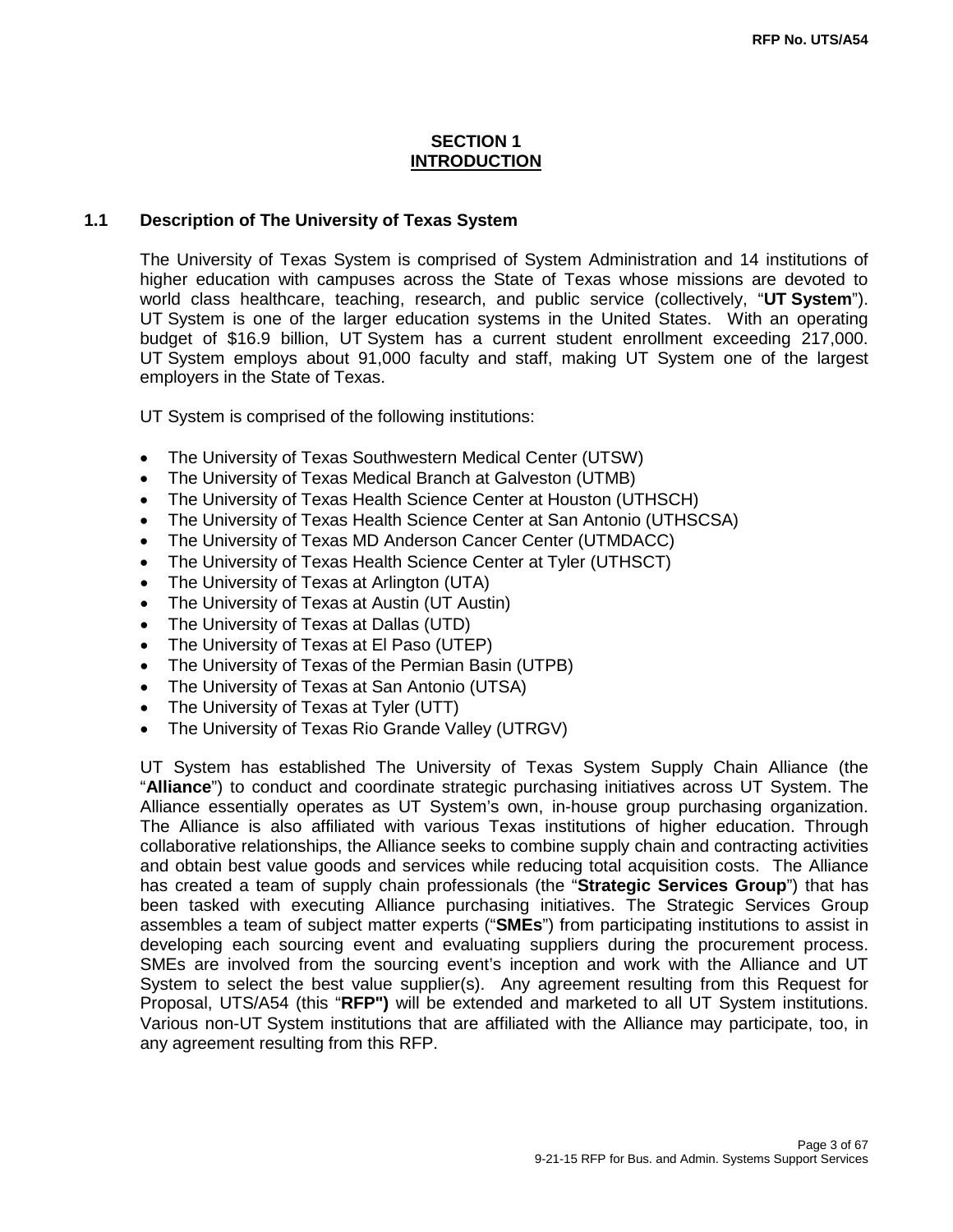# SECTION 1
## INTRODUCTION

### 1.1 Description of The University of Texas System

The University of Texas System is comprised of System Administration and 14 institutions of higher education with campuses across the State of Texas whose missions are devoted to world class healthcare, teaching, research, and public service (collectively, "**UT System**"). UT System is one of the larger education systems in the United States. With an operating budget of $16.9 billion, UT System has a current student enrollment exceeding 217,000. UT System employs about 91,000 faculty and staff, making UT System one of the largest employers in the State of Texas.

UT System is comprised of the following institutions:

- The University of Texas Southwestern Medical Center (UTSW)
- The University of Texas Medical Branch at Galveston (UTMB)
- The University of Texas Health Science Center at Houston (UTHSCH)
- The University of Texas Health Science Center at San Antonio (UTHSCSA)
- The University of Texas MD Anderson Cancer Center (UTMDACC)
- The University of Texas Health Science Center at Tyler (UTHSCT)
- The University of Texas at Arlington (UTA)
- The University of Texas at Austin (UT Austin)
- The University of Texas at Dallas (UTD)
- The University of Texas at El Paso (UTEP)
- The University of Texas of the Permian Basin (UTPB)
- The University of Texas at San Antonio (UTSA)
- The University of Texas at Tyler (UTT)
- The University of Texas Rio Grande Valley (UTRGV)

UT System has established The University of Texas System Supply Chain Alliance (the "**Alliance**") to conduct and coordinate strategic purchasing initiatives across UT System. The Alliance essentially operates as UT System's own, in-house group purchasing organization. The Alliance is also affiliated with various Texas institutions of higher education. Through collaborative relationships, the Alliance seeks to combine supply chain and contracting activities and obtain best value goods and services while reducing total acquisition costs. The Alliance has created a team of supply chain professionals (the "**Strategic Services Group**") that has been tasked with executing Alliance purchasing initiatives. The Strategic Services Group assembles a team of subject matter experts ("**SMEs**") from participating institutions to assist in developing each sourcing event and evaluating suppliers during the procurement process. SMEs are involved from the sourcing event's inception and work with the Alliance and UT System to select the best value supplier(s). Any agreement resulting from this Request for Proposal, UTS/A54 (this "**RFP")** will be extended and marketed to all UT System institutions. Various non-UT System institutions that are affiliated with the Alliance may participate, too, in any agreement resulting from this RFP.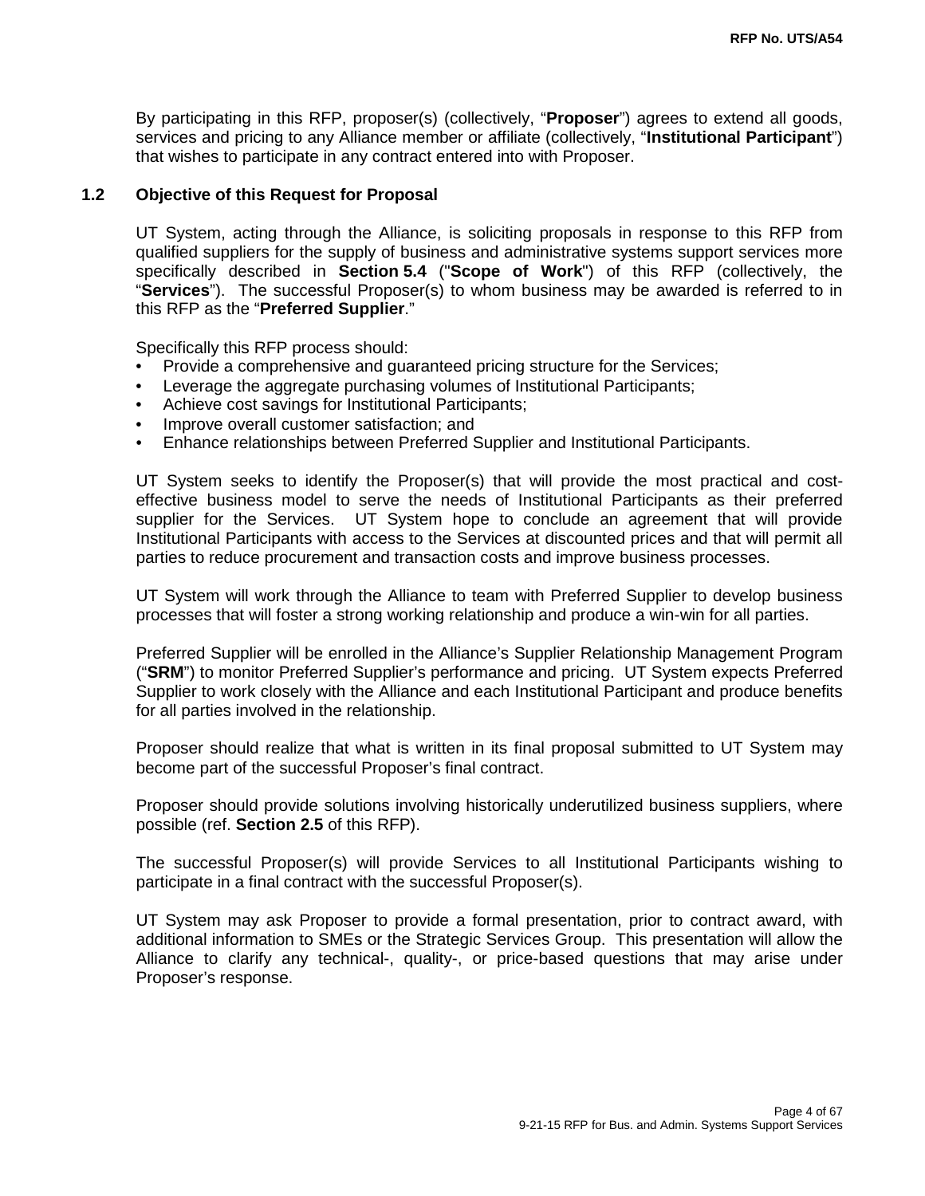By participating in this RFP, proposer(s) (collectively, "**Proposer**") agrees to extend all goods, services and pricing to any Alliance member or affiliate (collectively, "**Institutional Participant**") that wishes to participate in any contract entered into with Proposer.

### 1.2 Objective of this Request for Proposal

UT System, acting through the Alliance, is soliciting proposals in response to this RFP from qualified suppliers for the supply of business and administrative systems support services more specifically described in **Section 5.4** ("**Scope of Work**") of this RFP (collectively, the "**Services**"). The successful Proposer(s) to whom business may be awarded is referred to in this RFP as the "**Preferred Supplier**."

Specifically this RFP process should:

- Provide a comprehensive and guaranteed pricing structure for the Services;
- Leverage the aggregate purchasing volumes of Institutional Participants;
- Achieve cost savings for Institutional Participants;
- Improve overall customer satisfaction; and
- Enhance relationships between Preferred Supplier and Institutional Participants.

UT System seeks to identify the Proposer(s) that will provide the most practical and cost-effective business model to serve the needs of Institutional Participants as their preferred supplier for the Services. UT System hope to conclude an agreement that will provide Institutional Participants with access to the Services at discounted prices and that will permit all parties to reduce procurement and transaction costs and improve business processes.

UT System will work through the Alliance to team with Preferred Supplier to develop business processes that will foster a strong working relationship and produce a win-win for all parties.

Preferred Supplier will be enrolled in the Alliance's Supplier Relationship Management Program ("**SRM**") to monitor Preferred Supplier's performance and pricing. UT System expects Preferred Supplier to work closely with the Alliance and each Institutional Participant and produce benefits for all parties involved in the relationship.

Proposer should realize that what is written in its final proposal submitted to UT System may become part of the successful Proposer's final contract.

Proposer should provide solutions involving historically underutilized business suppliers, where possible (ref. **Section 2.5** of this RFP).

The successful Proposer(s) will provide Services to all Institutional Participants wishing to participate in a final contract with the successful Proposer(s).

UT System may ask Proposer to provide a formal presentation, prior to contract award, with additional information to SMEs or the Strategic Services Group. This presentation will allow the Alliance to clarify any technical-, quality-, or price-based questions that may arise under Proposer's response.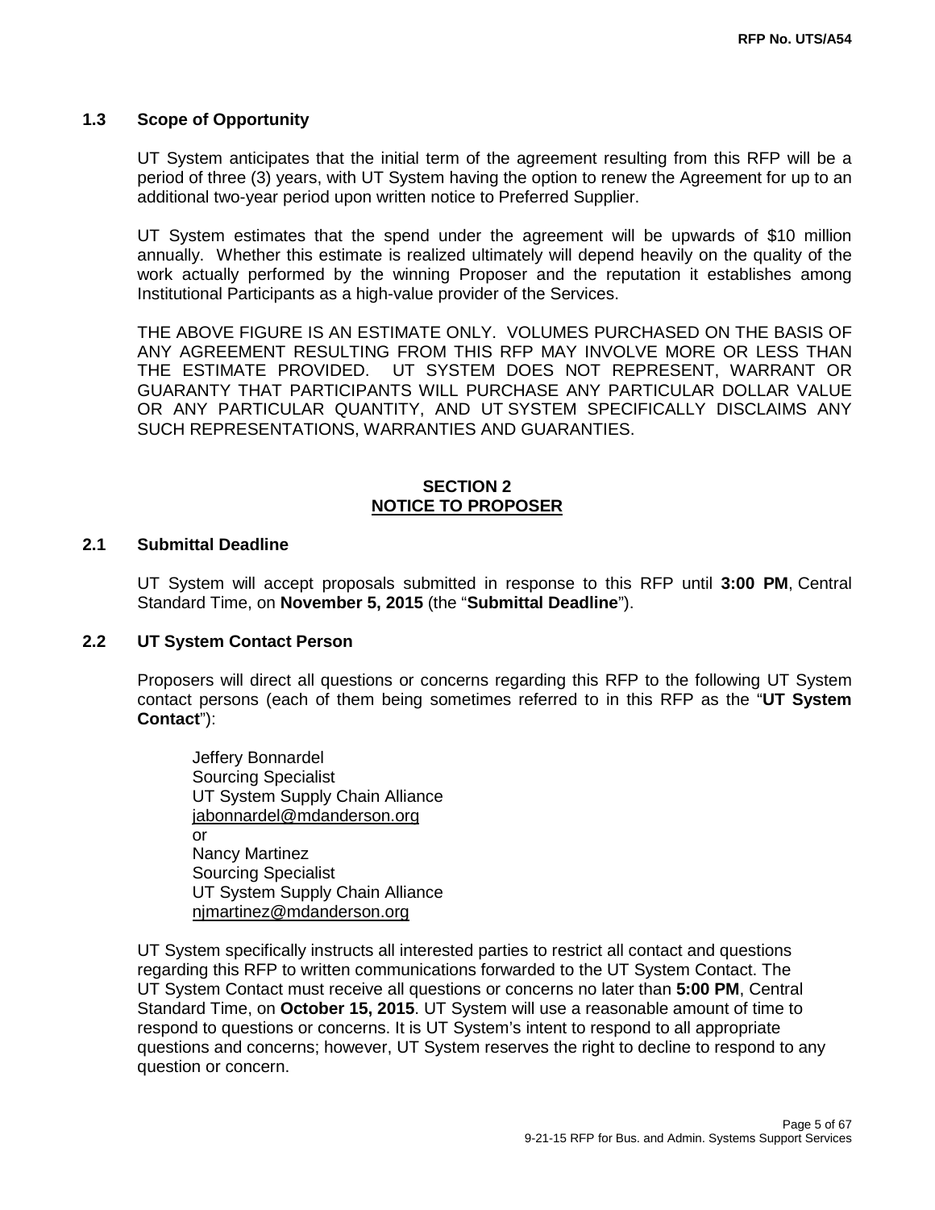### 1.3 Scope of Opportunity

UT System anticipates that the initial term of the agreement resulting from this RFP will be a period of three (3) years, with UT System having the option to renew the Agreement for up to an additional two-year period upon written notice to Preferred Supplier.

UT System estimates that the spend under the agreement will be upwards of $10 million annually. Whether this estimate is realized ultimately will depend heavily on the quality of the work actually performed by the winning Proposer and the reputation it establishes among Institutional Participants as a high-value provider of the Services.

THE ABOVE FIGURE IS AN ESTIMATE ONLY. VOLUMES PURCHASED ON THE BASIS OF ANY AGREEMENT RESULTING FROM THIS RFP MAY INVOLVE MORE OR LESS THAN THE ESTIMATE PROVIDED. UT SYSTEM DOES NOT REPRESENT, WARRANT OR GUARANTY THAT PARTICIPANTS WILL PURCHASE ANY PARTICULAR DOLLAR VALUE OR ANY PARTICULAR QUANTITY, AND UT SYSTEM SPECIFICALLY DISCLAIMS ANY SUCH REPRESENTATIONS, WARRANTIES AND GUARANTIES.

## SECTION 2
## NOTICE TO PROPOSER

### 2.1 Submittal Deadline

UT System will accept proposals submitted in response to this RFP until **3:00 PM**, Central Standard Time, on **November 5, 2015** (the "**Submittal Deadline**").

### 2.2 UT System Contact Person

Proposers will direct all questions or concerns regarding this RFP to the following UT System contact persons (each of them being sometimes referred to in this RFP as the "**UT System Contact**"):

Jeffery Bonnardel
Sourcing Specialist
UT System Supply Chain Alliance
jabonnardel@mdanderson.org
or
Nancy Martinez
Sourcing Specialist
UT System Supply Chain Alliance
njmartinez@mdanderson.org

UT System specifically instructs all interested parties to restrict all contact and questions regarding this RFP to written communications forwarded to the UT System Contact. The UT System Contact must receive all questions or concerns no later than **5:00 PM**, Central Standard Time, on **October 15, 2015**. UT System will use a reasonable amount of time to respond to questions or concerns. It is UT System's intent to respond to all appropriate questions and concerns; however, UT System reserves the right to decline to respond to any question or concern.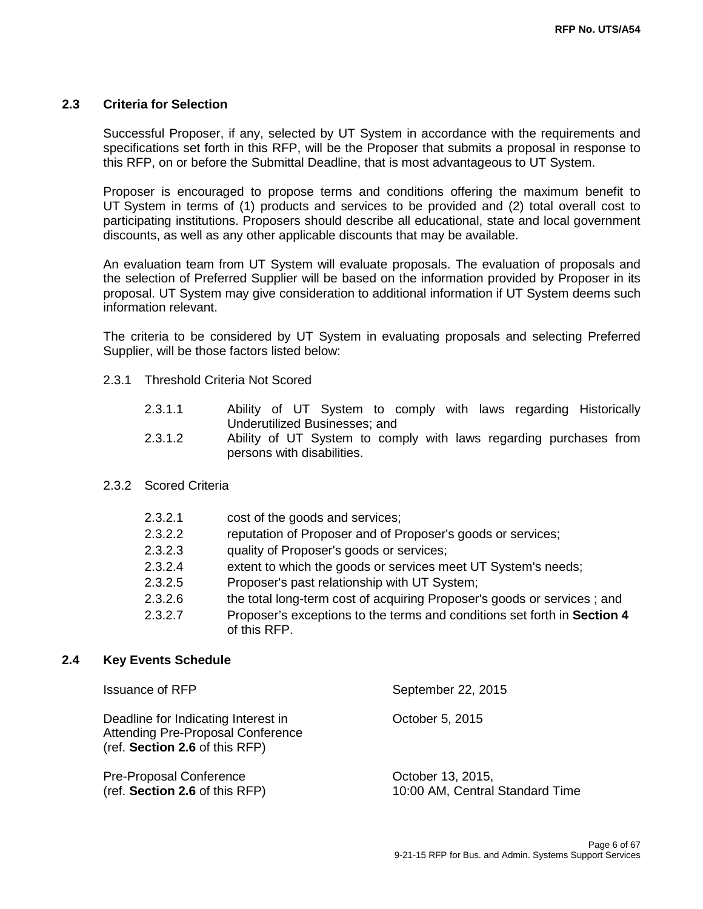## 2.3 Criteria for Selection

Successful Proposer, if any, selected by UT System in accordance with the requirements and specifications set forth in this RFP, will be the Proposer that submits a proposal in response to this RFP, on or before the Submittal Deadline, that is most advantageous to UT System.

Proposer is encouraged to propose terms and conditions offering the maximum benefit to UT System in terms of (1) products and services to be provided and (2) total overall cost to participating institutions. Proposers should describe all educational, state and local government discounts, as well as any other applicable discounts that may be available.

An evaluation team from UT System will evaluate proposals. The evaluation of proposals and the selection of Preferred Supplier will be based on the information provided by Proposer in its proposal. UT System may give consideration to additional information if UT System deems such information relevant.

The criteria to be considered by UT System in evaluating proposals and selecting Preferred Supplier, will be those factors listed below:

2.3.1 Threshold Criteria Not Scored

- 2.3.1.1 Ability of UT System to comply with laws regarding Historically Underutilized Businesses; and
- 2.3.1.2 Ability of UT System to comply with laws regarding purchases from persons with disabilities.

2.3.2 Scored Criteria

- 2.3.2.1 cost of the goods and services;
- 2.3.2.2 reputation of Proposer and of Proposer's goods or services;
- 2.3.2.3 quality of Proposer's goods or services;
- 2.3.2.4 extent to which the goods or services meet UT System's needs;
- 2.3.2.5 Proposer's past relationship with UT System;
- 2.3.2.6 the total long-term cost of acquiring Proposer's goods or services ; and
- 2.3.2.7 Proposer's exceptions to the terms and conditions set forth in **Section 4** of this RFP.

## 2.4 Key Events Schedule

| | |
|---|---|
| Issuance of RFP | September 22, 2015 |
| Deadline for Indicating Interest in Attending Pre-Proposal Conference (ref. **Section 2.6** of this RFP) | October 5, 2015 |
| Pre-Proposal Conference (ref. **Section 2.6** of this RFP) | October 13, 2015, 10:00 AM, Central Standard Time |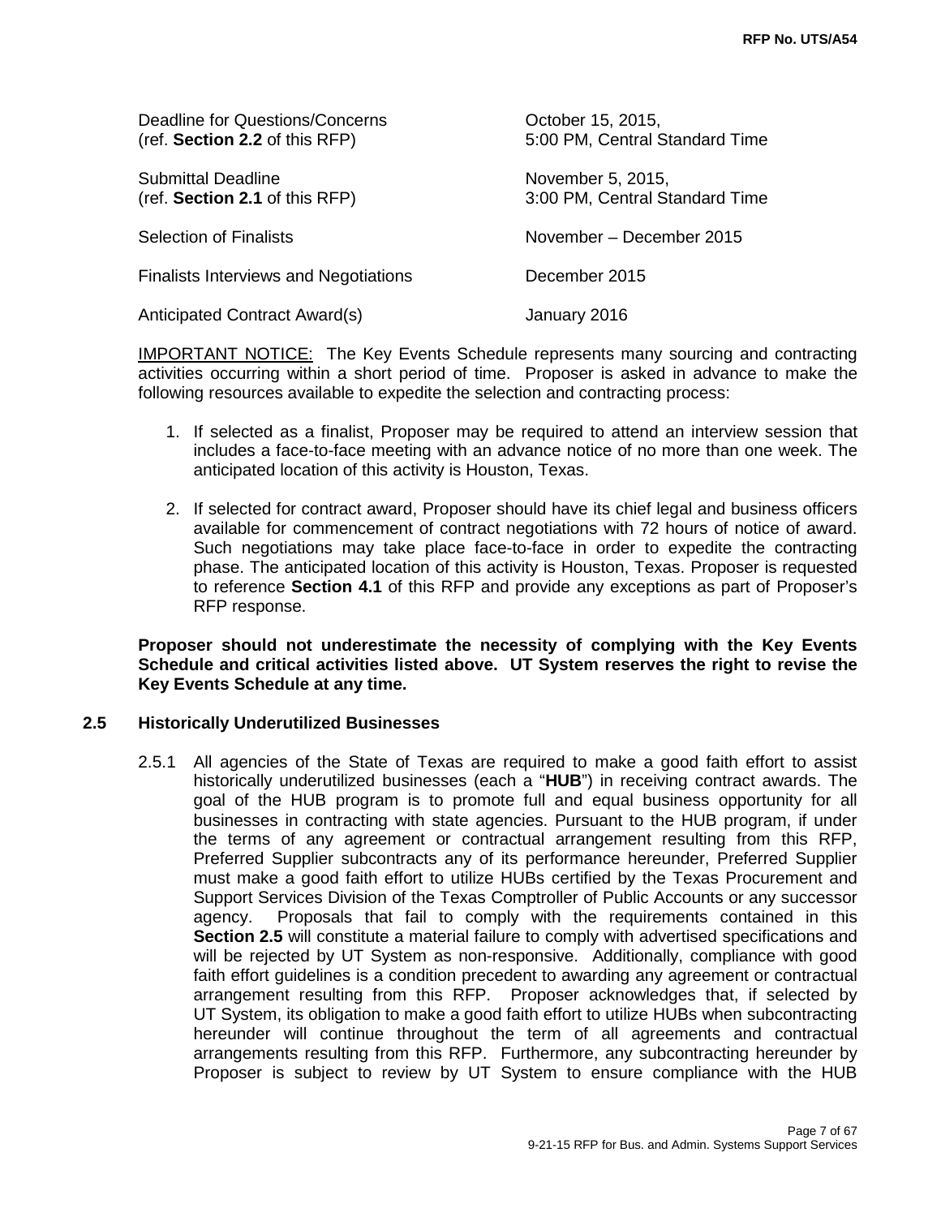| | |
|---|---|
| Deadline for Questions/Concerns (ref. **Section 2.2** of this RFP) | October 15, 2015, 5:00 PM, Central Standard Time |
| Submittal Deadline (ref. **Section 2.1** of this RFP) | November 5, 2015, 3:00 PM, Central Standard Time |
| Selection of Finalists | November – December 2015 |
| Finalists Interviews and Negotiations | December 2015 |
| Anticipated Contract Award(s) | January 2016 |

IMPORTANT NOTICE: The Key Events Schedule represents many sourcing and contracting activities occurring within a short period of time. Proposer is asked in advance to make the following resources available to expedite the selection and contracting process:

1. If selected as a finalist, Proposer may be required to attend an interview session that includes a face-to-face meeting with an advance notice of no more than one week. The anticipated location of this activity is Houston, Texas.
2. If selected for contract award, Proposer should have its chief legal and business officers available for commencement of contract negotiations with 72 hours of notice of award. Such negotiations may take place face-to-face in order to expedite the contracting phase. The anticipated location of this activity is Houston, Texas. Proposer is requested to reference **Section 4.1** of this RFP and provide any exceptions as part of Proposer's RFP response.

**Proposer should not underestimate the necessity of complying with the Key Events Schedule and critical activities listed above. UT System reserves the right to revise the Key Events Schedule at any time.**

## 2.5 Historically Underutilized Businesses

2.5.1 All agencies of the State of Texas are required to make a good faith effort to assist historically underutilized businesses (each a "**HUB**") in receiving contract awards. The goal of the HUB program is to promote full and equal business opportunity for all businesses in contracting with state agencies. Pursuant to the HUB program, if under the terms of any agreement or contractual arrangement resulting from this RFP, Preferred Supplier subcontracts any of its performance hereunder, Preferred Supplier must make a good faith effort to utilize HUBs certified by the Texas Procurement and Support Services Division of the Texas Comptroller of Public Accounts or any successor agency. Proposals that fail to comply with the requirements contained in this **Section 2.5** will constitute a material failure to comply with advertised specifications and will be rejected by UT System as non-responsive. Additionally, compliance with good faith effort guidelines is a condition precedent to awarding any agreement or contractual arrangement resulting from this RFP. Proposer acknowledges that, if selected by UT System, its obligation to make a good faith effort to utilize HUBs when subcontracting hereunder will continue throughout the term of all agreements and contractual arrangements resulting from this RFP. Furthermore, any subcontracting hereunder by Proposer is subject to review by UT System to ensure compliance with the HUB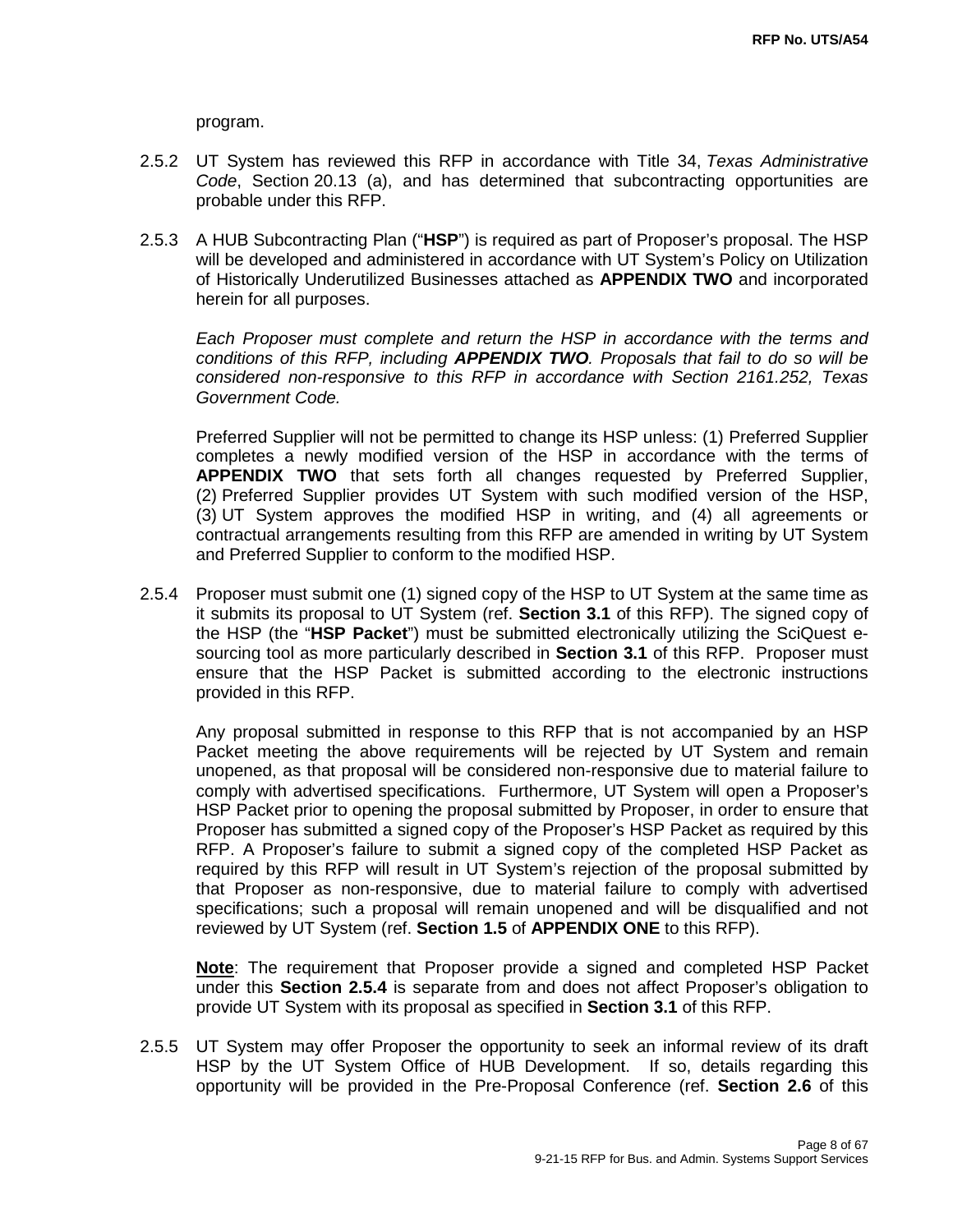program.

2.5.2 UT System has reviewed this RFP in accordance with Title 34, *Texas Administrative Code*, Section 20.13 (a), and has determined that subcontracting opportunities are probable under this RFP.

2.5.3 A HUB Subcontracting Plan ("**HSP**") is required as part of Proposer's proposal. The HSP will be developed and administered in accordance with UT System's Policy on Utilization of Historically Underutilized Businesses attached as **APPENDIX TWO** and incorporated herein for all purposes.

*Each Proposer must complete and return the HSP in accordance with the terms and conditions of this RFP, including* ***APPENDIX TWO****. Proposals that fail to do so will be considered non-responsive to this RFP in accordance with Section 2161.252, Texas Government Code.*

Preferred Supplier will not be permitted to change its HSP unless: (1) Preferred Supplier completes a newly modified version of the HSP in accordance with the terms of **APPENDIX TWO** that sets forth all changes requested by Preferred Supplier, (2) Preferred Supplier provides UT System with such modified version of the HSP, (3) UT System approves the modified HSP in writing, and (4) all agreements or contractual arrangements resulting from this RFP are amended in writing by UT System and Preferred Supplier to conform to the modified HSP.

2.5.4 Proposer must submit one (1) signed copy of the HSP to UT System at the same time as it submits its proposal to UT System (ref. **Section 3.1** of this RFP). The signed copy of the HSP (the "**HSP Packet**") must be submitted electronically utilizing the SciQuest e-sourcing tool as more particularly described in **Section 3.1** of this RFP. Proposer must ensure that the HSP Packet is submitted according to the electronic instructions provided in this RFP.

Any proposal submitted in response to this RFP that is not accompanied by an HSP Packet meeting the above requirements will be rejected by UT System and remain unopened, as that proposal will be considered non-responsive due to material failure to comply with advertised specifications. Furthermore, UT System will open a Proposer's HSP Packet prior to opening the proposal submitted by Proposer, in order to ensure that Proposer has submitted a signed copy of the Proposer's HSP Packet as required by this RFP. A Proposer's failure to submit a signed copy of the completed HSP Packet as required by this RFP will result in UT System's rejection of the proposal submitted by that Proposer as non-responsive, due to material failure to comply with advertised specifications; such a proposal will remain unopened and will be disqualified and not reviewed by UT System (ref. **Section 1.5** of **APPENDIX ONE** to this RFP).

**Note**: The requirement that Proposer provide a signed and completed HSP Packet under this **Section 2.5.4** is separate from and does not affect Proposer's obligation to provide UT System with its proposal as specified in **Section 3.1** of this RFP.

2.5.5 UT System may offer Proposer the opportunity to seek an informal review of its draft HSP by the UT System Office of HUB Development. If so, details regarding this opportunity will be provided in the Pre-Proposal Conference (ref. **Section 2.6** of this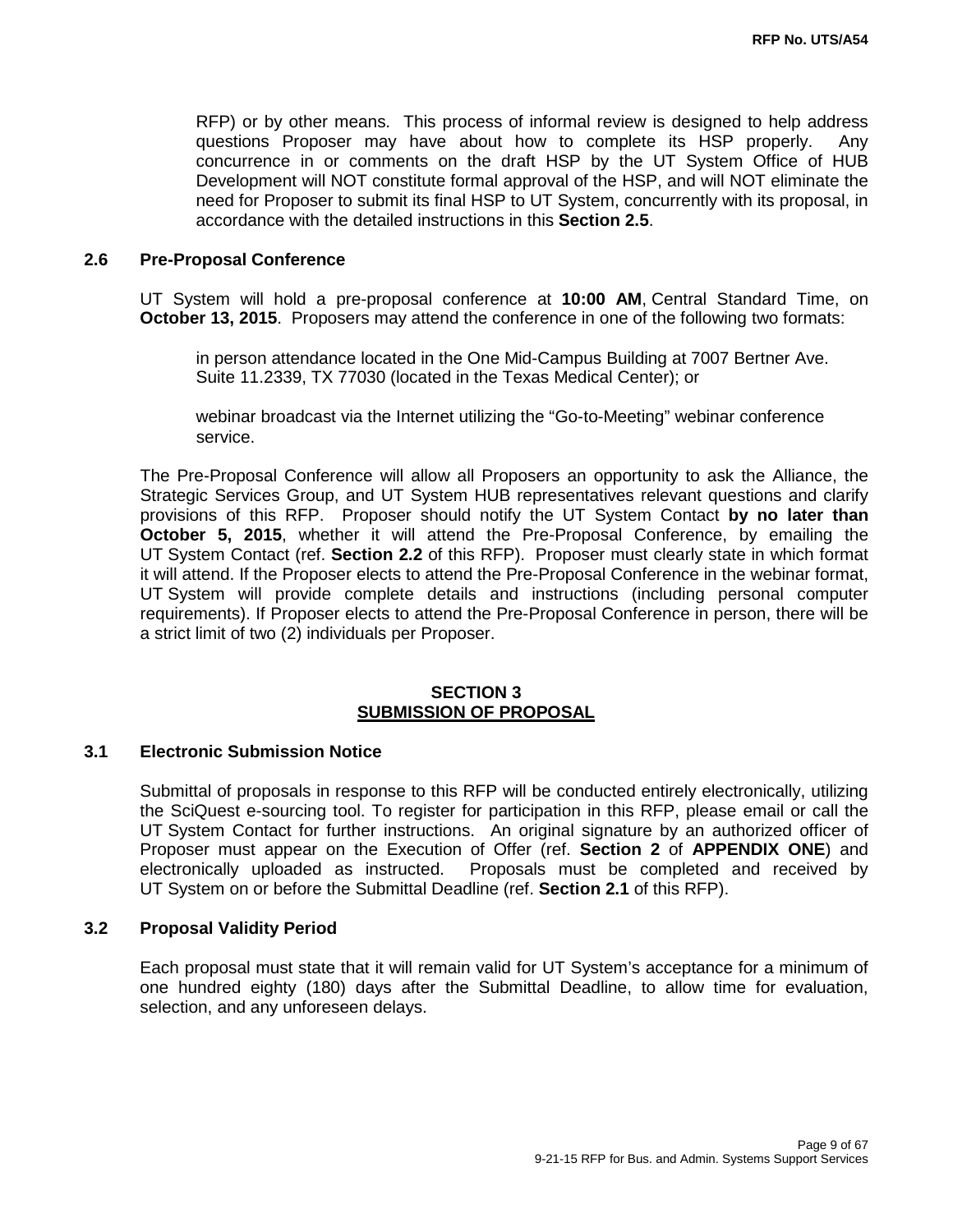RFP) or by other means. This process of informal review is designed to help address questions Proposer may have about how to complete its HSP properly. Any concurrence in or comments on the draft HSP by the UT System Office of HUB Development will NOT constitute formal approval of the HSP, and will NOT eliminate the need for Proposer to submit its final HSP to UT System, concurrently with its proposal, in accordance with the detailed instructions in this **Section 2.5**.

### 2.6 Pre-Proposal Conference

UT System will hold a pre-proposal conference at **10:00 AM**, Central Standard Time, on **October 13, 2015**. Proposers may attend the conference in one of the following two formats:

> in person attendance located in the One Mid-Campus Building at 7007 Bertner Ave. Suite 11.2339, TX 77030 (located in the Texas Medical Center); or
>
> webinar broadcast via the Internet utilizing the "Go-to-Meeting" webinar conference service.

The Pre-Proposal Conference will allow all Proposers an opportunity to ask the Alliance, the Strategic Services Group, and UT System HUB representatives relevant questions and clarify provisions of this RFP. Proposer should notify the UT System Contact **by no later than October 5, 2015**, whether it will attend the Pre-Proposal Conference, by emailing the UT System Contact (ref. **Section 2.2** of this RFP). Proposer must clearly state in which format it will attend. If the Proposer elects to attend the Pre-Proposal Conference in the webinar format, UT System will provide complete details and instructions (including personal computer requirements). If Proposer elects to attend the Pre-Proposal Conference in person, there will be a strict limit of two (2) individuals per Proposer.

## SECTION 3
## SUBMISSION OF PROPOSAL

### 3.1 Electronic Submission Notice

Submittal of proposals in response to this RFP will be conducted entirely electronically, utilizing the SciQuest e-sourcing tool. To register for participation in this RFP, please email or call the UT System Contact for further instructions. An original signature by an authorized officer of Proposer must appear on the Execution of Offer (ref. **Section 2** of **APPENDIX ONE**) and electronically uploaded as instructed. Proposals must be completed and received by UT System on or before the Submittal Deadline (ref. **Section 2.1** of this RFP).

### 3.2 Proposal Validity Period

Each proposal must state that it will remain valid for UT System's acceptance for a minimum of one hundred eighty (180) days after the Submittal Deadline, to allow time for evaluation, selection, and any unforeseen delays.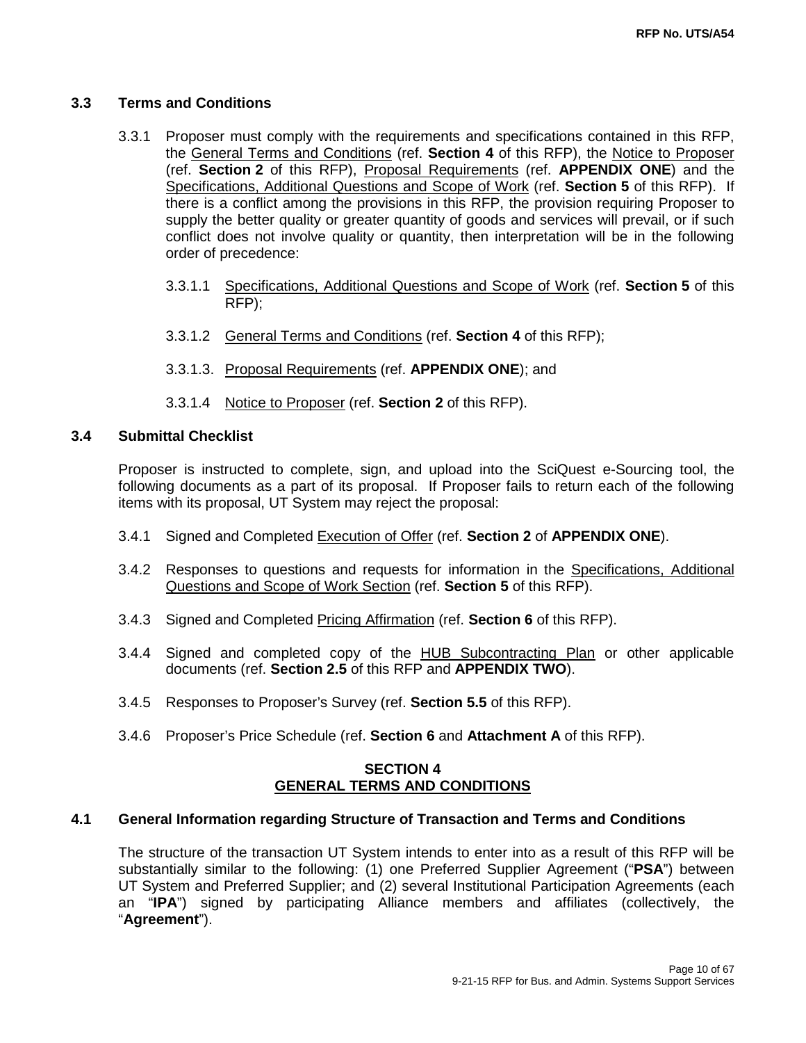### 3.3 Terms and Conditions

3.3.1 Proposer must comply with the requirements and specifications contained in this RFP, the General Terms and Conditions (ref. **Section 4** of this RFP), the Notice to Proposer (ref. **Section 2** of this RFP), Proposal Requirements (ref. **APPENDIX ONE**) and the Specifications, Additional Questions and Scope of Work (ref. **Section 5** of this RFP). If there is a conflict among the provisions in this RFP, the provision requiring Proposer to supply the better quality or greater quantity of goods and services will prevail, or if such conflict does not involve quality or quantity, then interpretation will be in the following order of precedence:

3.3.1.1 Specifications, Additional Questions and Scope of Work (ref. **Section 5** of this RFP);

3.3.1.2 General Terms and Conditions (ref. **Section 4** of this RFP);

3.3.1.3. Proposal Requirements (ref. **APPENDIX ONE**); and

3.3.1.4 Notice to Proposer (ref. **Section 2** of this RFP).

### 3.4 Submittal Checklist

Proposer is instructed to complete, sign, and upload into the SciQuest e-Sourcing tool, the following documents as a part of its proposal. If Proposer fails to return each of the following items with its proposal, UT System may reject the proposal:

3.4.1 Signed and Completed Execution of Offer (ref. **Section 2** of **APPENDIX ONE**).

3.4.2 Responses to questions and requests for information in the Specifications, Additional Questions and Scope of Work Section (ref. **Section 5** of this RFP).

3.4.3 Signed and Completed Pricing Affirmation (ref. **Section 6** of this RFP).

3.4.4 Signed and completed copy of the HUB Subcontracting Plan or other applicable documents (ref. **Section 2.5** of this RFP and **APPENDIX TWO**).

3.4.5 Responses to Proposer's Survey (ref. **Section 5.5** of this RFP).

3.4.6 Proposer's Price Schedule (ref. **Section 6** and **Attachment A** of this RFP).

## SECTION 4
## GENERAL TERMS AND CONDITIONS

### 4.1 General Information regarding Structure of Transaction and Terms and Conditions

The structure of the transaction UT System intends to enter into as a result of this RFP will be substantially similar to the following: (1) one Preferred Supplier Agreement ("**PSA**") between UT System and Preferred Supplier; and (2) several Institutional Participation Agreements (each an "**IPA**") signed by participating Alliance members and affiliates (collectively, the "**Agreement**").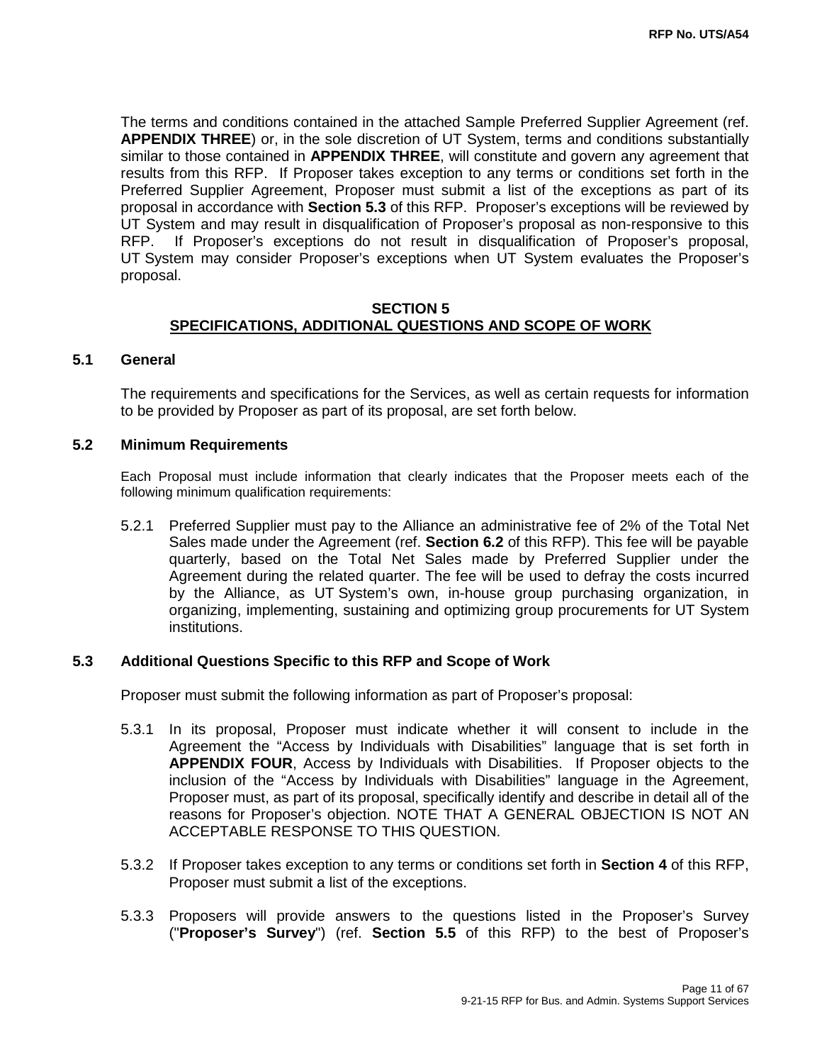The terms and conditions contained in the attached Sample Preferred Supplier Agreement (ref. **APPENDIX THREE**) or, in the sole discretion of UT System, terms and conditions substantially similar to those contained in **APPENDIX THREE**, will constitute and govern any agreement that results from this RFP. If Proposer takes exception to any terms or conditions set forth in the Preferred Supplier Agreement, Proposer must submit a list of the exceptions as part of its proposal in accordance with **Section 5.3** of this RFP. Proposer's exceptions will be reviewed by UT System and may result in disqualification of Proposer's proposal as non-responsive to this RFP. If Proposer's exceptions do not result in disqualification of Proposer's proposal, UT System may consider Proposer's exceptions when UT System evaluates the Proposer's proposal.

## SECTION 5
## SPECIFICATIONS, ADDITIONAL QUESTIONS AND SCOPE OF WORK

### 5.1 General

The requirements and specifications for the Services, as well as certain requests for information to be provided by Proposer as part of its proposal, are set forth below.

### 5.2 Minimum Requirements

Each Proposal must include information that clearly indicates that the Proposer meets each of the following minimum qualification requirements:

5.2.1 Preferred Supplier must pay to the Alliance an administrative fee of 2% of the Total Net Sales made under the Agreement (ref. **Section 6.2** of this RFP). This fee will be payable quarterly, based on the Total Net Sales made by Preferred Supplier under the Agreement during the related quarter. The fee will be used to defray the costs incurred by the Alliance, as UT System's own, in-house group purchasing organization, in organizing, implementing, sustaining and optimizing group procurements for UT System institutions.

### 5.3 Additional Questions Specific to this RFP and Scope of Work

Proposer must submit the following information as part of Proposer's proposal:

5.3.1 In its proposal, Proposer must indicate whether it will consent to include in the Agreement the "Access by Individuals with Disabilities" language that is set forth in **APPENDIX FOUR**, Access by Individuals with Disabilities. If Proposer objects to the inclusion of the "Access by Individuals with Disabilities" language in the Agreement, Proposer must, as part of its proposal, specifically identify and describe in detail all of the reasons for Proposer's objection. NOTE THAT A GENERAL OBJECTION IS NOT AN ACCEPTABLE RESPONSE TO THIS QUESTION.

5.3.2 If Proposer takes exception to any terms or conditions set forth in **Section 4** of this RFP, Proposer must submit a list of the exceptions.

5.3.3 Proposers will provide answers to the questions listed in the Proposer's Survey ("**Proposer's Survey**") (ref. **Section 5.5** of this RFP) to the best of Proposer's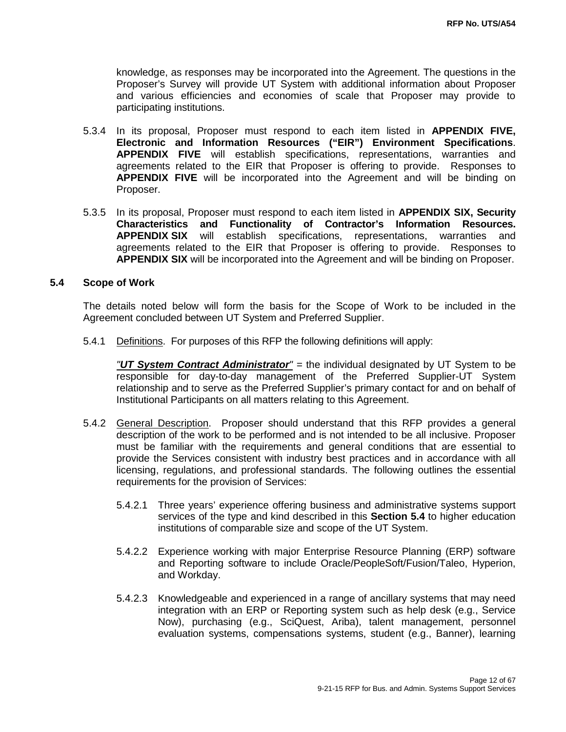knowledge, as responses may be incorporated into the Agreement. The questions in the Proposer's Survey will provide UT System with additional information about Proposer and various efficiencies and economies of scale that Proposer may provide to participating institutions.

5.3.4 In its proposal, Proposer must respond to each item listed in **APPENDIX FIVE, Electronic and Information Resources ("EIR") Environment Specifications**. **APPENDIX FIVE** will establish specifications, representations, warranties and agreements related to the EIR that Proposer is offering to provide. Responses to **APPENDIX FIVE** will be incorporated into the Agreement and will be binding on Proposer.

5.3.5 In its proposal, Proposer must respond to each item listed in **APPENDIX SIX, Security Characteristics and Functionality of Contractor's Information Resources. APPENDIX SIX** will establish specifications, representations, warranties and agreements related to the EIR that Proposer is offering to provide. Responses to **APPENDIX SIX** will be incorporated into the Agreement and will be binding on Proposer.

### 5.4 Scope of Work

The details noted below will form the basis for the Scope of Work to be included in the Agreement concluded between UT System and Preferred Supplier.

5.4.1 Definitions. For purposes of this RFP the following definitions will apply:

*"**UT System Contract Administrator**"* = the individual designated by UT System to be responsible for day-to-day management of the Preferred Supplier-UT System relationship and to serve as the Preferred Supplier's primary contact for and on behalf of Institutional Participants on all matters relating to this Agreement.

5.4.2 General Description. Proposer should understand that this RFP provides a general description of the work to be performed and is not intended to be all inclusive. Proposer must be familiar with the requirements and general conditions that are essential to provide the Services consistent with industry best practices and in accordance with all licensing, regulations, and professional standards. The following outlines the essential requirements for the provision of Services:

5.4.2.1 Three years' experience offering business and administrative systems support services of the type and kind described in this **Section 5.4** to higher education institutions of comparable size and scope of the UT System.

5.4.2.2 Experience working with major Enterprise Resource Planning (ERP) software and Reporting software to include Oracle/PeopleSoft/Fusion/Taleo, Hyperion, and Workday.

5.4.2.3 Knowledgeable and experienced in a range of ancillary systems that may need integration with an ERP or Reporting system such as help desk (e.g., Service Now), purchasing (e.g., SciQuest, Ariba), talent management, personnel evaluation systems, compensations systems, student (e.g., Banner), learning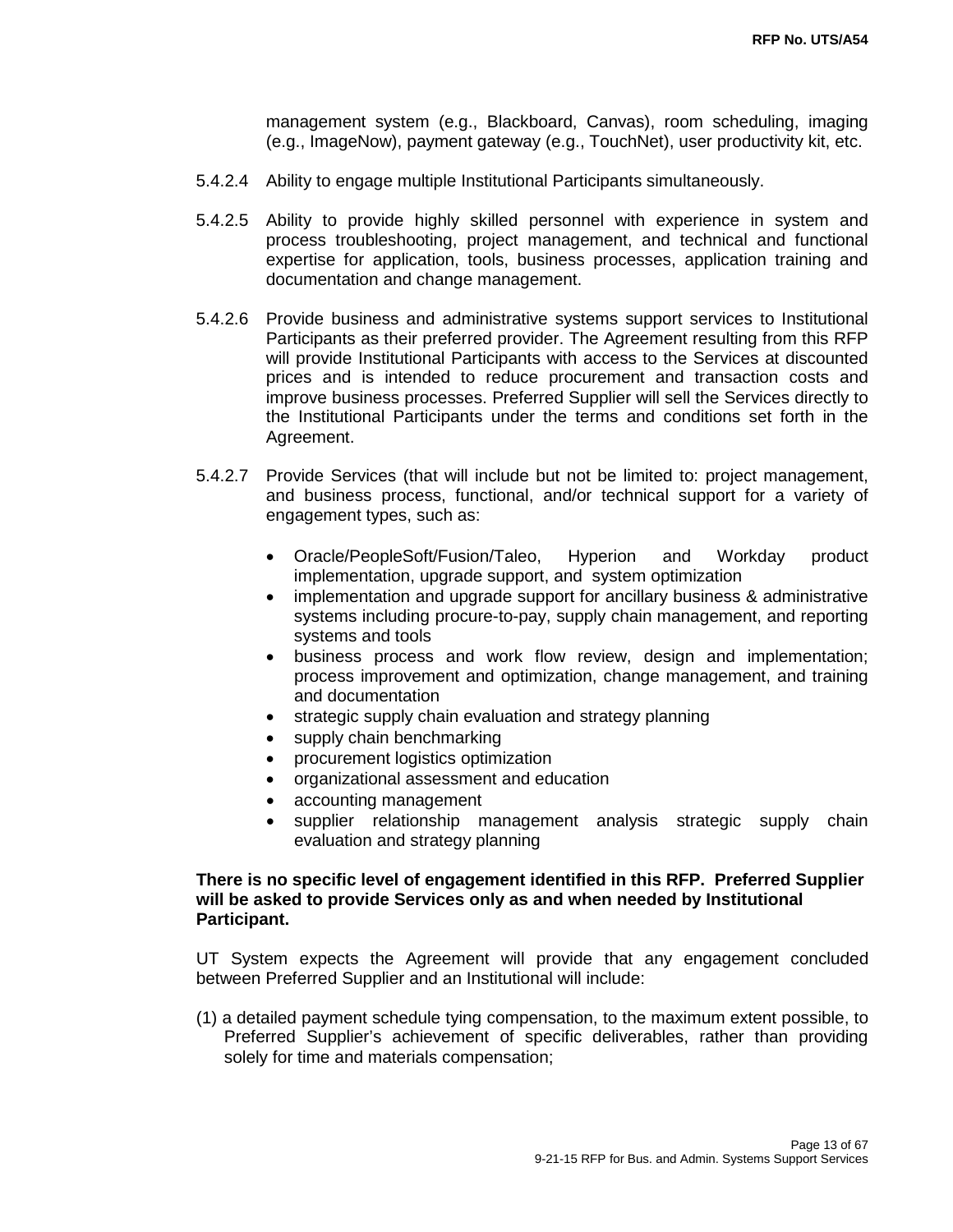management system (e.g., Blackboard, Canvas), room scheduling, imaging (e.g., ImageNow), payment gateway (e.g., TouchNet), user productivity kit, etc.

5.4.2.4 Ability to engage multiple Institutional Participants simultaneously.

5.4.2.5 Ability to provide highly skilled personnel with experience in system and process troubleshooting, project management, and technical and functional expertise for application, tools, business processes, application training and documentation and change management.

5.4.2.6 Provide business and administrative systems support services to Institutional Participants as their preferred provider. The Agreement resulting from this RFP will provide Institutional Participants with access to the Services at discounted prices and is intended to reduce procurement and transaction costs and improve business processes. Preferred Supplier will sell the Services directly to the Institutional Participants under the terms and conditions set forth in the Agreement.

5.4.2.7 Provide Services (that will include but not be limited to: project management, and business process, functional, and/or technical support for a variety of engagement types, such as:

- Oracle/PeopleSoft/Fusion/Taleo, Hyperion and Workday product implementation, upgrade support, and system optimization
- implementation and upgrade support for ancillary business & administrative systems including procure-to-pay, supply chain management, and reporting systems and tools
- business process and work flow review, design and implementation; process improvement and optimization, change management, and training and documentation
- strategic supply chain evaluation and strategy planning
- supply chain benchmarking
- procurement logistics optimization
- organizational assessment and education
- accounting management
- supplier relationship management analysis strategic supply chain evaluation and strategy planning

**There is no specific level of engagement identified in this RFP. Preferred Supplier will be asked to provide Services only as and when needed by Institutional Participant.**

UT System expects the Agreement will provide that any engagement concluded between Preferred Supplier and an Institutional will include:

(1) a detailed payment schedule tying compensation, to the maximum extent possible, to Preferred Supplier's achievement of specific deliverables, rather than providing solely for time and materials compensation;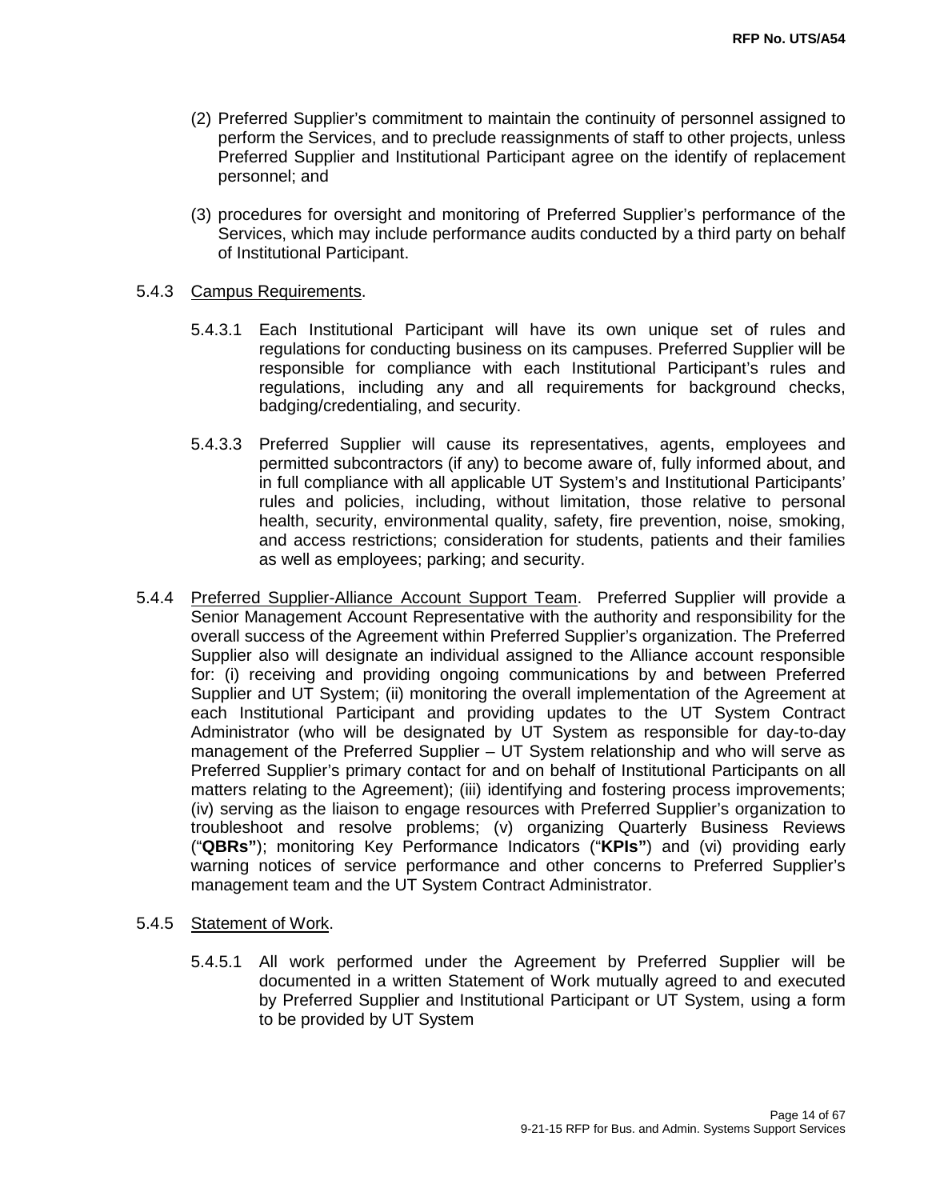(2) Preferred Supplier's commitment to maintain the continuity of personnel assigned to perform the Services, and to preclude reassignments of staff to other projects, unless Preferred Supplier and Institutional Participant agree on the identify of replacement personnel; and

(3) procedures for oversight and monitoring of Preferred Supplier's performance of the Services, which may include performance audits conducted by a third party on behalf of Institutional Participant.

5.4.3 Campus Requirements.

5.4.3.1 Each Institutional Participant will have its own unique set of rules and regulations for conducting business on its campuses. Preferred Supplier will be responsible for compliance with each Institutional Participant's rules and regulations, including any and all requirements for background checks, badging/credentialing, and security.

5.4.3.3 Preferred Supplier will cause its representatives, agents, employees and permitted subcontractors (if any) to become aware of, fully informed about, and in full compliance with all applicable UT System's and Institutional Participants' rules and policies, including, without limitation, those relative to personal health, security, environmental quality, safety, fire prevention, noise, smoking, and access restrictions; consideration for students, patients and their families as well as employees; parking; and security.

5.4.4 Preferred Supplier-Alliance Account Support Team. Preferred Supplier will provide a Senior Management Account Representative with the authority and responsibility for the overall success of the Agreement within Preferred Supplier's organization. The Preferred Supplier also will designate an individual assigned to the Alliance account responsible for: (i) receiving and providing ongoing communications by and between Preferred Supplier and UT System; (ii) monitoring the overall implementation of the Agreement at each Institutional Participant and providing updates to the UT System Contract Administrator (who will be designated by UT System as responsible for day-to-day management of the Preferred Supplier – UT System relationship and who will serve as Preferred Supplier's primary contact for and on behalf of Institutional Participants on all matters relating to the Agreement); (iii) identifying and fostering process improvements; (iv) serving as the liaison to engage resources with Preferred Supplier's organization to troubleshoot and resolve problems; (v) organizing Quarterly Business Reviews ("**QBRs"**); monitoring Key Performance Indicators ("**KPIs"**) and (vi) providing early warning notices of service performance and other concerns to Preferred Supplier's management team and the UT System Contract Administrator.

5.4.5 Statement of Work.

5.4.5.1 All work performed under the Agreement by Preferred Supplier will be documented in a written Statement of Work mutually agreed to and executed by Preferred Supplier and Institutional Participant or UT System, using a form to be provided by UT System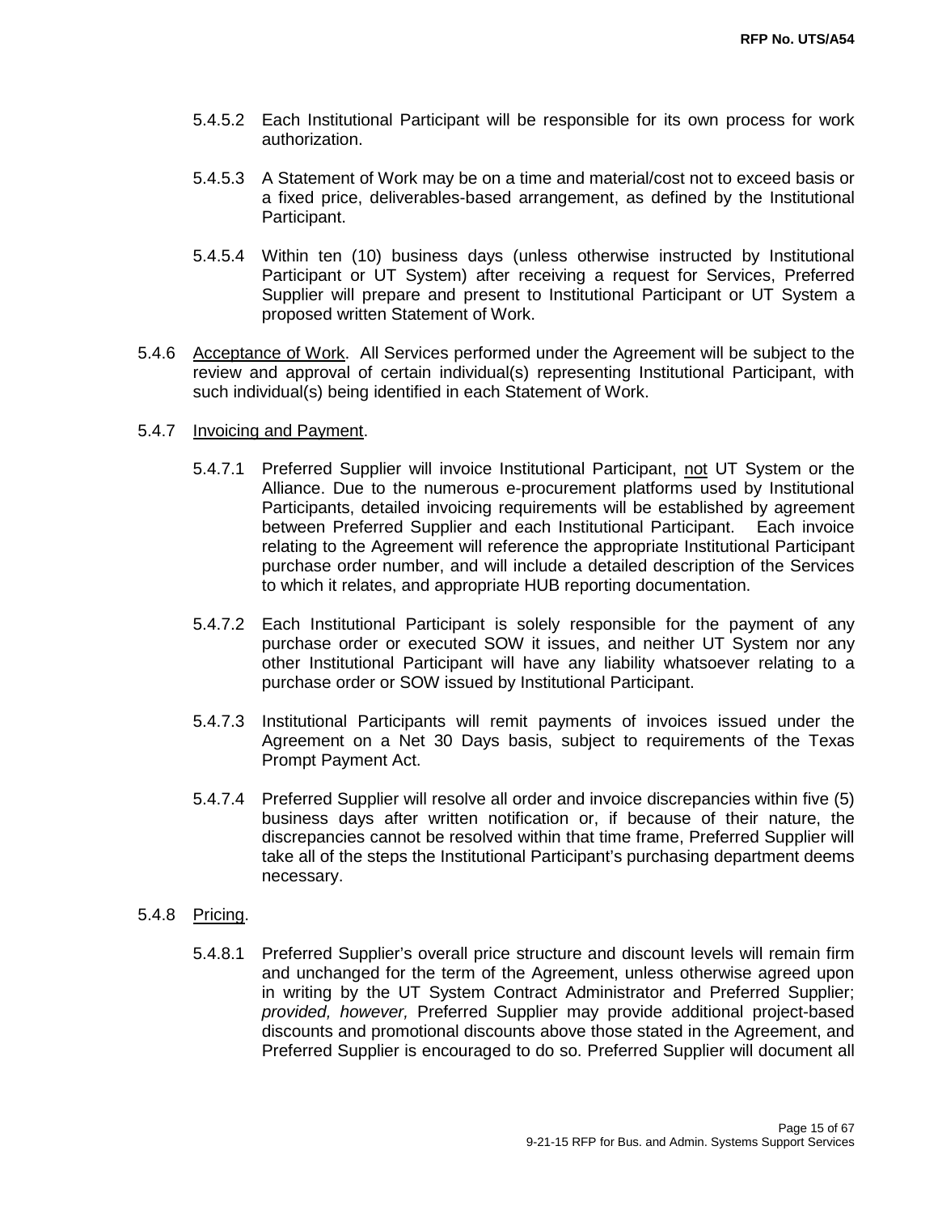5.4.5.2 Each Institutional Participant will be responsible for its own process for work authorization.

5.4.5.3 A Statement of Work may be on a time and material/cost not to exceed basis or a fixed price, deliverables-based arrangement, as defined by the Institutional Participant.

5.4.5.4 Within ten (10) business days (unless otherwise instructed by Institutional Participant or UT System) after receiving a request for Services, Preferred Supplier will prepare and present to Institutional Participant or UT System a proposed written Statement of Work.

5.4.6 <u>Acceptance of Work</u>. All Services performed under the Agreement will be subject to the review and approval of certain individual(s) representing Institutional Participant, with such individual(s) being identified in each Statement of Work.

5.4.7 <u>Invoicing and Payment</u>.

5.4.7.1 Preferred Supplier will invoice Institutional Participant, <u>not</u> UT System or the Alliance. Due to the numerous e-procurement platforms used by Institutional Participants, detailed invoicing requirements will be established by agreement between Preferred Supplier and each Institutional Participant. Each invoice relating to the Agreement will reference the appropriate Institutional Participant purchase order number, and will include a detailed description of the Services to which it relates, and appropriate HUB reporting documentation.

5.4.7.2 Each Institutional Participant is solely responsible for the payment of any purchase order or executed SOW it issues, and neither UT System nor any other Institutional Participant will have any liability whatsoever relating to a purchase order or SOW issued by Institutional Participant.

5.4.7.3 Institutional Participants will remit payments of invoices issued under the Agreement on a Net 30 Days basis, subject to requirements of the Texas Prompt Payment Act.

5.4.7.4 Preferred Supplier will resolve all order and invoice discrepancies within five (5) business days after written notification or, if because of their nature, the discrepancies cannot be resolved within that time frame, Preferred Supplier will take all of the steps the Institutional Participant's purchasing department deems necessary.

5.4.8 <u>Pricing</u>.

5.4.8.1 Preferred Supplier's overall price structure and discount levels will remain firm and unchanged for the term of the Agreement, unless otherwise agreed upon in writing by the UT System Contract Administrator and Preferred Supplier; *provided, however,* Preferred Supplier may provide additional project-based discounts and promotional discounts above those stated in the Agreement, and Preferred Supplier is encouraged to do so. Preferred Supplier will document all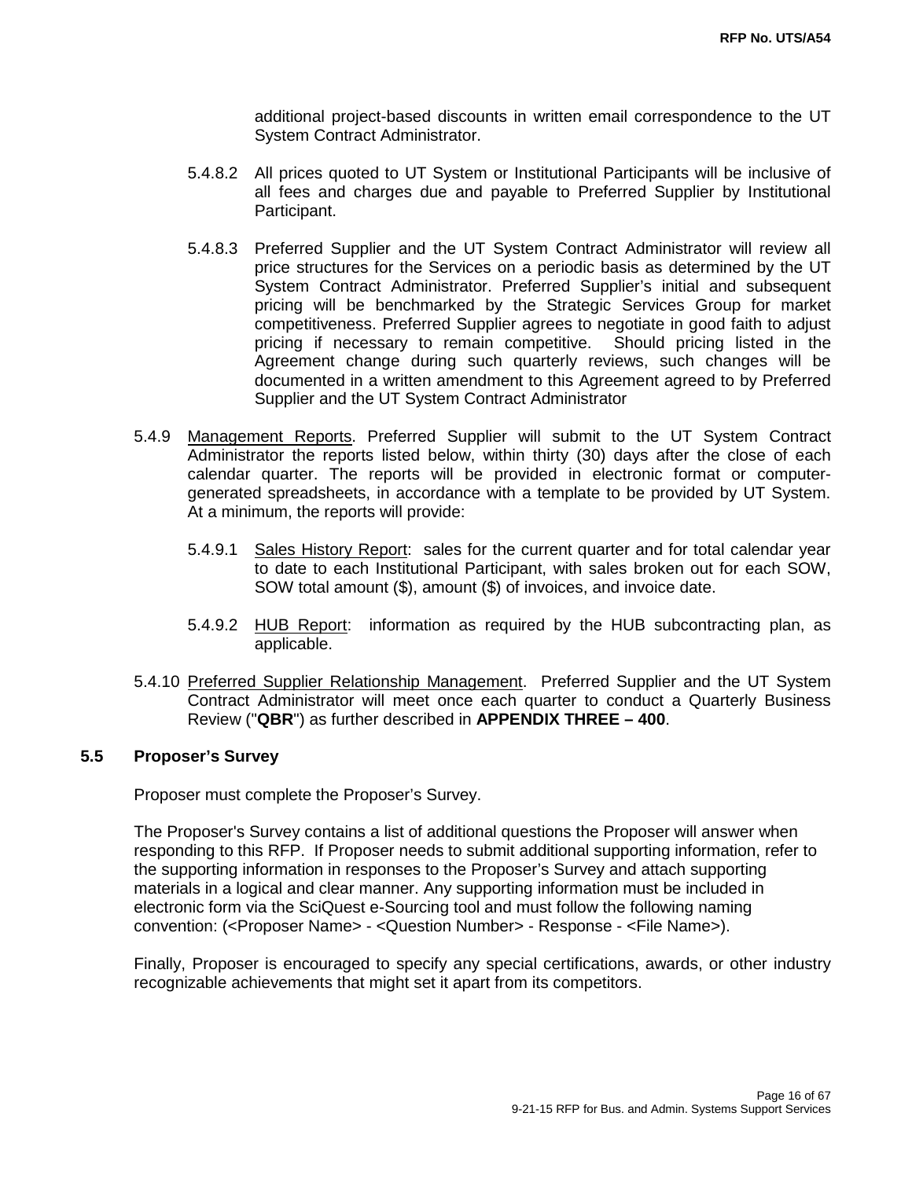additional project-based discounts in written email correspondence to the UT System Contract Administrator.

5.4.8.2 All prices quoted to UT System or Institutional Participants will be inclusive of all fees and charges due and payable to Preferred Supplier by Institutional Participant.

5.4.8.3 Preferred Supplier and the UT System Contract Administrator will review all price structures for the Services on a periodic basis as determined by the UT System Contract Administrator. Preferred Supplier's initial and subsequent pricing will be benchmarked by the Strategic Services Group for market competitiveness. Preferred Supplier agrees to negotiate in good faith to adjust pricing if necessary to remain competitive. Should pricing listed in the Agreement change during such quarterly reviews, such changes will be documented in a written amendment to this Agreement agreed to by Preferred Supplier and the UT System Contract Administrator

5.4.9 Management Reports. Preferred Supplier will submit to the UT System Contract Administrator the reports listed below, within thirty (30) days after the close of each calendar quarter. The reports will be provided in electronic format or computer-generated spreadsheets, in accordance with a template to be provided by UT System. At a minimum, the reports will provide:

5.4.9.1 Sales History Report: sales for the current quarter and for total calendar year to date to each Institutional Participant, with sales broken out for each SOW, SOW total amount ($), amount ($) of invoices, and invoice date.

5.4.9.2 HUB Report: information as required by the HUB subcontracting plan, as applicable.

5.4.10 Preferred Supplier Relationship Management. Preferred Supplier and the UT System Contract Administrator will meet once each quarter to conduct a Quarterly Business Review ("**QBR**") as further described in **APPENDIX THREE – 400**.

### 5.5 Proposer's Survey

Proposer must complete the Proposer's Survey.

The Proposer's Survey contains a list of additional questions the Proposer will answer when responding to this RFP. If Proposer needs to submit additional supporting information, refer to the supporting information in responses to the Proposer's Survey and attach supporting materials in a logical and clear manner. Any supporting information must be included in electronic form via the SciQuest e-Sourcing tool and must follow the following naming convention: (<Proposer Name> - <Question Number> - Response - <File Name>).

Finally, Proposer is encouraged to specify any special certifications, awards, or other industry recognizable achievements that might set it apart from its competitors.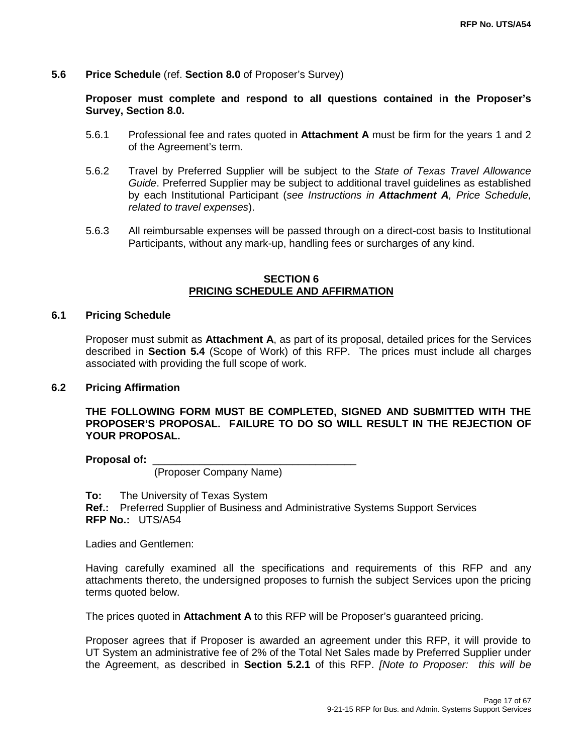**5.6 Price Schedule** (ref. **Section 8.0** of Proposer's Survey)

**Proposer must complete and respond to all questions contained in the Proposer's Survey, Section 8.0.**

5.6.1 Professional fee and rates quoted in **Attachment A** must be firm for the years 1 and 2 of the Agreement's term.

5.6.2 Travel by Preferred Supplier will be subject to the *State of Texas Travel Allowance Guide*. Preferred Supplier may be subject to additional travel guidelines as established by each Institutional Participant (*see Instructions in* ***Attachment A****, Price Schedule, related to travel expenses*).

5.6.3 All reimbursable expenses will be passed through on a direct-cost basis to Institutional Participants, without any mark-up, handling fees or surcharges of any kind.

## SECTION 6
## PRICING SCHEDULE AND AFFIRMATION

### 6.1 Pricing Schedule

Proposer must submit as **Attachment A**, as part of its proposal, detailed prices for the Services described in **Section 5.4** (Scope of Work) of this RFP. The prices must include all charges associated with providing the full scope of work.

### 6.2 Pricing Affirmation

**THE FOLLOWING FORM MUST BE COMPLETED, SIGNED AND SUBMITTED WITH THE PROPOSER'S PROPOSAL. FAILURE TO DO SO WILL RESULT IN THE REJECTION OF YOUR PROPOSAL.**

**Proposal of:** ___________________________________
(Proposer Company Name)

**To:** The University of Texas System
**Ref.:** Preferred Supplier of Business and Administrative Systems Support Services
**RFP No.:** UTS/A54

Ladies and Gentlemen:

Having carefully examined all the specifications and requirements of this RFP and any attachments thereto, the undersigned proposes to furnish the subject Services upon the pricing terms quoted below.

The prices quoted in **Attachment A** to this RFP will be Proposer's guaranteed pricing.

Proposer agrees that if Proposer is awarded an agreement under this RFP, it will provide to UT System an administrative fee of 2% of the Total Net Sales made by Preferred Supplier under the Agreement, as described in **Section 5.2.1** of this RFP. *[Note to Proposer: this will be*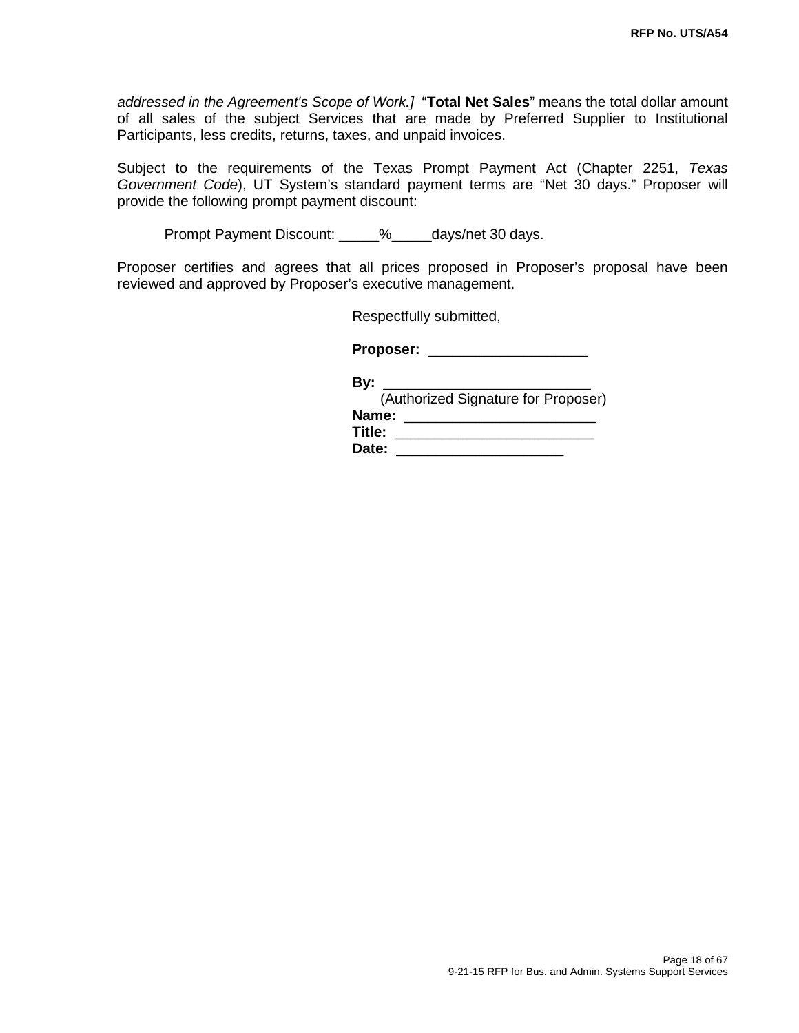*addressed in the Agreement's Scope of Work.]* "**Total Net Sales**" means the total dollar amount of all sales of the subject Services that are made by Preferred Supplier to Institutional Participants, less credits, returns, taxes, and unpaid invoices.

Subject to the requirements of the Texas Prompt Payment Act (Chapter 2251, *Texas Government Code*), UT System's standard payment terms are "Net 30 days." Proposer will provide the following prompt payment discount:

Prompt Payment Discount: _____%_____days/net 30 days.

Proposer certifies and agrees that all prices proposed in Proposer's proposal have been reviewed and approved by Proposer's executive management.

Respectfully submitted,

**Proposer:** ____________________

**By:** __________________________
(Authorized Signature for Proposer)
**Name:** ________________________
**Title:** _________________________
**Date:** _____________________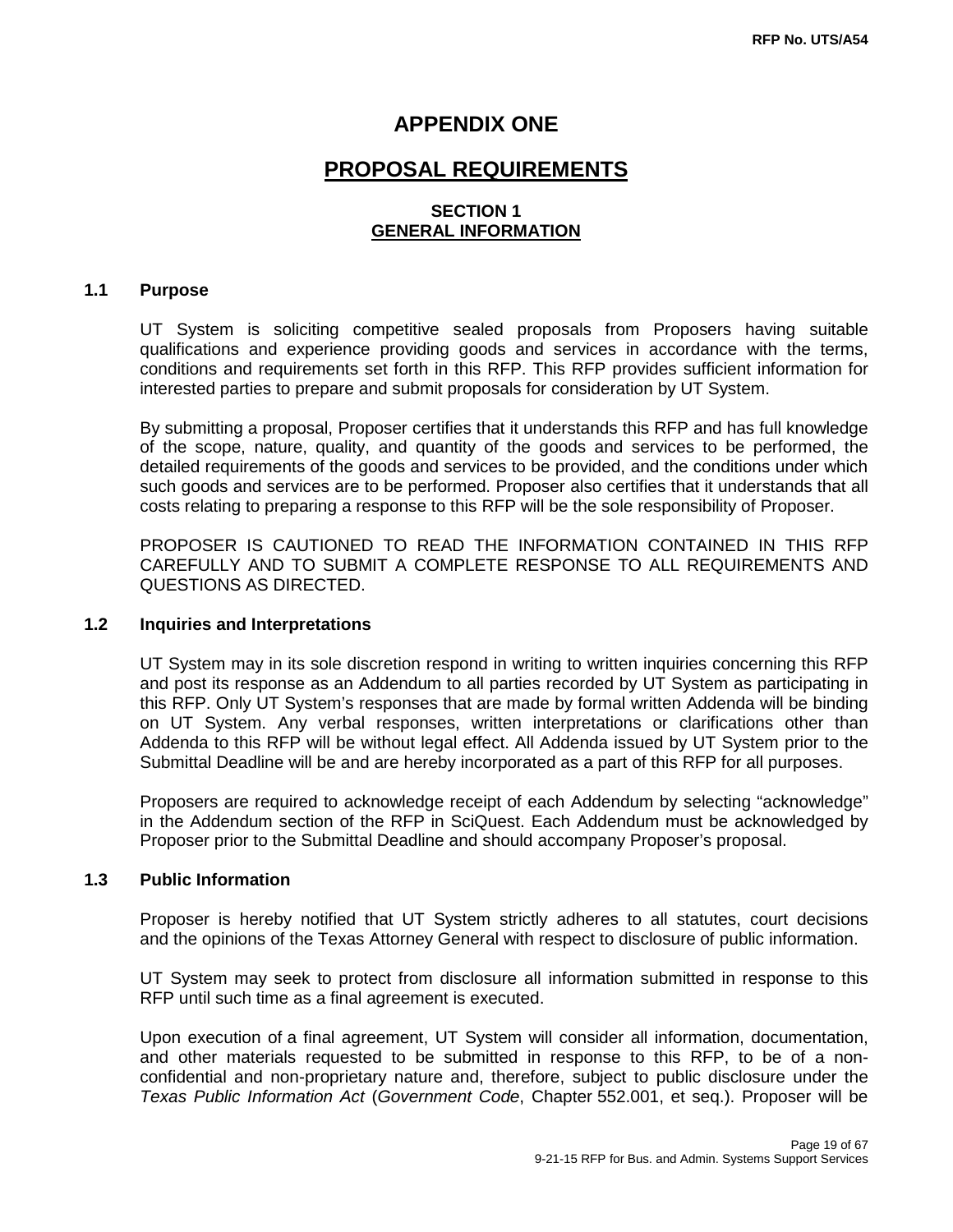# APPENDIX ONE

# PROPOSAL REQUIREMENTS

## SECTION 1
## GENERAL INFORMATION

### 1.1 Purpose

UT System is soliciting competitive sealed proposals from Proposers having suitable qualifications and experience providing goods and services in accordance with the terms, conditions and requirements set forth in this RFP. This RFP provides sufficient information for interested parties to prepare and submit proposals for consideration by UT System.

By submitting a proposal, Proposer certifies that it understands this RFP and has full knowledge of the scope, nature, quality, and quantity of the goods and services to be performed, the detailed requirements of the goods and services to be provided, and the conditions under which such goods and services are to be performed. Proposer also certifies that it understands that all costs relating to preparing a response to this RFP will be the sole responsibility of Proposer.

PROPOSER IS CAUTIONED TO READ THE INFORMATION CONTAINED IN THIS RFP CAREFULLY AND TO SUBMIT A COMPLETE RESPONSE TO ALL REQUIREMENTS AND QUESTIONS AS DIRECTED.

### 1.2 Inquiries and Interpretations

UT System may in its sole discretion respond in writing to written inquiries concerning this RFP and post its response as an Addendum to all parties recorded by UT System as participating in this RFP. Only UT System's responses that are made by formal written Addenda will be binding on UT System. Any verbal responses, written interpretations or clarifications other than Addenda to this RFP will be without legal effect. All Addenda issued by UT System prior to the Submittal Deadline will be and are hereby incorporated as a part of this RFP for all purposes.

Proposers are required to acknowledge receipt of each Addendum by selecting "acknowledge" in the Addendum section of the RFP in SciQuest. Each Addendum must be acknowledged by Proposer prior to the Submittal Deadline and should accompany Proposer's proposal.

### 1.3 Public Information

Proposer is hereby notified that UT System strictly adheres to all statutes, court decisions and the opinions of the Texas Attorney General with respect to disclosure of public information.

UT System may seek to protect from disclosure all information submitted in response to this RFP until such time as a final agreement is executed.

Upon execution of a final agreement, UT System will consider all information, documentation, and other materials requested to be submitted in response to this RFP, to be of a non-confidential and non-proprietary nature and, therefore, subject to public disclosure under the *Texas Public Information Act* (*Government Code*, Chapter 552.001, et seq.). Proposer will be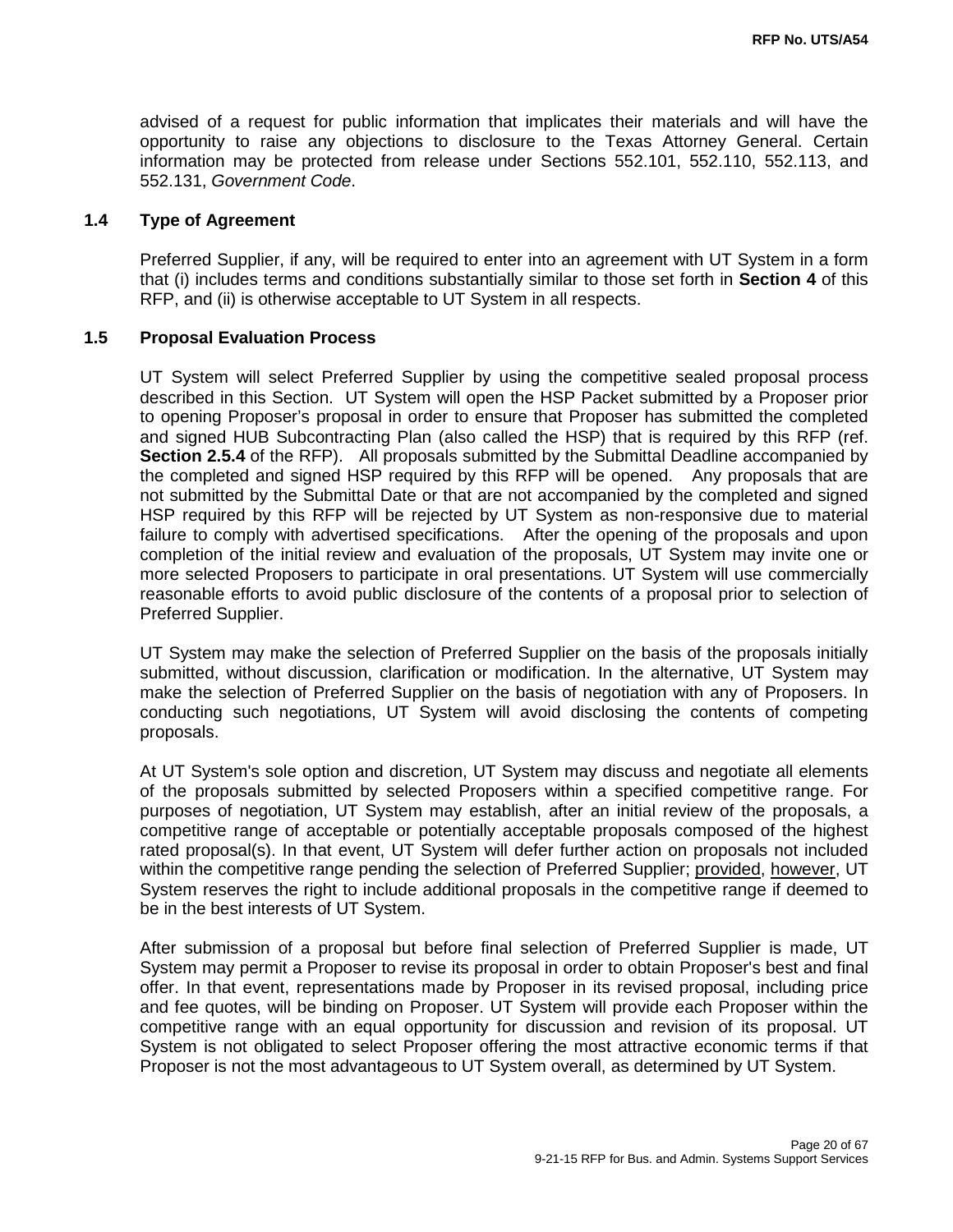advised of a request for public information that implicates their materials and will have the opportunity to raise any objections to disclosure to the Texas Attorney General. Certain information may be protected from release under Sections 552.101, 552.110, 552.113, and 552.131, *Government Code*.

### 1.4 Type of Agreement

Preferred Supplier, if any, will be required to enter into an agreement with UT System in a form that (i) includes terms and conditions substantially similar to those set forth in **Section 4** of this RFP, and (ii) is otherwise acceptable to UT System in all respects.

### 1.5 Proposal Evaluation Process

UT System will select Preferred Supplier by using the competitive sealed proposal process described in this Section. UT System will open the HSP Packet submitted by a Proposer prior to opening Proposer's proposal in order to ensure that Proposer has submitted the completed and signed HUB Subcontracting Plan (also called the HSP) that is required by this RFP (ref. **Section 2.5.4** of the RFP). All proposals submitted by the Submittal Deadline accompanied by the completed and signed HSP required by this RFP will be opened. Any proposals that are not submitted by the Submittal Date or that are not accompanied by the completed and signed HSP required by this RFP will be rejected by UT System as non-responsive due to material failure to comply with advertised specifications. After the opening of the proposals and upon completion of the initial review and evaluation of the proposals, UT System may invite one or more selected Proposers to participate in oral presentations. UT System will use commercially reasonable efforts to avoid public disclosure of the contents of a proposal prior to selection of Preferred Supplier.

UT System may make the selection of Preferred Supplier on the basis of the proposals initially submitted, without discussion, clarification or modification. In the alternative, UT System may make the selection of Preferred Supplier on the basis of negotiation with any of Proposers. In conducting such negotiations, UT System will avoid disclosing the contents of competing proposals.

At UT System's sole option and discretion, UT System may discuss and negotiate all elements of the proposals submitted by selected Proposers within a specified competitive range. For purposes of negotiation, UT System may establish, after an initial review of the proposals, a competitive range of acceptable or potentially acceptable proposals composed of the highest rated proposal(s). In that event, UT System will defer further action on proposals not included within the competitive range pending the selection of Preferred Supplier; provided, however, UT System reserves the right to include additional proposals in the competitive range if deemed to be in the best interests of UT System.

After submission of a proposal but before final selection of Preferred Supplier is made, UT System may permit a Proposer to revise its proposal in order to obtain Proposer's best and final offer. In that event, representations made by Proposer in its revised proposal, including price and fee quotes, will be binding on Proposer. UT System will provide each Proposer within the competitive range with an equal opportunity for discussion and revision of its proposal. UT System is not obligated to select Proposer offering the most attractive economic terms if that Proposer is not the most advantageous to UT System overall, as determined by UT System.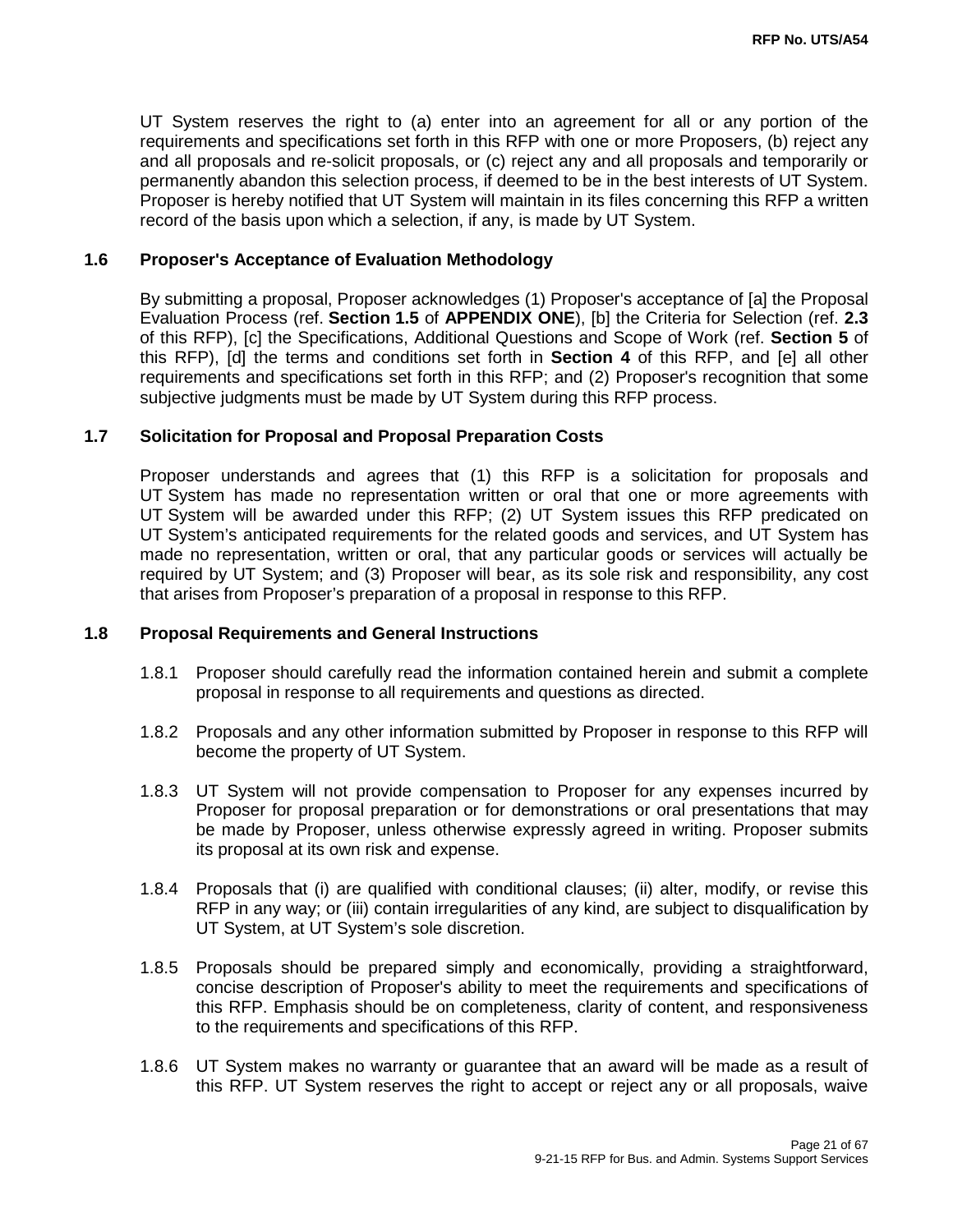UT System reserves the right to (a) enter into an agreement for all or any portion of the requirements and specifications set forth in this RFP with one or more Proposers, (b) reject any and all proposals and re-solicit proposals, or (c) reject any and all proposals and temporarily or permanently abandon this selection process, if deemed to be in the best interests of UT System. Proposer is hereby notified that UT System will maintain in its files concerning this RFP a written record of the basis upon which a selection, if any, is made by UT System.

### 1.6 Proposer's Acceptance of Evaluation Methodology

By submitting a proposal, Proposer acknowledges (1) Proposer's acceptance of [a] the Proposal Evaluation Process (ref. **Section 1.5** of **APPENDIX ONE**), [b] the Criteria for Selection (ref. **2.3** of this RFP), [c] the Specifications, Additional Questions and Scope of Work (ref. **Section 5** of this RFP), [d] the terms and conditions set forth in **Section 4** of this RFP, and [e] all other requirements and specifications set forth in this RFP; and (2) Proposer's recognition that some subjective judgments must be made by UT System during this RFP process.

### 1.7 Solicitation for Proposal and Proposal Preparation Costs

Proposer understands and agrees that (1) this RFP is a solicitation for proposals and UT System has made no representation written or oral that one or more agreements with UT System will be awarded under this RFP; (2) UT System issues this RFP predicated on UT System's anticipated requirements for the related goods and services, and UT System has made no representation, written or oral, that any particular goods or services will actually be required by UT System; and (3) Proposer will bear, as its sole risk and responsibility, any cost that arises from Proposer's preparation of a proposal in response to this RFP.

### 1.8 Proposal Requirements and General Instructions

1.8.1 Proposer should carefully read the information contained herein and submit a complete proposal in response to all requirements and questions as directed.

1.8.2 Proposals and any other information submitted by Proposer in response to this RFP will become the property of UT System.

1.8.3 UT System will not provide compensation to Proposer for any expenses incurred by Proposer for proposal preparation or for demonstrations or oral presentations that may be made by Proposer, unless otherwise expressly agreed in writing. Proposer submits its proposal at its own risk and expense.

1.8.4 Proposals that (i) are qualified with conditional clauses; (ii) alter, modify, or revise this RFP in any way; or (iii) contain irregularities of any kind, are subject to disqualification by UT System, at UT System's sole discretion.

1.8.5 Proposals should be prepared simply and economically, providing a straightforward, concise description of Proposer's ability to meet the requirements and specifications of this RFP. Emphasis should be on completeness, clarity of content, and responsiveness to the requirements and specifications of this RFP.

1.8.6 UT System makes no warranty or guarantee that an award will be made as a result of this RFP. UT System reserves the right to accept or reject any or all proposals, waive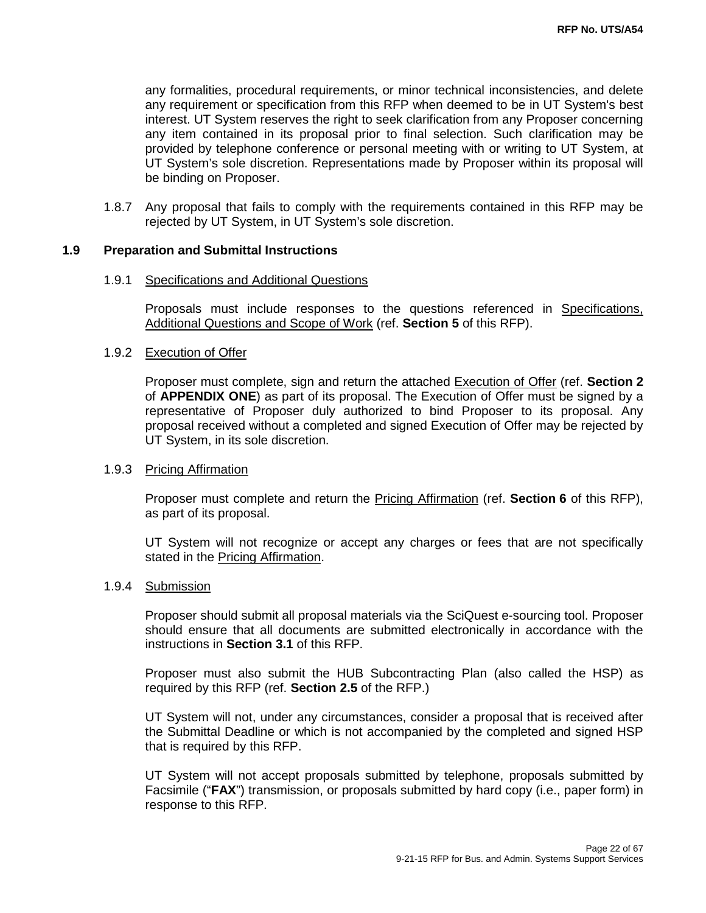any formalities, procedural requirements, or minor technical inconsistencies, and delete any requirement or specification from this RFP when deemed to be in UT System's best interest. UT System reserves the right to seek clarification from any Proposer concerning any item contained in its proposal prior to final selection. Such clarification may be provided by telephone conference or personal meeting with or writing to UT System, at UT System's sole discretion. Representations made by Proposer within its proposal will be binding on Proposer.

1.8.7 Any proposal that fails to comply with the requirements contained in this RFP may be rejected by UT System, in UT System's sole discretion.

## 1.9 Preparation and Submittal Instructions

1.9.1 Specifications and Additional Questions

Proposals must include responses to the questions referenced in Specifications, Additional Questions and Scope of Work (ref. **Section 5** of this RFP).

1.9.2 Execution of Offer

Proposer must complete, sign and return the attached Execution of Offer (ref. **Section 2** of **APPENDIX ONE**) as part of its proposal. The Execution of Offer must be signed by a representative of Proposer duly authorized to bind Proposer to its proposal. Any proposal received without a completed and signed Execution of Offer may be rejected by UT System, in its sole discretion.

1.9.3 Pricing Affirmation

Proposer must complete and return the Pricing Affirmation (ref. **Section 6** of this RFP), as part of its proposal.

UT System will not recognize or accept any charges or fees that are not specifically stated in the Pricing Affirmation.

1.9.4 Submission

Proposer should submit all proposal materials via the SciQuest e-sourcing tool. Proposer should ensure that all documents are submitted electronically in accordance with the instructions in **Section 3.1** of this RFP.

Proposer must also submit the HUB Subcontracting Plan (also called the HSP) as required by this RFP (ref. **Section 2.5** of the RFP.)

UT System will not, under any circumstances, consider a proposal that is received after the Submittal Deadline or which is not accompanied by the completed and signed HSP that is required by this RFP.

UT System will not accept proposals submitted by telephone, proposals submitted by Facsimile ("**FAX**") transmission, or proposals submitted by hard copy (i.e., paper form) in response to this RFP.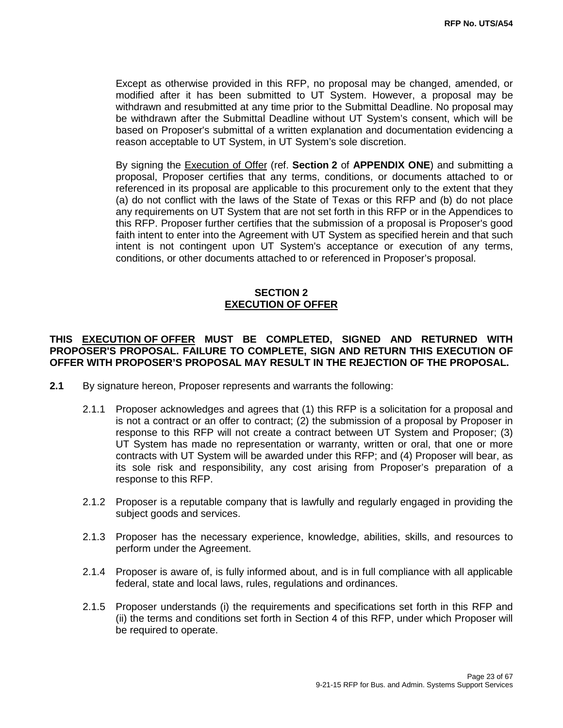Except as otherwise provided in this RFP, no proposal may be changed, amended, or modified after it has been submitted to UT System. However, a proposal may be withdrawn and resubmitted at any time prior to the Submittal Deadline. No proposal may be withdrawn after the Submittal Deadline without UT System's consent, which will be based on Proposer's submittal of a written explanation and documentation evidencing a reason acceptable to UT System, in UT System's sole discretion.

By signing the Execution of Offer (ref. **Section 2** of **APPENDIX ONE**) and submitting a proposal, Proposer certifies that any terms, conditions, or documents attached to or referenced in its proposal are applicable to this procurement only to the extent that they (a) do not conflict with the laws of the State of Texas or this RFP and (b) do not place any requirements on UT System that are not set forth in this RFP or in the Appendices to this RFP. Proposer further certifies that the submission of a proposal is Proposer's good faith intent to enter into the Agreement with UT System as specified herein and that such intent is not contingent upon UT System's acceptance or execution of any terms, conditions, or other documents attached to or referenced in Proposer's proposal.

## SECTION 2
## EXECUTION OF OFFER

**THIS EXECUTION OF OFFER MUST BE COMPLETED, SIGNED AND RETURNED WITH PROPOSER'S PROPOSAL. FAILURE TO COMPLETE, SIGN AND RETURN THIS EXECUTION OF OFFER WITH PROPOSER'S PROPOSAL MAY RESULT IN THE REJECTION OF THE PROPOSAL.**

**2.1** By signature hereon, Proposer represents and warrants the following:

2.1.1 Proposer acknowledges and agrees that (1) this RFP is a solicitation for a proposal and is not a contract or an offer to contract; (2) the submission of a proposal by Proposer in response to this RFP will not create a contract between UT System and Proposer; (3) UT System has made no representation or warranty, written or oral, that one or more contracts with UT System will be awarded under this RFP; and (4) Proposer will bear, as its sole risk and responsibility, any cost arising from Proposer's preparation of a response to this RFP.

2.1.2 Proposer is a reputable company that is lawfully and regularly engaged in providing the subject goods and services.

2.1.3 Proposer has the necessary experience, knowledge, abilities, skills, and resources to perform under the Agreement.

2.1.4 Proposer is aware of, is fully informed about, and is in full compliance with all applicable federal, state and local laws, rules, regulations and ordinances.

2.1.5 Proposer understands (i) the requirements and specifications set forth in this RFP and (ii) the terms and conditions set forth in Section 4 of this RFP, under which Proposer will be required to operate.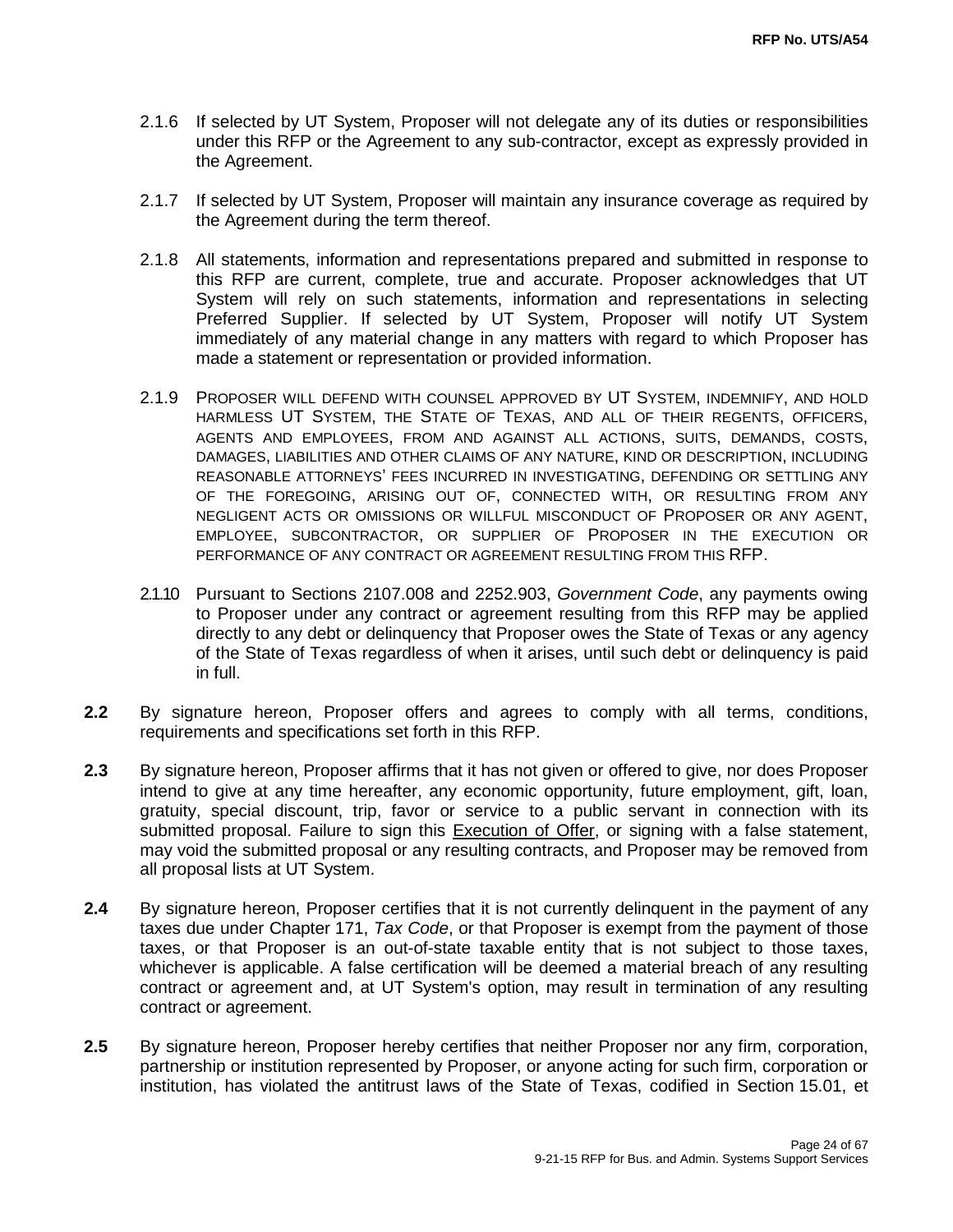2.1.6 If selected by UT System, Proposer will not delegate any of its duties or responsibilities under this RFP or the Agreement to any sub-contractor, except as expressly provided in the Agreement.

2.1.7 If selected by UT System, Proposer will maintain any insurance coverage as required by the Agreement during the term thereof.

2.1.8 All statements, information and representations prepared and submitted in response to this RFP are current, complete, true and accurate. Proposer acknowledges that UT System will rely on such statements, information and representations in selecting Preferred Supplier. If selected by UT System, Proposer will notify UT System immediately of any material change in any matters with regard to which Proposer has made a statement or representation or provided information.

2.1.9 PROPOSER WILL DEFEND WITH COUNSEL APPROVED BY UT SYSTEM, INDEMNIFY, AND HOLD HARMLESS UT SYSTEM, THE STATE OF TEXAS, AND ALL OF THEIR REGENTS, OFFICERS, AGENTS AND EMPLOYEES, FROM AND AGAINST ALL ACTIONS, SUITS, DEMANDS, COSTS, DAMAGES, LIABILITIES AND OTHER CLAIMS OF ANY NATURE, KIND OR DESCRIPTION, INCLUDING REASONABLE ATTORNEYS' FEES INCURRED IN INVESTIGATING, DEFENDING OR SETTLING ANY OF THE FOREGOING, ARISING OUT OF, CONNECTED WITH, OR RESULTING FROM ANY NEGLIGENT ACTS OR OMISSIONS OR WILLFUL MISCONDUCT OF PROPOSER OR ANY AGENT, EMPLOYEE, SUBCONTRACTOR, OR SUPPLIER OF PROPOSER IN THE EXECUTION OR PERFORMANCE OF ANY CONTRACT OR AGREEMENT RESULTING FROM THIS RFP.

2.1.10 Pursuant to Sections 2107.008 and 2252.903, *Government Code*, any payments owing to Proposer under any contract or agreement resulting from this RFP may be applied directly to any debt or delinquency that Proposer owes the State of Texas or any agency of the State of Texas regardless of when it arises, until such debt or delinquency is paid in full.

**2.2** By signature hereon, Proposer offers and agrees to comply with all terms, conditions, requirements and specifications set forth in this RFP.

**2.3** By signature hereon, Proposer affirms that it has not given or offered to give, nor does Proposer intend to give at any time hereafter, any economic opportunity, future employment, gift, loan, gratuity, special discount, trip, favor or service to a public servant in connection with its submitted proposal. Failure to sign this Execution of Offer, or signing with a false statement, may void the submitted proposal or any resulting contracts, and Proposer may be removed from all proposal lists at UT System.

**2.4** By signature hereon, Proposer certifies that it is not currently delinquent in the payment of any taxes due under Chapter 171, *Tax Code*, or that Proposer is exempt from the payment of those taxes, or that Proposer is an out-of-state taxable entity that is not subject to those taxes, whichever is applicable. A false certification will be deemed a material breach of any resulting contract or agreement and, at UT System's option, may result in termination of any resulting contract or agreement.

**2.5** By signature hereon, Proposer hereby certifies that neither Proposer nor any firm, corporation, partnership or institution represented by Proposer, or anyone acting for such firm, corporation or institution, has violated the antitrust laws of the State of Texas, codified in Section 15.01, et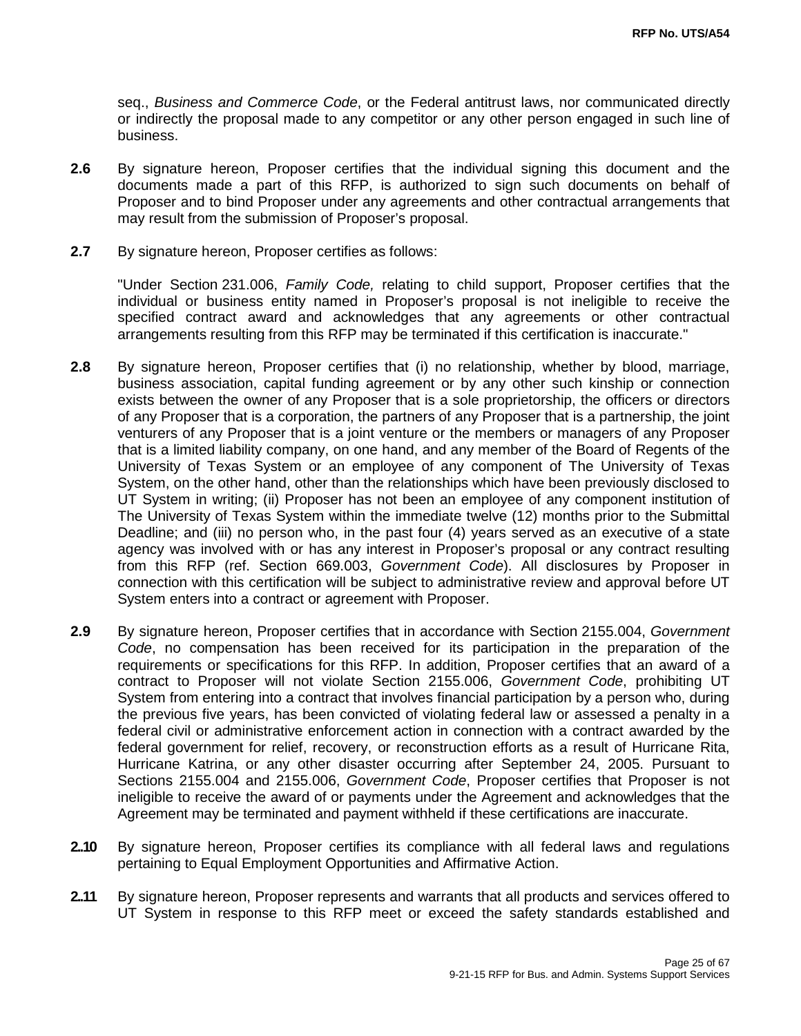seq., *Business and Commerce Code*, or the Federal antitrust laws, nor communicated directly or indirectly the proposal made to any competitor or any other person engaged in such line of business.

**2.6** By signature hereon, Proposer certifies that the individual signing this document and the documents made a part of this RFP, is authorized to sign such documents on behalf of Proposer and to bind Proposer under any agreements and other contractual arrangements that may result from the submission of Proposer's proposal.

**2.7** By signature hereon, Proposer certifies as follows:

"Under Section 231.006, *Family Code,* relating to child support, Proposer certifies that the individual or business entity named in Proposer's proposal is not ineligible to receive the specified contract award and acknowledges that any agreements or other contractual arrangements resulting from this RFP may be terminated if this certification is inaccurate."

**2.8** By signature hereon, Proposer certifies that (i) no relationship, whether by blood, marriage, business association, capital funding agreement or by any other such kinship or connection exists between the owner of any Proposer that is a sole proprietorship, the officers or directors of any Proposer that is a corporation, the partners of any Proposer that is a partnership, the joint venturers of any Proposer that is a joint venture or the members or managers of any Proposer that is a limited liability company, on one hand, and any member of the Board of Regents of the University of Texas System or an employee of any component of The University of Texas System, on the other hand, other than the relationships which have been previously disclosed to UT System in writing; (ii) Proposer has not been an employee of any component institution of The University of Texas System within the immediate twelve (12) months prior to the Submittal Deadline; and (iii) no person who, in the past four (4) years served as an executive of a state agency was involved with or has any interest in Proposer's proposal or any contract resulting from this RFP (ref. Section 669.003, *Government Code*). All disclosures by Proposer in connection with this certification will be subject to administrative review and approval before UT System enters into a contract or agreement with Proposer.

**2.9** By signature hereon, Proposer certifies that in accordance with Section 2155.004, *Government Code*, no compensation has been received for its participation in the preparation of the requirements or specifications for this RFP. In addition, Proposer certifies that an award of a contract to Proposer will not violate Section 2155.006, *Government Code*, prohibiting UT System from entering into a contract that involves financial participation by a person who, during the previous five years, has been convicted of violating federal law or assessed a penalty in a federal civil or administrative enforcement action in connection with a contract awarded by the federal government for relief, recovery, or reconstruction efforts as a result of Hurricane Rita, Hurricane Katrina, or any other disaster occurring after September 24, 2005. Pursuant to Sections 2155.004 and 2155.006, *Government Code*, Proposer certifies that Proposer is not ineligible to receive the award of or payments under the Agreement and acknowledges that the Agreement may be terminated and payment withheld if these certifications are inaccurate.

**2..10** By signature hereon, Proposer certifies its compliance with all federal laws and regulations pertaining to Equal Employment Opportunities and Affirmative Action.

**2..11** By signature hereon, Proposer represents and warrants that all products and services offered to UT System in response to this RFP meet or exceed the safety standards established and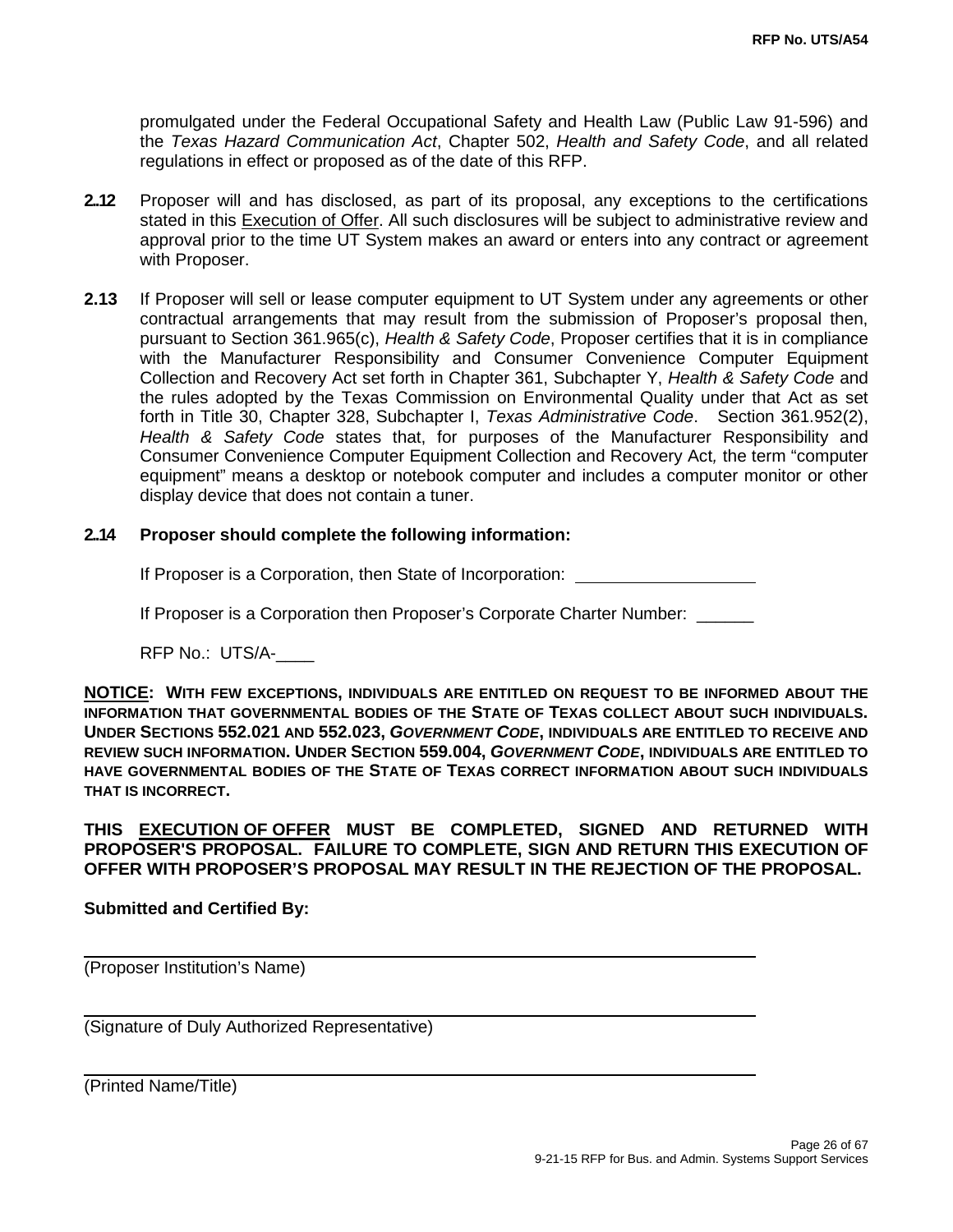promulgated under the Federal Occupational Safety and Health Law (Public Law 91-596) and the *Texas Hazard Communication Act*, Chapter 502, *Health and Safety Code*, and all related regulations in effect or proposed as of the date of this RFP.

**2.12** Proposer will and has disclosed, as part of its proposal, any exceptions to the certifications stated in this Execution of Offer. All such disclosures will be subject to administrative review and approval prior to the time UT System makes an award or enters into any contract or agreement with Proposer.

**2.13** If Proposer will sell or lease computer equipment to UT System under any agreements or other contractual arrangements that may result from the submission of Proposer's proposal then, pursuant to Section 361.965(c), *Health & Safety Code*, Proposer certifies that it is in compliance with the Manufacturer Responsibility and Consumer Convenience Computer Equipment Collection and Recovery Act set forth in Chapter 361, Subchapter Y, *Health & Safety Code* and the rules adopted by the Texas Commission on Environmental Quality under that Act as set forth in Title 30, Chapter 328, Subchapter I, *Texas Administrative Code*. Section 361.952(2), *Health & Safety Code* states that, for purposes of the Manufacturer Responsibility and Consumer Convenience Computer Equipment Collection and Recovery Act, the term "computer equipment" means a desktop or notebook computer and includes a computer monitor or other display device that does not contain a tuner.

**2.14 Proposer should complete the following information:**

If Proposer is a Corporation, then State of Incorporation: ____________________

If Proposer is a Corporation then Proposer's Corporate Charter Number: ______

RFP No.: UTS/A-____

**NOTICE: WITH FEW EXCEPTIONS, INDIVIDUALS ARE ENTITLED ON REQUEST TO BE INFORMED ABOUT THE INFORMATION THAT GOVERNMENTAL BODIES OF THE STATE OF TEXAS COLLECT ABOUT SUCH INDIVIDUALS. UNDER SECTIONS 552.021 AND 552.023, *GOVERNMENT CODE*, INDIVIDUALS ARE ENTITLED TO RECEIVE AND REVIEW SUCH INFORMATION. UNDER SECTION 559.004, *GOVERNMENT CODE*, INDIVIDUALS ARE ENTITLED TO HAVE GOVERNMENTAL BODIES OF THE STATE OF TEXAS CORRECT INFORMATION ABOUT SUCH INDIVIDUALS THAT IS INCORRECT.**

**THIS EXECUTION OF OFFER MUST BE COMPLETED, SIGNED AND RETURNED WITH PROPOSER'S PROPOSAL. FAILURE TO COMPLETE, SIGN AND RETURN THIS EXECUTION OF OFFER WITH PROPOSER'S PROPOSAL MAY RESULT IN THE REJECTION OF THE PROPOSAL.**

**Submitted and Certified By:**

______________________________________________________________

(Proposer Institution's Name)

______________________________________________________________

(Signature of Duly Authorized Representative)

______________________________________________________________

(Printed Name/Title)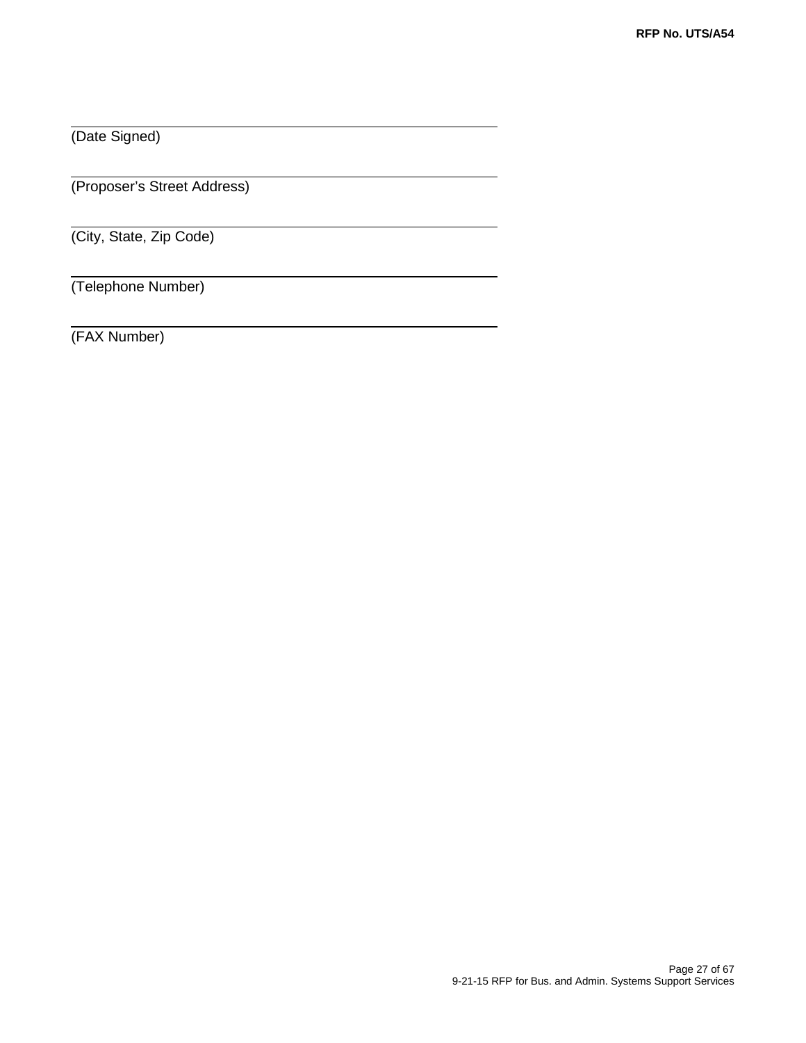\_\_\_\_\_\_\_\_\_\_\_\_\_\_\_\_\_\_\_\_\_\_\_\_\_\_\_\_\_\_\_\_\_\_\_\_\_\_\_\_
(Date Signed)

\_\_\_\_\_\_\_\_\_\_\_\_\_\_\_\_\_\_\_\_\_\_\_\_\_\_\_\_\_\_\_\_\_\_\_\_\_\_\_\_
(Proposer's Street Address)

\_\_\_\_\_\_\_\_\_\_\_\_\_\_\_\_\_\_\_\_\_\_\_\_\_\_\_\_\_\_\_\_\_\_\_\_\_\_\_\_
(City, State, Zip Code)

\_\_\_\_\_\_\_\_\_\_\_\_\_\_\_\_\_\_\_\_\_\_\_\_\_\_\_\_\_\_\_\_\_\_\_\_\_\_\_\_
(Telephone Number)

\_\_\_\_\_\_\_\_\_\_\_\_\_\_\_\_\_\_\_\_\_\_\_\_\_\_\_\_\_\_\_\_\_\_\_\_\_\_\_\_
(FAX Number)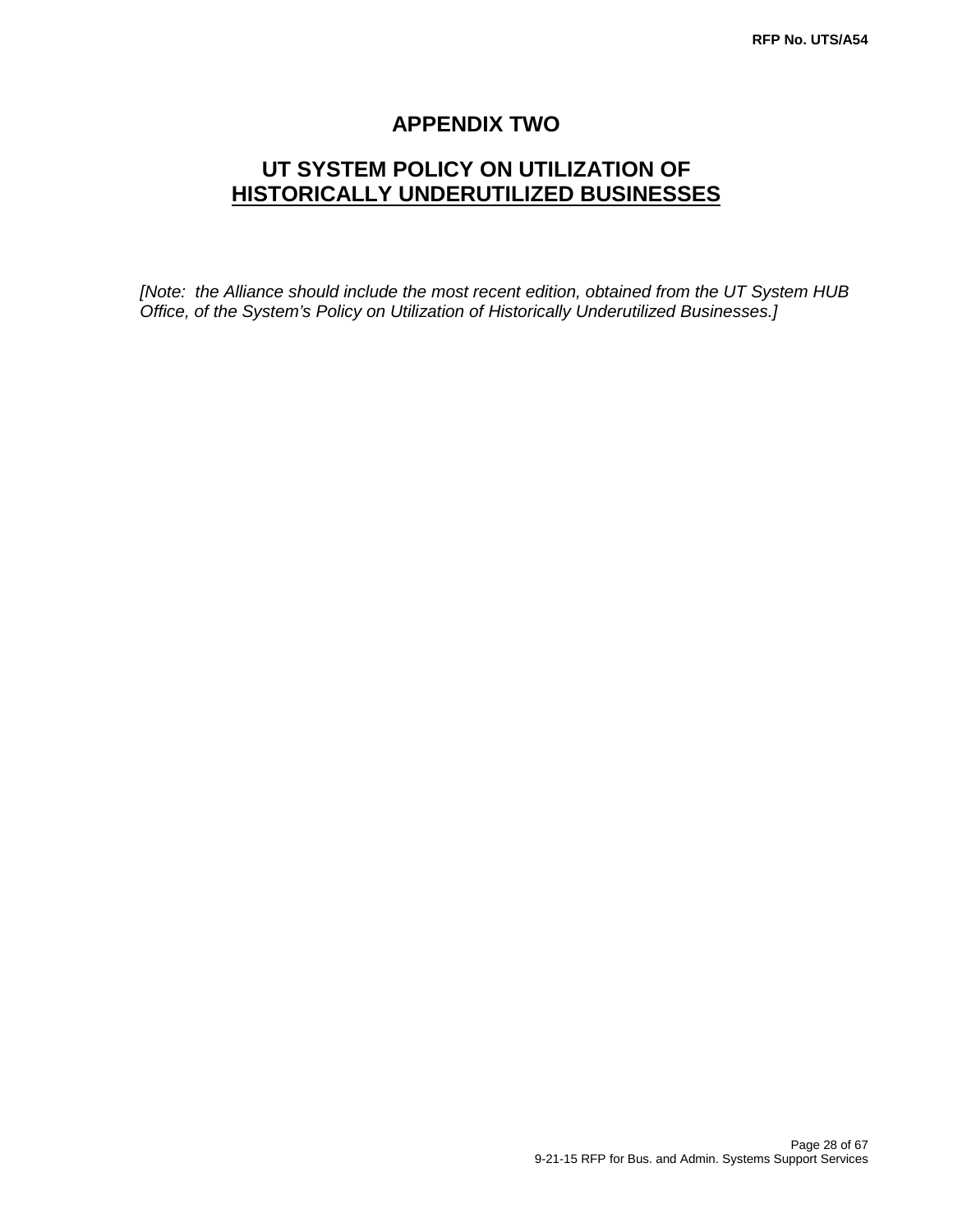# APPENDIX TWO

## UT SYSTEM POLICY ON UTILIZATION OF HISTORICALLY UNDERUTILIZED BUSINESSES

*[Note: the Alliance should include the most recent edition, obtained from the UT System HUB Office, of the System's Policy on Utilization of Historically Underutilized Businesses.]*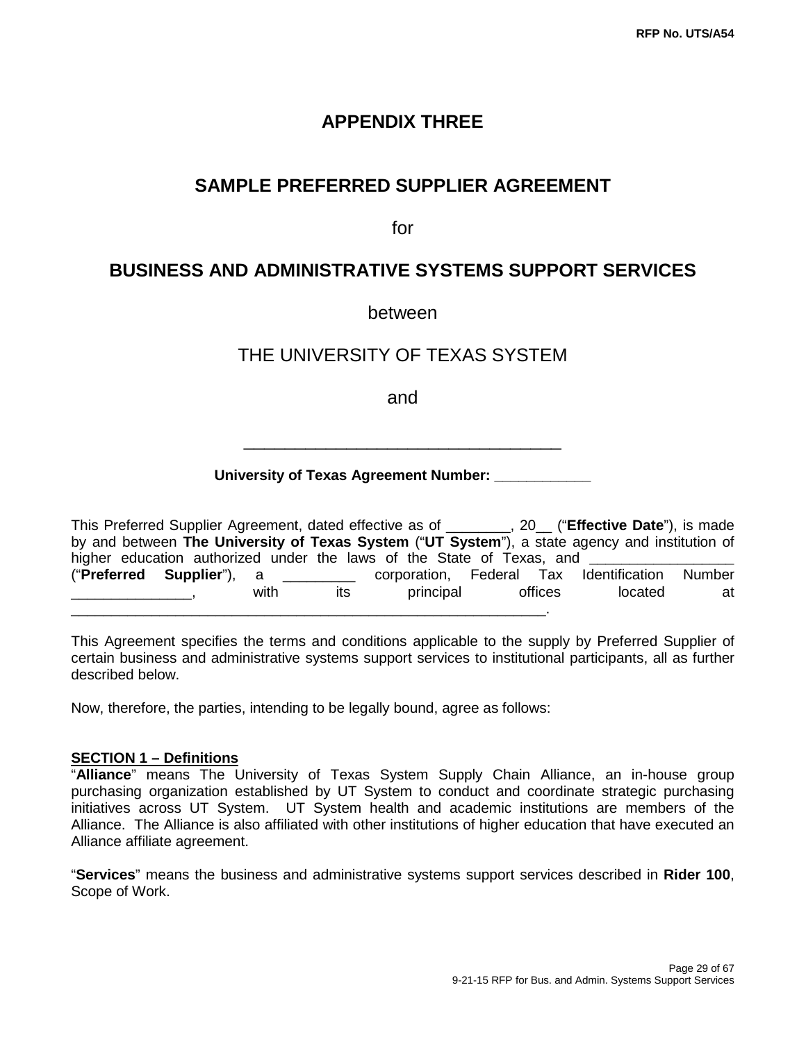# APPENDIX THREE

## SAMPLE PREFERRED SUPPLIER AGREEMENT

for

## BUSINESS AND ADMINISTRATIVE SYSTEMS SUPPORT SERVICES

between

THE UNIVERSITY OF TEXAS SYSTEM

and

___________________________________

**University of Texas Agreement Number: ____________**

This Preferred Supplier Agreement, dated effective as of ________, 20__ ("**Effective Date**"), is made by and between **The University of Texas System** ("**UT System**"), a state agency and institution of higher education authorized under the laws of the State of Texas, and __________________ ("**Preferred Supplier**"), a _________ corporation, Federal Tax Identification Number _______________, with its principal offices located at _____________________________________________________________.

This Agreement specifies the terms and conditions applicable to the supply by Preferred Supplier of certain business and administrative systems support services to institutional participants, all as further described below.

Now, therefore, the parties, intending to be legally bound, agree as follows:

**SECTION 1 – Definitions**

"**Alliance**" means The University of Texas System Supply Chain Alliance, an in-house group purchasing organization established by UT System to conduct and coordinate strategic purchasing initiatives across UT System. UT System health and academic institutions are members of the Alliance. The Alliance is also affiliated with other institutions of higher education that have executed an Alliance affiliate agreement.

"**Services**" means the business and administrative systems support services described in **Rider 100**, Scope of Work.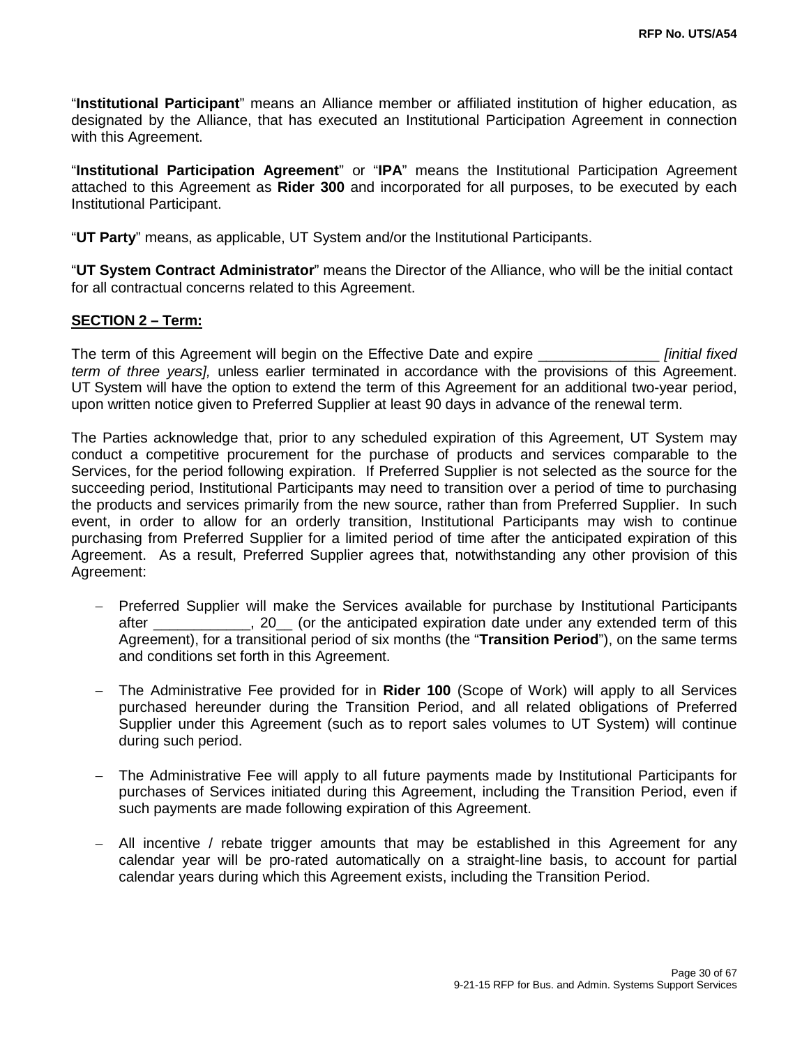"**Institutional Participant**" means an Alliance member or affiliated institution of higher education, as designated by the Alliance, that has executed an Institutional Participation Agreement in connection with this Agreement.

"**Institutional Participation Agreement**" or "**IPA**" means the Institutional Participation Agreement attached to this Agreement as **Rider 300** and incorporated for all purposes, to be executed by each Institutional Participant.

"**UT Party**" means, as applicable, UT System and/or the Institutional Participants.

"**UT System Contract Administrator**" means the Director of the Alliance, who will be the initial contact for all contractual concerns related to this Agreement.

**SECTION 2 – Term:**

The term of this Agreement will begin on the Effective Date and expire _______________ *[initial fixed term of three years],* unless earlier terminated in accordance with the provisions of this Agreement. UT System will have the option to extend the term of this Agreement for an additional two-year period, upon written notice given to Preferred Supplier at least 90 days in advance of the renewal term.

The Parties acknowledge that, prior to any scheduled expiration of this Agreement, UT System may conduct a competitive procurement for the purchase of products and services comparable to the Services, for the period following expiration. If Preferred Supplier is not selected as the source for the succeeding period, Institutional Participants may need to transition over a period of time to purchasing the products and services primarily from the new source, rather than from Preferred Supplier. In such event, in order to allow for an orderly transition, Institutional Participants may wish to continue purchasing from Preferred Supplier for a limited period of time after the anticipated expiration of this Agreement. As a result, Preferred Supplier agrees that, notwithstanding any other provision of this Agreement:

- Preferred Supplier will make the Services available for purchase by Institutional Participants after ____________, 20__ (or the anticipated expiration date under any extended term of this Agreement), for a transitional period of six months (the "**Transition Period**"), on the same terms and conditions set forth in this Agreement.

- The Administrative Fee provided for in **Rider 100** (Scope of Work) will apply to all Services purchased hereunder during the Transition Period, and all related obligations of Preferred Supplier under this Agreement (such as to report sales volumes to UT System) will continue during such period.

- The Administrative Fee will apply to all future payments made by Institutional Participants for purchases of Services initiated during this Agreement, including the Transition Period, even if such payments are made following expiration of this Agreement.

- All incentive / rebate trigger amounts that may be established in this Agreement for any calendar year will be pro-rated automatically on a straight-line basis, to account for partial calendar years during which this Agreement exists, including the Transition Period.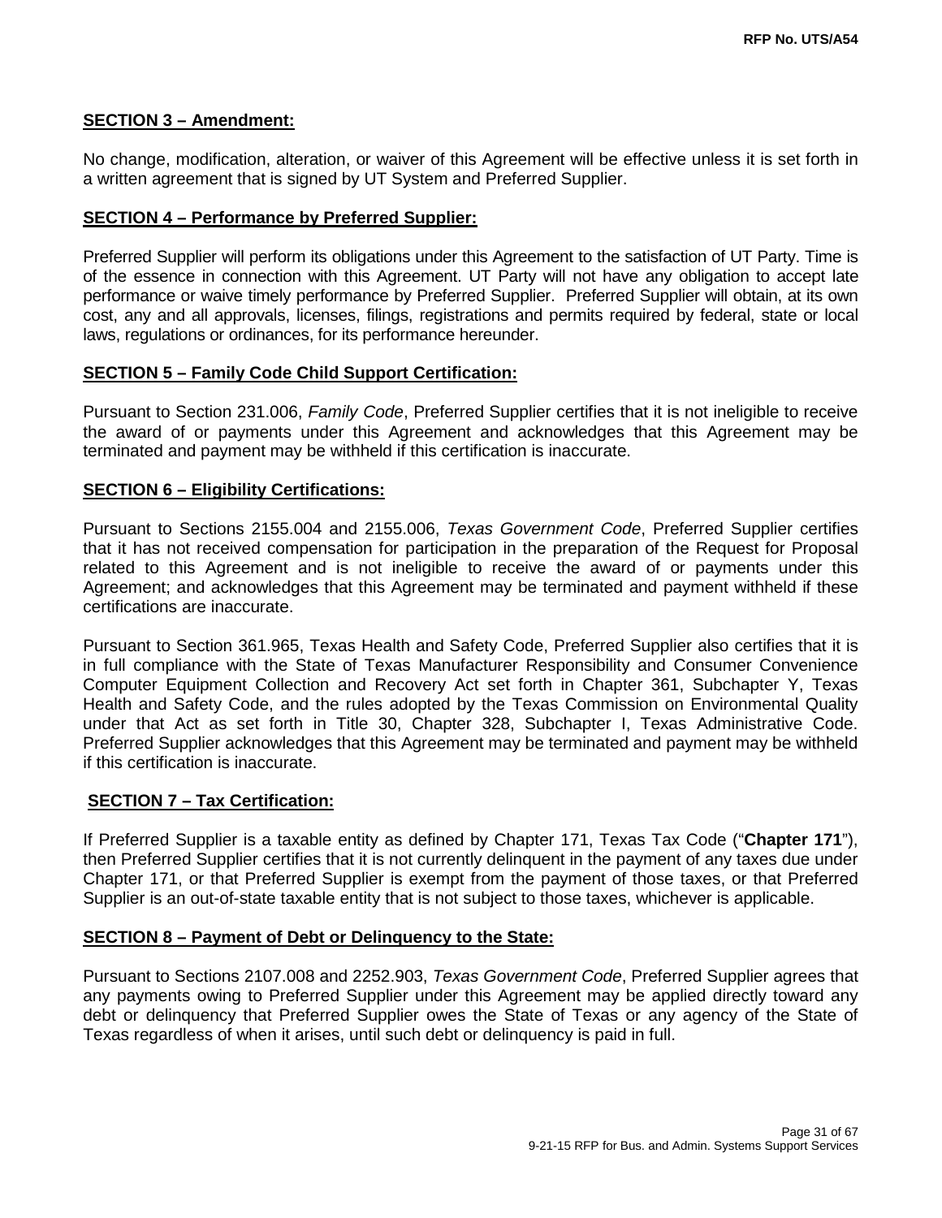**SECTION 3 – Amendment:**

No change, modification, alteration, or waiver of this Agreement will be effective unless it is set forth in a written agreement that is signed by UT System and Preferred Supplier.

**SECTION 4 – Performance by Preferred Supplier:**

Preferred Supplier will perform its obligations under this Agreement to the satisfaction of UT Party. Time is of the essence in connection with this Agreement. UT Party will not have any obligation to accept late performance or waive timely performance by Preferred Supplier. Preferred Supplier will obtain, at its own cost, any and all approvals, licenses, filings, registrations and permits required by federal, state or local laws, regulations or ordinances, for its performance hereunder.

**SECTION 5 – Family Code Child Support Certification:**

Pursuant to Section 231.006, *Family Code*, Preferred Supplier certifies that it is not ineligible to receive the award of or payments under this Agreement and acknowledges that this Agreement may be terminated and payment may be withheld if this certification is inaccurate.

**SECTION 6 – Eligibility Certifications:**

Pursuant to Sections 2155.004 and 2155.006, *Texas Government Code*, Preferred Supplier certifies that it has not received compensation for participation in the preparation of the Request for Proposal related to this Agreement and is not ineligible to receive the award of or payments under this Agreement; and acknowledges that this Agreement may be terminated and payment withheld if these certifications are inaccurate.

Pursuant to Section 361.965, Texas Health and Safety Code, Preferred Supplier also certifies that it is in full compliance with the State of Texas Manufacturer Responsibility and Consumer Convenience Computer Equipment Collection and Recovery Act set forth in Chapter 361, Subchapter Y, Texas Health and Safety Code, and the rules adopted by the Texas Commission on Environmental Quality under that Act as set forth in Title 30, Chapter 328, Subchapter I, Texas Administrative Code. Preferred Supplier acknowledges that this Agreement may be terminated and payment may be withheld if this certification is inaccurate.

**SECTION 7 – Tax Certification:**

If Preferred Supplier is a taxable entity as defined by Chapter 171, Texas Tax Code ("**Chapter 171**"), then Preferred Supplier certifies that it is not currently delinquent in the payment of any taxes due under Chapter 171, or that Preferred Supplier is exempt from the payment of those taxes, or that Preferred Supplier is an out-of-state taxable entity that is not subject to those taxes, whichever is applicable.

**SECTION 8 – Payment of Debt or Delinquency to the State:**

Pursuant to Sections 2107.008 and 2252.903, *Texas Government Code*, Preferred Supplier agrees that any payments owing to Preferred Supplier under this Agreement may be applied directly toward any debt or delinquency that Preferred Supplier owes the State of Texas or any agency of the State of Texas regardless of when it arises, until such debt or delinquency is paid in full.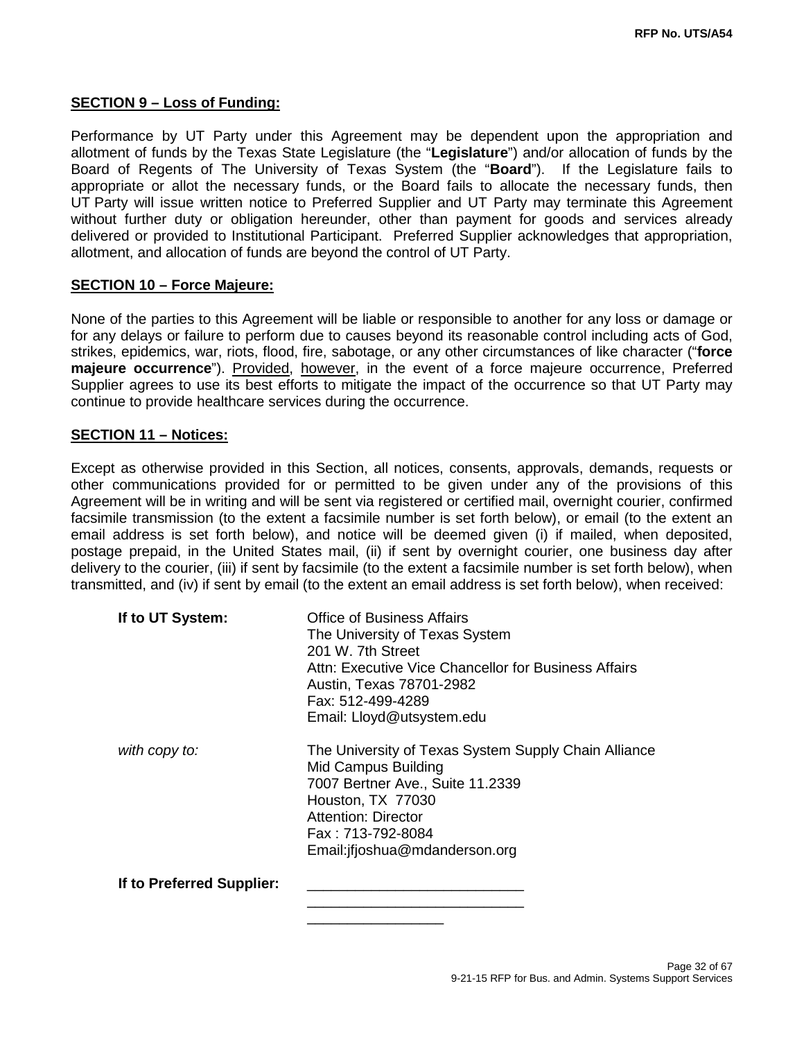**SECTION 9 – Loss of Funding:**

Performance by UT Party under this Agreement may be dependent upon the appropriation and allotment of funds by the Texas State Legislature (the "**Legislature**") and/or allocation of funds by the Board of Regents of The University of Texas System (the "**Board**"). If the Legislature fails to appropriate or allot the necessary funds, or the Board fails to allocate the necessary funds, then UT Party will issue written notice to Preferred Supplier and UT Party may terminate this Agreement without further duty or obligation hereunder, other than payment for goods and services already delivered or provided to Institutional Participant. Preferred Supplier acknowledges that appropriation, allotment, and allocation of funds are beyond the control of UT Party.

**SECTION 10 – Force Majeure:**

None of the parties to this Agreement will be liable or responsible to another for any loss or damage or for any delays or failure to perform due to causes beyond its reasonable control including acts of God, strikes, epidemics, war, riots, flood, fire, sabotage, or any other circumstances of like character ("**force majeure occurrence**"). Provided, however, in the event of a force majeure occurrence, Preferred Supplier agrees to use its best efforts to mitigate the impact of the occurrence so that UT Party may continue to provide healthcare services during the occurrence.

**SECTION 11 – Notices:**

Except as otherwise provided in this Section, all notices, consents, approvals, demands, requests or other communications provided for or permitted to be given under any of the provisions of this Agreement will be in writing and will be sent via registered or certified mail, overnight courier, confirmed facsimile transmission (to the extent a facsimile number is set forth below), or email (to the extent an email address is set forth below), and notice will be deemed given (i) if mailed, when deposited, postage prepaid, in the United States mail, (ii) if sent by overnight courier, one business day after delivery to the courier, (iii) if sent by facsimile (to the extent a facsimile number is set forth below), when transmitted, and (iv) if sent by email (to the extent an email address is set forth below), when received:

**If to UT System:**

Office of Business Affairs
The University of Texas System
201 W. 7th Street
Attn: Executive Vice Chancellor for Business Affairs
Austin, Texas 78701-2982
Fax: 512-499-4289
Email: Lloyd@utsystem.edu

*with copy to:*

The University of Texas System Supply Chain Alliance
Mid Campus Building
7007 Bertner Ave., Suite 11.2339
Houston, TX 77030
Attention: Director
Fax : 713-792-8084
Email:jfjoshua@mdanderson.org

**If to Preferred Supplier:**

___________________________
___________________________
_________________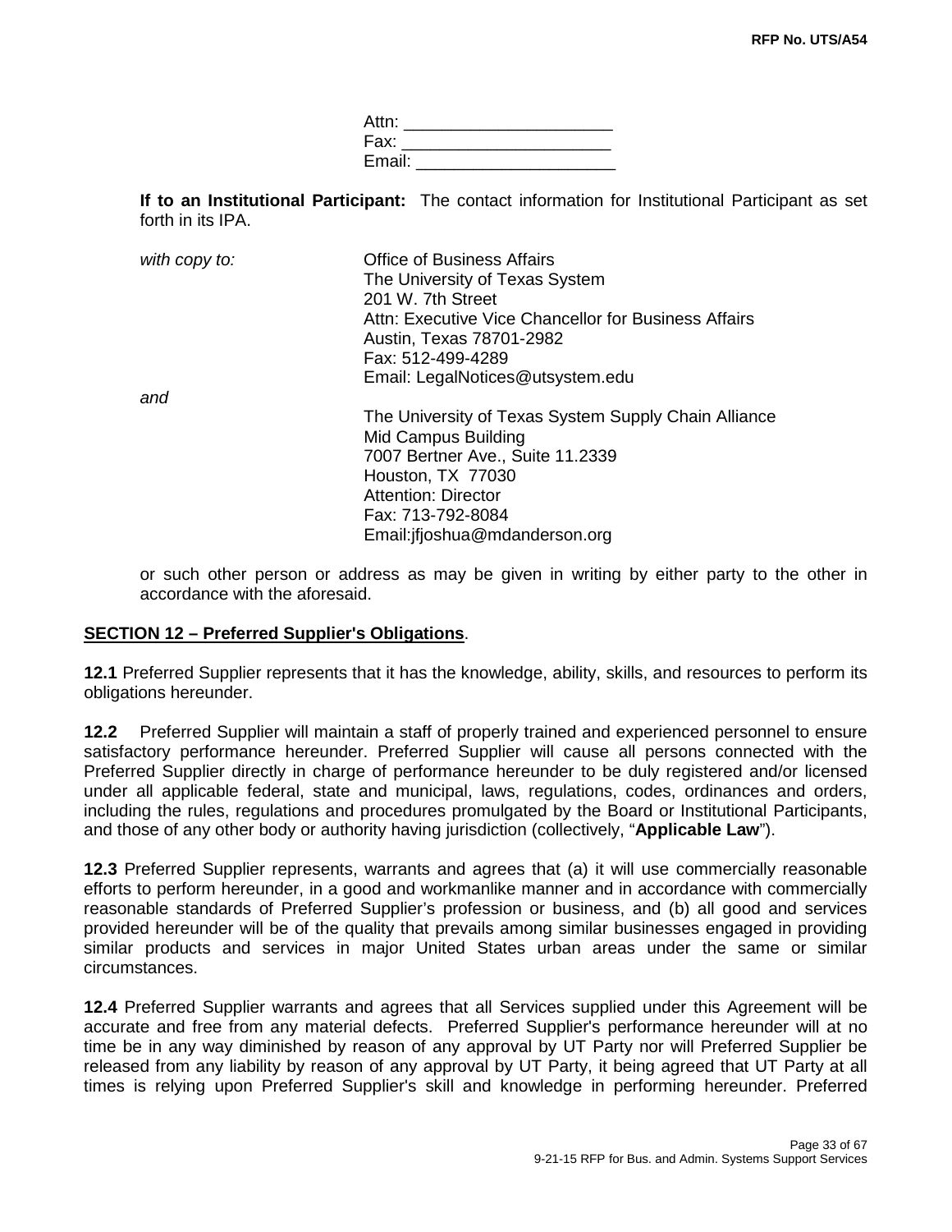Attn: ______________________
Fax: ______________________
Email: _____________________

**If to an Institutional Participant:** The contact information for Institutional Participant as set forth in its IPA.

*with copy to:*

Office of Business Affairs
The University of Texas System
201 W. 7th Street
Attn: Executive Vice Chancellor for Business Affairs
Austin, Texas 78701-2982
Fax: 512-499-4289
Email: LegalNotices@utsystem.edu

*and*

The University of Texas System Supply Chain Alliance
Mid Campus Building
7007 Bertner Ave., Suite 11.2339
Houston, TX 77030
Attention: Director
Fax: 713-792-8084
Email:jfjoshua@mdanderson.org

or such other person or address as may be given in writing by either party to the other in accordance with the aforesaid.

**SECTION 12 – Preferred Supplier's Obligations**.

**12.1** Preferred Supplier represents that it has the knowledge, ability, skills, and resources to perform its obligations hereunder.

**12.2** Preferred Supplier will maintain a staff of properly trained and experienced personnel to ensure satisfactory performance hereunder. Preferred Supplier will cause all persons connected with the Preferred Supplier directly in charge of performance hereunder to be duly registered and/or licensed under all applicable federal, state and municipal, laws, regulations, codes, ordinances and orders, including the rules, regulations and procedures promulgated by the Board or Institutional Participants, and those of any other body or authority having jurisdiction (collectively, "**Applicable Law**").

**12.3** Preferred Supplier represents, warrants and agrees that (a) it will use commercially reasonable efforts to perform hereunder, in a good and workmanlike manner and in accordance with commercially reasonable standards of Preferred Supplier's profession or business, and (b) all good and services provided hereunder will be of the quality that prevails among similar businesses engaged in providing similar products and services in major United States urban areas under the same or similar circumstances.

**12.4** Preferred Supplier warrants and agrees that all Services supplied under this Agreement will be accurate and free from any material defects. Preferred Supplier's performance hereunder will at no time be in any way diminished by reason of any approval by UT Party nor will Preferred Supplier be released from any liability by reason of any approval by UT Party, it being agreed that UT Party at all times is relying upon Preferred Supplier's skill and knowledge in performing hereunder. Preferred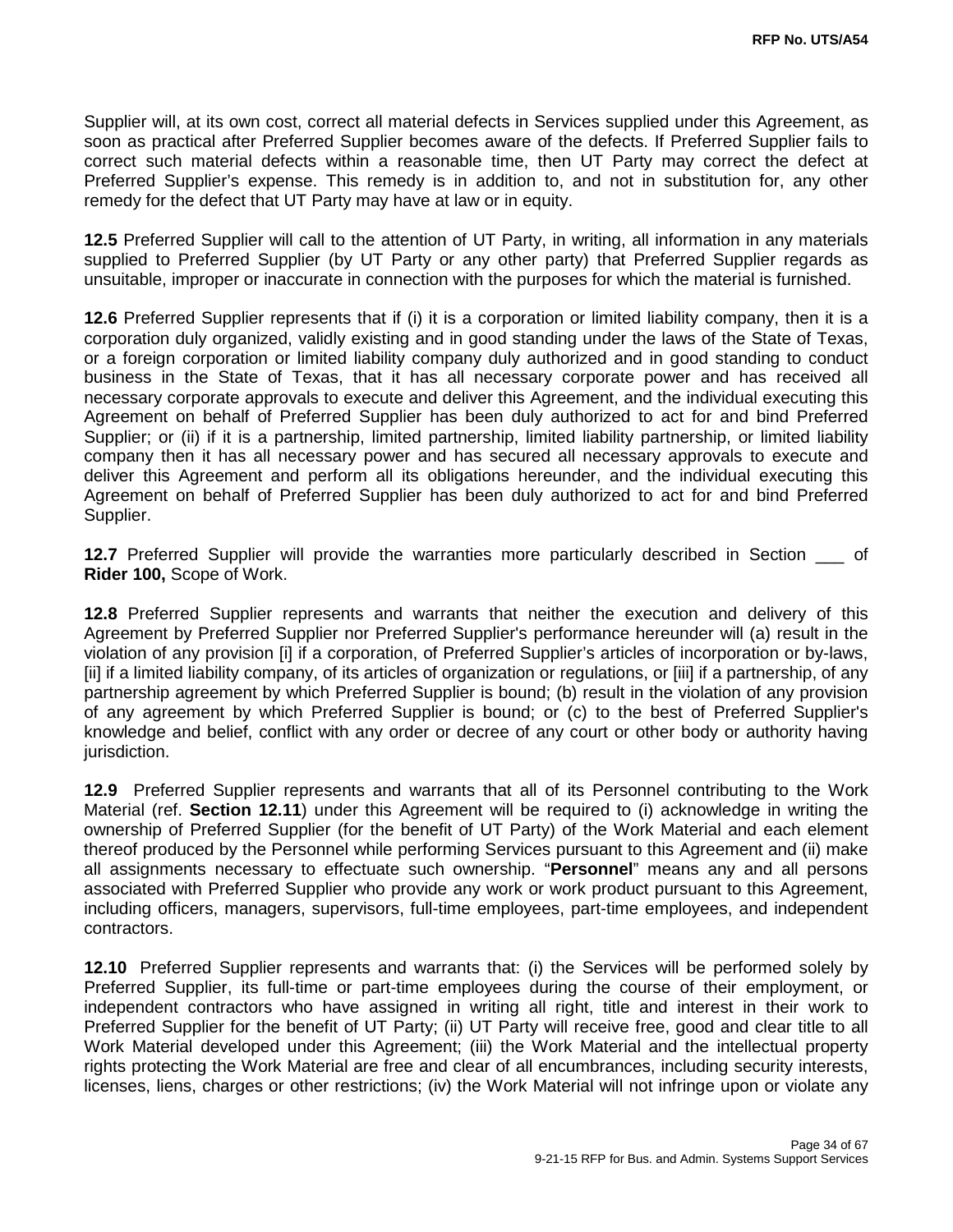Supplier will, at its own cost, correct all material defects in Services supplied under this Agreement, as soon as practical after Preferred Supplier becomes aware of the defects. If Preferred Supplier fails to correct such material defects within a reasonable time, then UT Party may correct the defect at Preferred Supplier's expense. This remedy is in addition to, and not in substitution for, any other remedy for the defect that UT Party may have at law or in equity.

**12.5** Preferred Supplier will call to the attention of UT Party, in writing, all information in any materials supplied to Preferred Supplier (by UT Party or any other party) that Preferred Supplier regards as unsuitable, improper or inaccurate in connection with the purposes for which the material is furnished.

**12.6** Preferred Supplier represents that if (i) it is a corporation or limited liability company, then it is a corporation duly organized, validly existing and in good standing under the laws of the State of Texas, or a foreign corporation or limited liability company duly authorized and in good standing to conduct business in the State of Texas, that it has all necessary corporate power and has received all necessary corporate approvals to execute and deliver this Agreement, and the individual executing this Agreement on behalf of Preferred Supplier has been duly authorized to act for and bind Preferred Supplier; or (ii) if it is a partnership, limited partnership, limited liability partnership, or limited liability company then it has all necessary power and has secured all necessary approvals to execute and deliver this Agreement and perform all its obligations hereunder, and the individual executing this Agreement on behalf of Preferred Supplier has been duly authorized to act for and bind Preferred Supplier.

**12.7** Preferred Supplier will provide the warranties more particularly described in Section ___ of **Rider 100,** Scope of Work.

**12.8** Preferred Supplier represents and warrants that neither the execution and delivery of this Agreement by Preferred Supplier nor Preferred Supplier's performance hereunder will (a) result in the violation of any provision [i] if a corporation, of Preferred Supplier's articles of incorporation or by-laws, [ii] if a limited liability company, of its articles of organization or regulations, or [iii] if a partnership, of any partnership agreement by which Preferred Supplier is bound; (b) result in the violation of any provision of any agreement by which Preferred Supplier is bound; or (c) to the best of Preferred Supplier's knowledge and belief, conflict with any order or decree of any court or other body or authority having jurisdiction.

**12.9** Preferred Supplier represents and warrants that all of its Personnel contributing to the Work Material (ref. **Section 12.11**) under this Agreement will be required to (i) acknowledge in writing the ownership of Preferred Supplier (for the benefit of UT Party) of the Work Material and each element thereof produced by the Personnel while performing Services pursuant to this Agreement and (ii) make all assignments necessary to effectuate such ownership. "**Personnel**" means any and all persons associated with Preferred Supplier who provide any work or work product pursuant to this Agreement, including officers, managers, supervisors, full-time employees, part-time employees, and independent contractors.

**12.10** Preferred Supplier represents and warrants that: (i) the Services will be performed solely by Preferred Supplier, its full-time or part-time employees during the course of their employment, or independent contractors who have assigned in writing all right, title and interest in their work to Preferred Supplier for the benefit of UT Party; (ii) UT Party will receive free, good and clear title to all Work Material developed under this Agreement; (iii) the Work Material and the intellectual property rights protecting the Work Material are free and clear of all encumbrances, including security interests, licenses, liens, charges or other restrictions; (iv) the Work Material will not infringe upon or violate any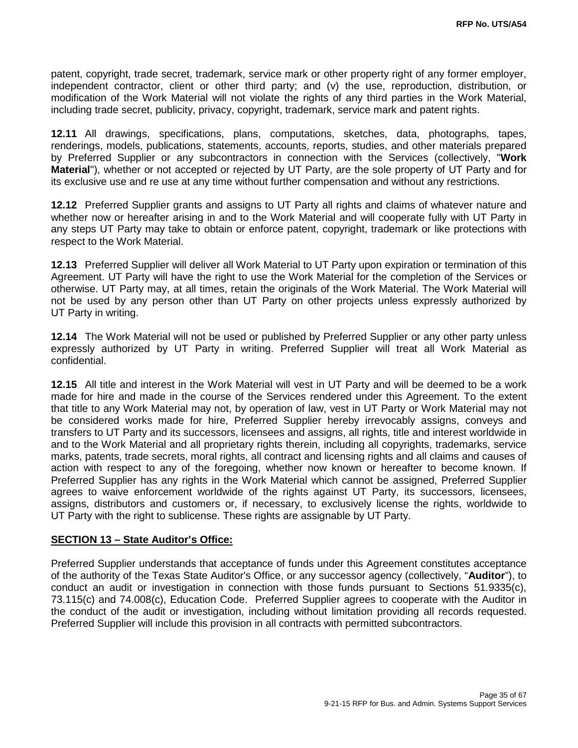patent, copyright, trade secret, trademark, service mark or other property right of any former employer, independent contractor, client or other third party; and (v) the use, reproduction, distribution, or modification of the Work Material will not violate the rights of any third parties in the Work Material, including trade secret, publicity, privacy, copyright, trademark, service mark and patent rights.

**12.11** All drawings, specifications, plans, computations, sketches, data, photographs, tapes, renderings, models, publications, statements, accounts, reports, studies, and other materials prepared by Preferred Supplier or any subcontractors in connection with the Services (collectively, "**Work Material**"), whether or not accepted or rejected by UT Party, are the sole property of UT Party and for its exclusive use and re use at any time without further compensation and without any restrictions.

**12.12** Preferred Supplier grants and assigns to UT Party all rights and claims of whatever nature and whether now or hereafter arising in and to the Work Material and will cooperate fully with UT Party in any steps UT Party may take to obtain or enforce patent, copyright, trademark or like protections with respect to the Work Material.

**12.13** Preferred Supplier will deliver all Work Material to UT Party upon expiration or termination of this Agreement. UT Party will have the right to use the Work Material for the completion of the Services or otherwise. UT Party may, at all times, retain the originals of the Work Material. The Work Material will not be used by any person other than UT Party on other projects unless expressly authorized by UT Party in writing.

**12.14** The Work Material will not be used or published by Preferred Supplier or any other party unless expressly authorized by UT Party in writing. Preferred Supplier will treat all Work Material as confidential.

**12.15** All title and interest in the Work Material will vest in UT Party and will be deemed to be a work made for hire and made in the course of the Services rendered under this Agreement. To the extent that title to any Work Material may not, by operation of law, vest in UT Party or Work Material may not be considered works made for hire, Preferred Supplier hereby irrevocably assigns, conveys and transfers to UT Party and its successors, licensees and assigns, all rights, title and interest worldwide in and to the Work Material and all proprietary rights therein, including all copyrights, trademarks, service marks, patents, trade secrets, moral rights, all contract and licensing rights and all claims and causes of action with respect to any of the foregoing, whether now known or hereafter to become known. If Preferred Supplier has any rights in the Work Material which cannot be assigned, Preferred Supplier agrees to waive enforcement worldwide of the rights against UT Party, its successors, licensees, assigns, distributors and customers or, if necessary, to exclusively license the rights, worldwide to UT Party with the right to sublicense. These rights are assignable by UT Party.

## SECTION 13 – State Auditor's Office:

Preferred Supplier understands that acceptance of funds under this Agreement constitutes acceptance of the authority of the Texas State Auditor's Office, or any successor agency (collectively, "**Auditor**"), to conduct an audit or investigation in connection with those funds pursuant to Sections 51.9335(c), 73.115(c) and 74.008(c), Education Code. Preferred Supplier agrees to cooperate with the Auditor in the conduct of the audit or investigation, including without limitation providing all records requested. Preferred Supplier will include this provision in all contracts with permitted subcontractors.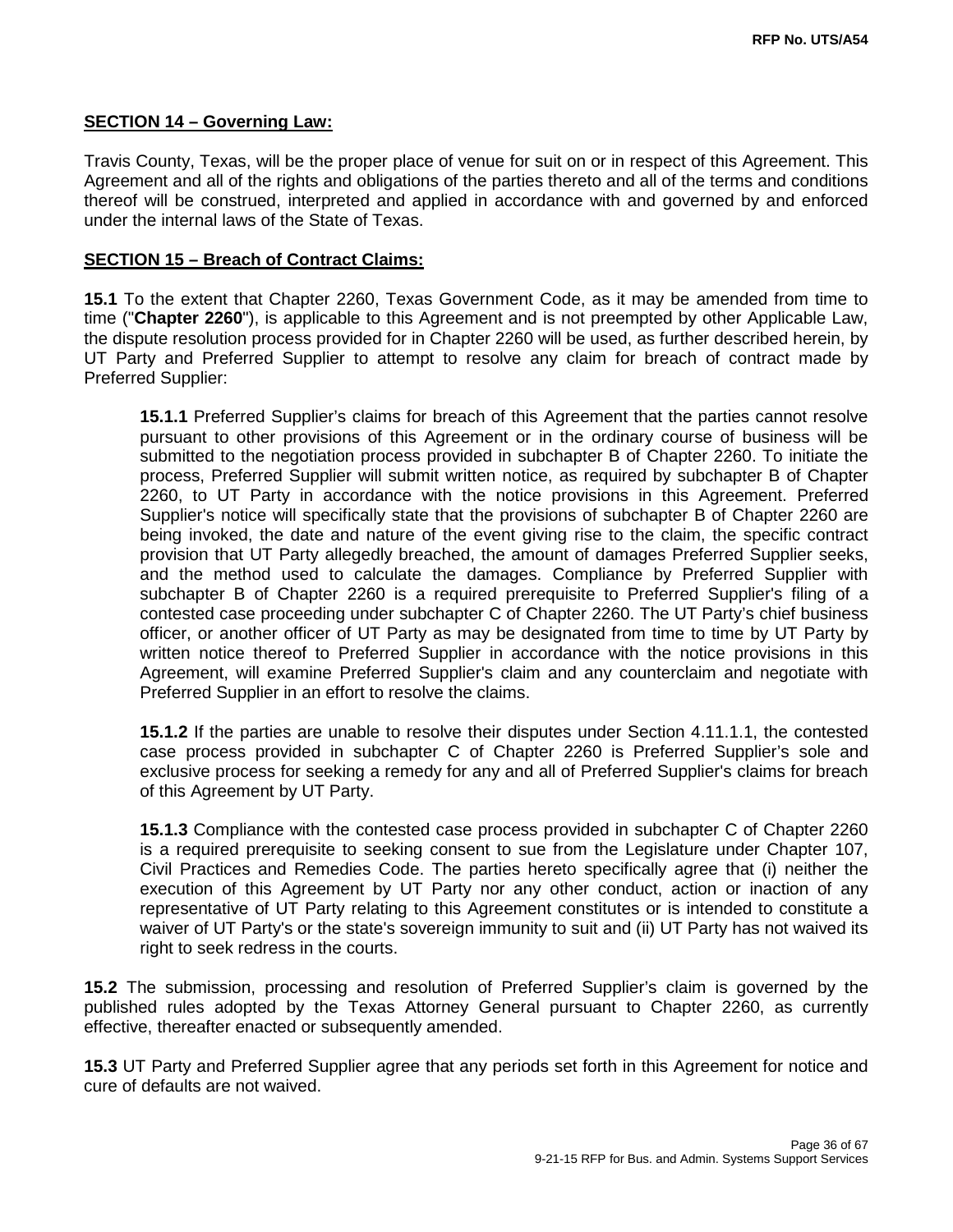**SECTION 14 – Governing Law:**

Travis County, Texas, will be the proper place of venue for suit on or in respect of this Agreement. This Agreement and all of the rights and obligations of the parties thereto and all of the terms and conditions thereof will be construed, interpreted and applied in accordance with and governed by and enforced under the internal laws of the State of Texas.

**SECTION 15 – Breach of Contract Claims:**

**15.1** To the extent that Chapter 2260, Texas Government Code, as it may be amended from time to time ("**Chapter 2260**"), is applicable to this Agreement and is not preempted by other Applicable Law, the dispute resolution process provided for in Chapter 2260 will be used, as further described herein, by UT Party and Preferred Supplier to attempt to resolve any claim for breach of contract made by Preferred Supplier:

> **15.1.1** Preferred Supplier's claims for breach of this Agreement that the parties cannot resolve pursuant to other provisions of this Agreement or in the ordinary course of business will be submitted to the negotiation process provided in subchapter B of Chapter 2260. To initiate the process, Preferred Supplier will submit written notice, as required by subchapter B of Chapter 2260, to UT Party in accordance with the notice provisions in this Agreement. Preferred Supplier's notice will specifically state that the provisions of subchapter B of Chapter 2260 are being invoked, the date and nature of the event giving rise to the claim, the specific contract provision that UT Party allegedly breached, the amount of damages Preferred Supplier seeks, and the method used to calculate the damages. Compliance by Preferred Supplier with subchapter B of Chapter 2260 is a required prerequisite to Preferred Supplier's filing of a contested case proceeding under subchapter C of Chapter 2260. The UT Party's chief business officer, or another officer of UT Party as may be designated from time to time by UT Party by written notice thereof to Preferred Supplier in accordance with the notice provisions in this Agreement, will examine Preferred Supplier's claim and any counterclaim and negotiate with Preferred Supplier in an effort to resolve the claims.
>
> **15.1.2** If the parties are unable to resolve their disputes under Section 4.11.1.1, the contested case process provided in subchapter C of Chapter 2260 is Preferred Supplier's sole and exclusive process for seeking a remedy for any and all of Preferred Supplier's claims for breach of this Agreement by UT Party.
>
> **15.1.3** Compliance with the contested case process provided in subchapter C of Chapter 2260 is a required prerequisite to seeking consent to sue from the Legislature under Chapter 107, Civil Practices and Remedies Code. The parties hereto specifically agree that (i) neither the execution of this Agreement by UT Party nor any other conduct, action or inaction of any representative of UT Party relating to this Agreement constitutes or is intended to constitute a waiver of UT Party's or the state's sovereign immunity to suit and (ii) UT Party has not waived its right to seek redress in the courts.

**15.2** The submission, processing and resolution of Preferred Supplier's claim is governed by the published rules adopted by the Texas Attorney General pursuant to Chapter 2260, as currently effective, thereafter enacted or subsequently amended.

**15.3** UT Party and Preferred Supplier agree that any periods set forth in this Agreement for notice and cure of defaults are not waived.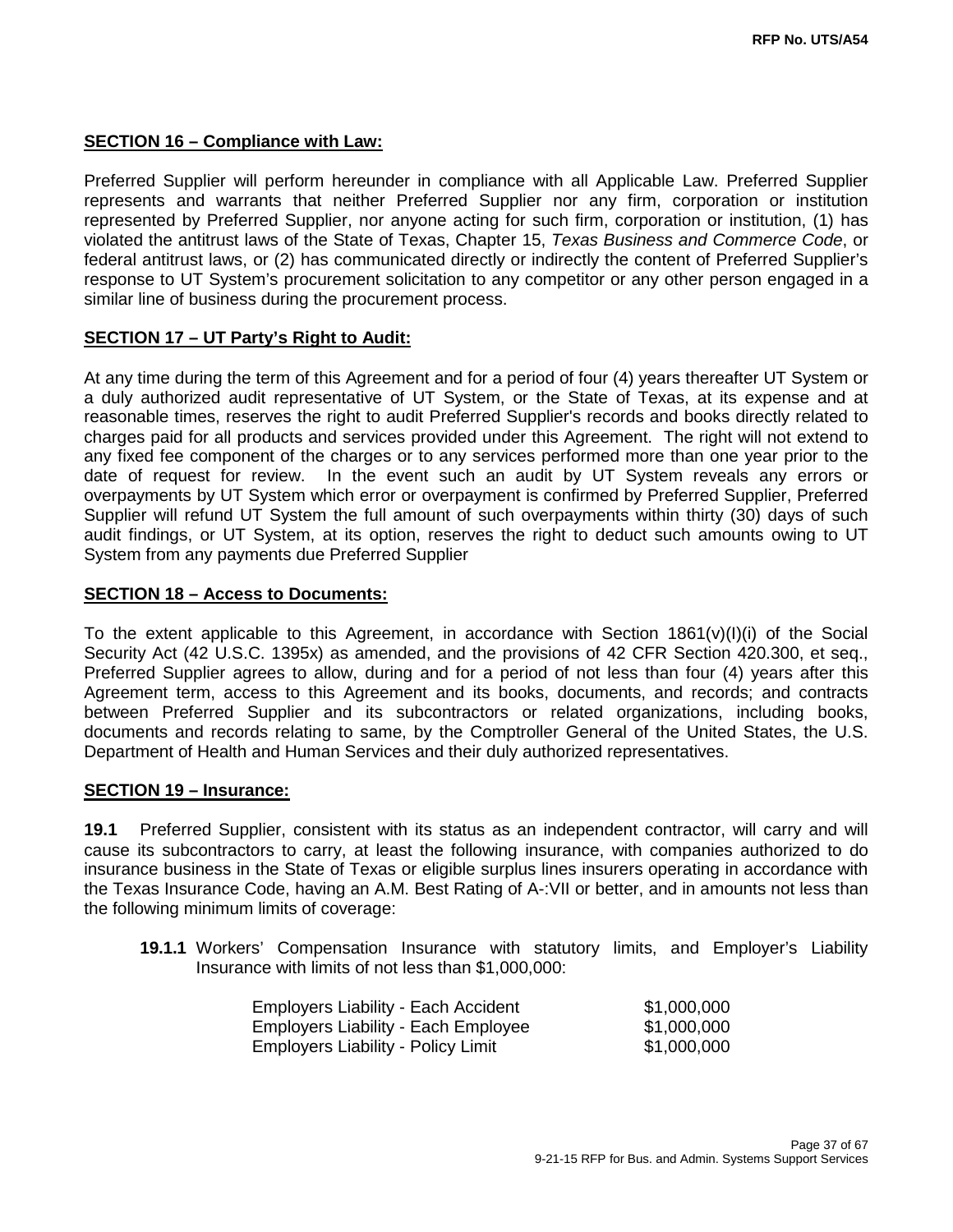**SECTION 16 – Compliance with Law:**

Preferred Supplier will perform hereunder in compliance with all Applicable Law. Preferred Supplier represents and warrants that neither Preferred Supplier nor any firm, corporation or institution represented by Preferred Supplier, nor anyone acting for such firm, corporation or institution, (1) has violated the antitrust laws of the State of Texas, Chapter 15, *Texas Business and Commerce Code*, or federal antitrust laws, or (2) has communicated directly or indirectly the content of Preferred Supplier's response to UT System's procurement solicitation to any competitor or any other person engaged in a similar line of business during the procurement process.

**SECTION 17 – UT Party's Right to Audit:**

At any time during the term of this Agreement and for a period of four (4) years thereafter UT System or a duly authorized audit representative of UT System, or the State of Texas, at its expense and at reasonable times, reserves the right to audit Preferred Supplier's records and books directly related to charges paid for all products and services provided under this Agreement. The right will not extend to any fixed fee component of the charges or to any services performed more than one year prior to the date of request for review. In the event such an audit by UT System reveals any errors or overpayments by UT System which error or overpayment is confirmed by Preferred Supplier, Preferred Supplier will refund UT System the full amount of such overpayments within thirty (30) days of such audit findings, or UT System, at its option, reserves the right to deduct such amounts owing to UT System from any payments due Preferred Supplier

**SECTION 18 – Access to Documents:**

To the extent applicable to this Agreement, in accordance with Section 1861(v)(I)(i) of the Social Security Act (42 U.S.C. 1395x) as amended, and the provisions of 42 CFR Section 420.300, et seq., Preferred Supplier agrees to allow, during and for a period of not less than four (4) years after this Agreement term, access to this Agreement and its books, documents, and records; and contracts between Preferred Supplier and its subcontractors or related organizations, including books, documents and records relating to same, by the Comptroller General of the United States, the U.S. Department of Health and Human Services and their duly authorized representatives.

**SECTION 19 – Insurance:**

**19.1** Preferred Supplier, consistent with its status as an independent contractor, will carry and will cause its subcontractors to carry, at least the following insurance, with companies authorized to do insurance business in the State of Texas or eligible surplus lines insurers operating in accordance with the Texas Insurance Code, having an A.M. Best Rating of A-:VII or better, and in amounts not less than the following minimum limits of coverage:

**19.1.1** Workers' Compensation Insurance with statutory limits, and Employer's Liability Insurance with limits of not less than $1,000,000:

| | |
|---|---|
| Employers Liability - Each Accident | $1,000,000 |
| Employers Liability - Each Employee | $1,000,000 |
| Employers Liability - Policy Limit | $1,000,000 |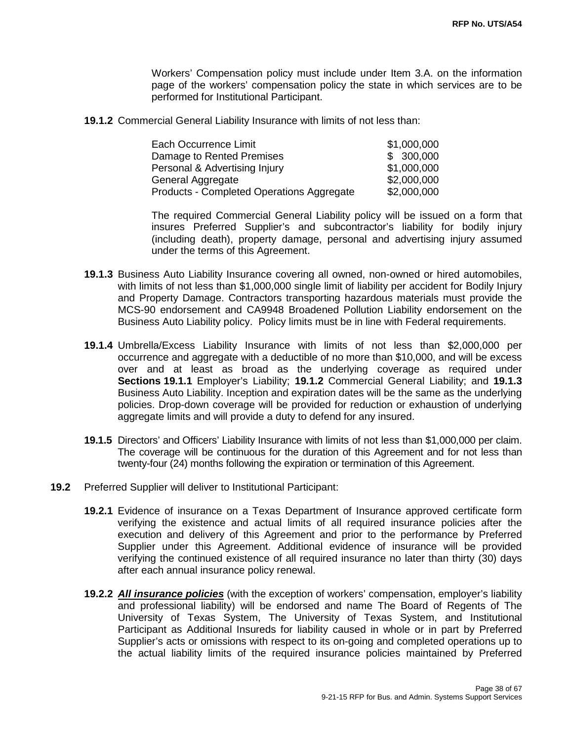Workers' Compensation policy must include under Item 3.A. on the information page of the workers' compensation policy the state in which services are to be performed for Institutional Participant.

**19.1.2** Commercial General Liability Insurance with limits of not less than:

| | |
|---|---|
| Each Occurrence Limit | $1,000,000 |
| Damage to Rented Premises | $ 300,000 |
| Personal & Advertising Injury | $1,000,000 |
| General Aggregate | $2,000,000 |
| Products - Completed Operations Aggregate | $2,000,000 |

The required Commercial General Liability policy will be issued on a form that insures Preferred Supplier's and subcontractor's liability for bodily injury (including death), property damage, personal and advertising injury assumed under the terms of this Agreement.

**19.1.3** Business Auto Liability Insurance covering all owned, non-owned or hired automobiles, with limits of not less than $1,000,000 single limit of liability per accident for Bodily Injury and Property Damage. Contractors transporting hazardous materials must provide the MCS-90 endorsement and CA9948 Broadened Pollution Liability endorsement on the Business Auto Liability policy. Policy limits must be in line with Federal requirements.

**19.1.4** Umbrella/Excess Liability Insurance with limits of not less than $2,000,000 per occurrence and aggregate with a deductible of no more than $10,000, and will be excess over and at least as broad as the underlying coverage as required under **Sections 19.1.1** Employer's Liability; **19.1.2** Commercial General Liability; and **19.1.3** Business Auto Liability. Inception and expiration dates will be the same as the underlying policies. Drop-down coverage will be provided for reduction or exhaustion of underlying aggregate limits and will provide a duty to defend for any insured.

**19.1.5** Directors' and Officers' Liability Insurance with limits of not less than $1,000,000 per claim. The coverage will be continuous for the duration of this Agreement and for not less than twenty-four (24) months following the expiration or termination of this Agreement.

**19.2** Preferred Supplier will deliver to Institutional Participant:

**19.2.1** Evidence of insurance on a Texas Department of Insurance approved certificate form verifying the existence and actual limits of all required insurance policies after the execution and delivery of this Agreement and prior to the performance by Preferred Supplier under this Agreement. Additional evidence of insurance will be provided verifying the continued existence of all required insurance no later than thirty (30) days after each annual insurance policy renewal.

**19.2.2** ***All insurance policies*** (with the exception of workers' compensation, employer's liability and professional liability) will be endorsed and name The Board of Regents of The University of Texas System, The University of Texas System, and Institutional Participant as Additional Insureds for liability caused in whole or in part by Preferred Supplier's acts or omissions with respect to its on-going and completed operations up to the actual liability limits of the required insurance policies maintained by Preferred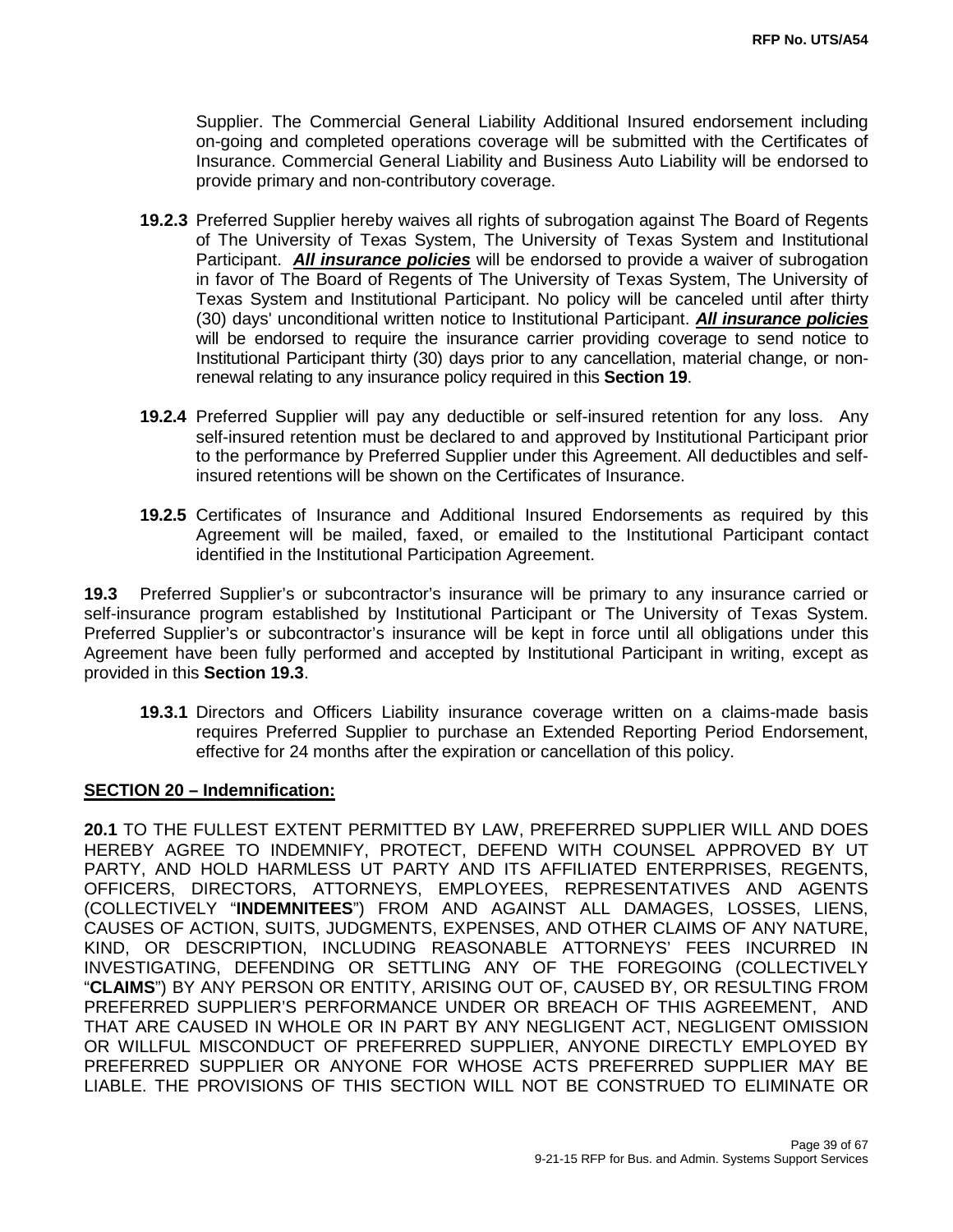Supplier. The Commercial General Liability Additional Insured endorsement including on-going and completed operations coverage will be submitted with the Certificates of Insurance. Commercial General Liability and Business Auto Liability will be endorsed to provide primary and non-contributory coverage.

**19.2.3** Preferred Supplier hereby waives all rights of subrogation against The Board of Regents of The University of Texas System, The University of Texas System and Institutional Participant. ***All insurance policies*** will be endorsed to provide a waiver of subrogation in favor of The Board of Regents of The University of Texas System, The University of Texas System and Institutional Participant. No policy will be canceled until after thirty (30) days' unconditional written notice to Institutional Participant. ***All insurance policies*** will be endorsed to require the insurance carrier providing coverage to send notice to Institutional Participant thirty (30) days prior to any cancellation, material change, or non-renewal relating to any insurance policy required in this **Section 19**.

**19.2.4** Preferred Supplier will pay any deductible or self-insured retention for any loss. Any self-insured retention must be declared to and approved by Institutional Participant prior to the performance by Preferred Supplier under this Agreement. All deductibles and self-insured retentions will be shown on the Certificates of Insurance.

**19.2.5** Certificates of Insurance and Additional Insured Endorsements as required by this Agreement will be mailed, faxed, or emailed to the Institutional Participant contact identified in the Institutional Participation Agreement.

**19.3** Preferred Supplier's or subcontractor's insurance will be primary to any insurance carried or self-insurance program established by Institutional Participant or The University of Texas System. Preferred Supplier's or subcontractor's insurance will be kept in force until all obligations under this Agreement have been fully performed and accepted by Institutional Participant in writing, except as provided in this **Section 19.3**.

**19.3.1** Directors and Officers Liability insurance coverage written on a claims-made basis requires Preferred Supplier to purchase an Extended Reporting Period Endorsement, effective for 24 months after the expiration or cancellation of this policy.

## SECTION 20 – Indemnification:

**20.1** TO THE FULLEST EXTENT PERMITTED BY LAW, PREFERRED SUPPLIER WILL AND DOES HEREBY AGREE TO INDEMNIFY, PROTECT, DEFEND WITH COUNSEL APPROVED BY UT PARTY, AND HOLD HARMLESS UT PARTY AND ITS AFFILIATED ENTERPRISES, REGENTS, OFFICERS, DIRECTORS, ATTORNEYS, EMPLOYEES, REPRESENTATIVES AND AGENTS (COLLECTIVELY "**INDEMNITEES**") FROM AND AGAINST ALL DAMAGES, LOSSES, LIENS, CAUSES OF ACTION, SUITS, JUDGMENTS, EXPENSES, AND OTHER CLAIMS OF ANY NATURE, KIND, OR DESCRIPTION, INCLUDING REASONABLE ATTORNEYS' FEES INCURRED IN INVESTIGATING, DEFENDING OR SETTLING ANY OF THE FOREGOING (COLLECTIVELY "**CLAIMS**") BY ANY PERSON OR ENTITY, ARISING OUT OF, CAUSED BY, OR RESULTING FROM PREFERRED SUPPLIER'S PERFORMANCE UNDER OR BREACH OF THIS AGREEMENT, AND THAT ARE CAUSED IN WHOLE OR IN PART BY ANY NEGLIGENT ACT, NEGLIGENT OMISSION OR WILLFUL MISCONDUCT OF PREFERRED SUPPLIER, ANYONE DIRECTLY EMPLOYED BY PREFERRED SUPPLIER OR ANYONE FOR WHOSE ACTS PREFERRED SUPPLIER MAY BE LIABLE. THE PROVISIONS OF THIS SECTION WILL NOT BE CONSTRUED TO ELIMINATE OR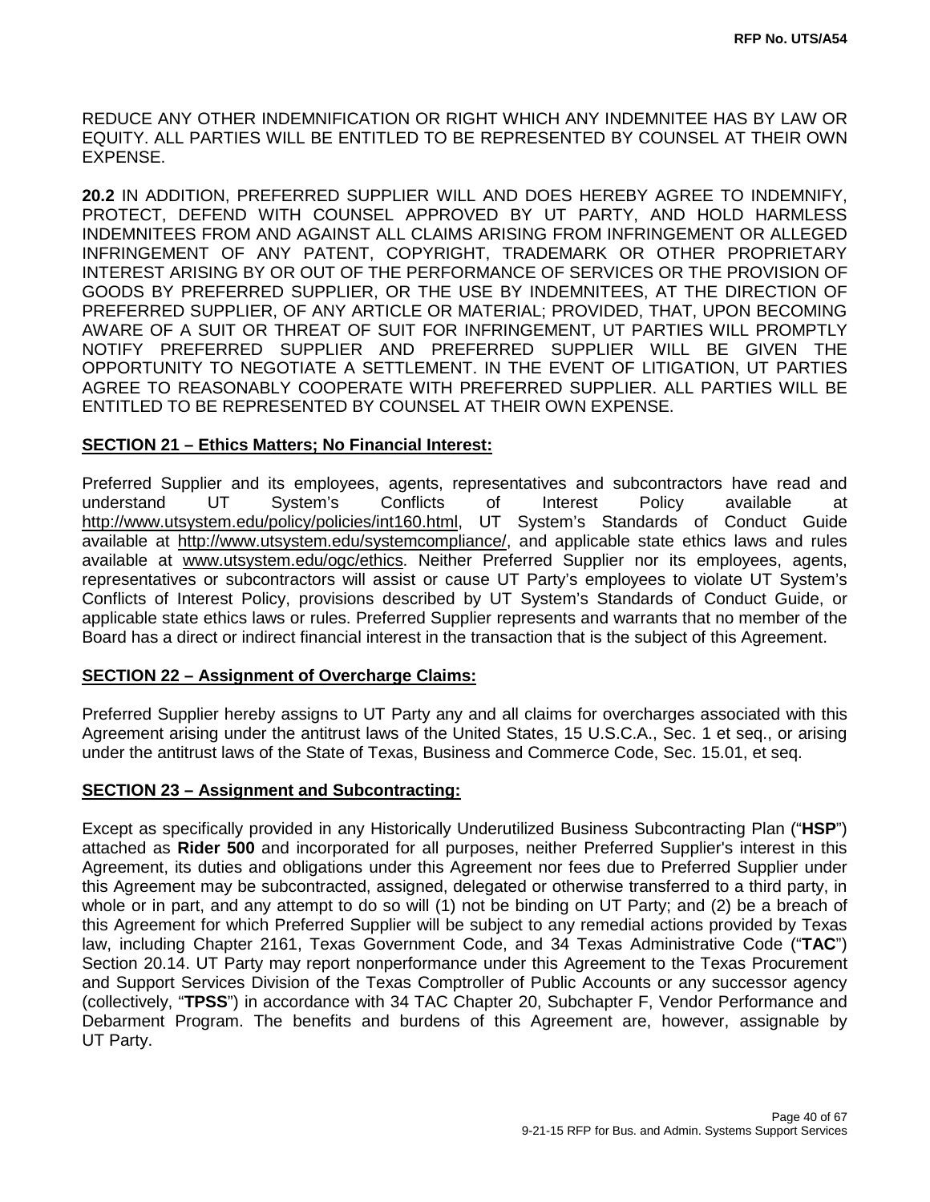REDUCE ANY OTHER INDEMNIFICATION OR RIGHT WHICH ANY INDEMNITEE HAS BY LAW OR EQUITY. ALL PARTIES WILL BE ENTITLED TO BE REPRESENTED BY COUNSEL AT THEIR OWN EXPENSE.

**20.2** IN ADDITION, PREFERRED SUPPLIER WILL AND DOES HEREBY AGREE TO INDEMNIFY, PROTECT, DEFEND WITH COUNSEL APPROVED BY UT PARTY, AND HOLD HARMLESS INDEMNITEES FROM AND AGAINST ALL CLAIMS ARISING FROM INFRINGEMENT OR ALLEGED INFRINGEMENT OF ANY PATENT, COPYRIGHT, TRADEMARK OR OTHER PROPRIETARY INTEREST ARISING BY OR OUT OF THE PERFORMANCE OF SERVICES OR THE PROVISION OF GOODS BY PREFERRED SUPPLIER, OR THE USE BY INDEMNITEES, AT THE DIRECTION OF PREFERRED SUPPLIER, OF ANY ARTICLE OR MATERIAL; PROVIDED, THAT, UPON BECOMING AWARE OF A SUIT OR THREAT OF SUIT FOR INFRINGEMENT, UT PARTIES WILL PROMPTLY NOTIFY PREFERRED SUPPLIER AND PREFERRED SUPPLIER WILL BE GIVEN THE OPPORTUNITY TO NEGOTIATE A SETTLEMENT. IN THE EVENT OF LITIGATION, UT PARTIES AGREE TO REASONABLY COOPERATE WITH PREFERRED SUPPLIER. ALL PARTIES WILL BE ENTITLED TO BE REPRESENTED BY COUNSEL AT THEIR OWN EXPENSE.

## SECTION 21 – Ethics Matters; No Financial Interest:

Preferred Supplier and its employees, agents, representatives and subcontractors have read and understand UT System's Conflicts of Interest Policy available at http://www.utsystem.edu/policy/policies/int160.html, UT System's Standards of Conduct Guide available at http://www.utsystem.edu/systemcompliance/, and applicable state ethics laws and rules available at www.utsystem.edu/ogc/ethics. Neither Preferred Supplier nor its employees, agents, representatives or subcontractors will assist or cause UT Party's employees to violate UT System's Conflicts of Interest Policy, provisions described by UT System's Standards of Conduct Guide, or applicable state ethics laws or rules. Preferred Supplier represents and warrants that no member of the Board has a direct or indirect financial interest in the transaction that is the subject of this Agreement.

## SECTION 22 – Assignment of Overcharge Claims:

Preferred Supplier hereby assigns to UT Party any and all claims for overcharges associated with this Agreement arising under the antitrust laws of the United States, 15 U.S.C.A., Sec. 1 et seq., or arising under the antitrust laws of the State of Texas, Business and Commerce Code, Sec. 15.01, et seq.

## SECTION 23 – Assignment and Subcontracting:

Except as specifically provided in any Historically Underutilized Business Subcontracting Plan ("**HSP**") attached as **Rider 500** and incorporated for all purposes, neither Preferred Supplier's interest in this Agreement, its duties and obligations under this Agreement nor fees due to Preferred Supplier under this Agreement may be subcontracted, assigned, delegated or otherwise transferred to a third party, in whole or in part, and any attempt to do so will (1) not be binding on UT Party; and (2) be a breach of this Agreement for which Preferred Supplier will be subject to any remedial actions provided by Texas law, including Chapter 2161, Texas Government Code, and 34 Texas Administrative Code ("**TAC**") Section 20.14. UT Party may report nonperformance under this Agreement to the Texas Procurement and Support Services Division of the Texas Comptroller of Public Accounts or any successor agency (collectively, "**TPSS**") in accordance with 34 TAC Chapter 20, Subchapter F, Vendor Performance and Debarment Program. The benefits and burdens of this Agreement are, however, assignable by UT Party.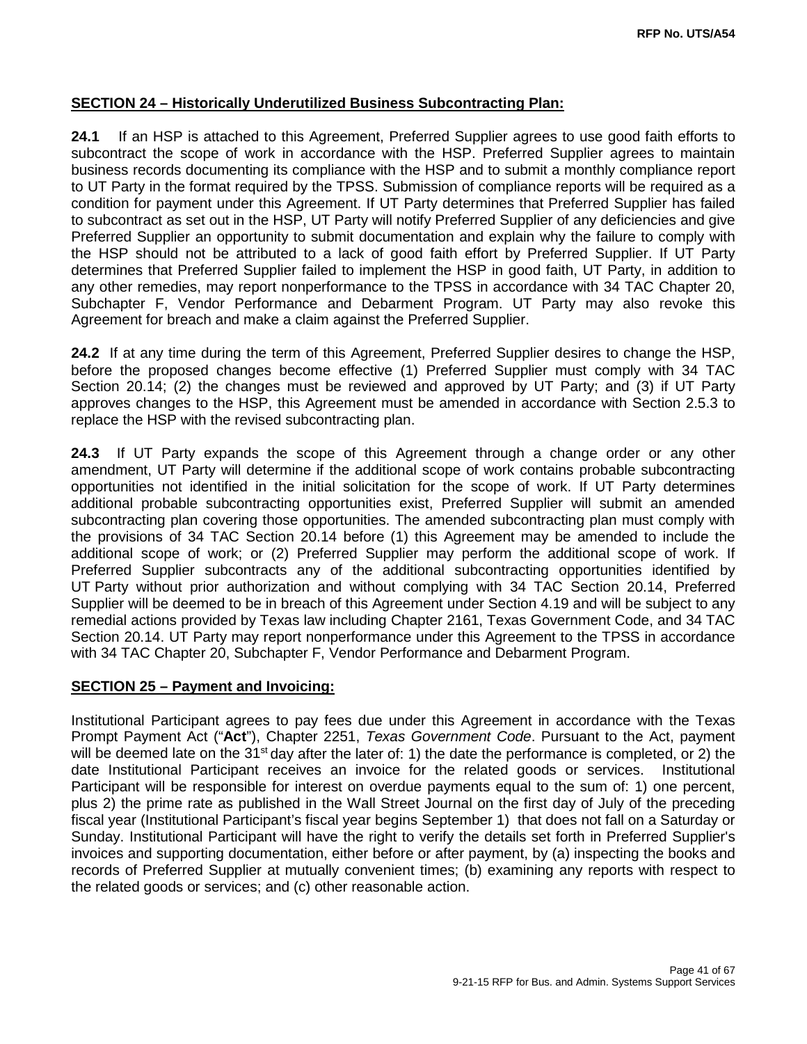**SECTION 24 – Historically Underutilized Business Subcontracting Plan:**

**24.1** If an HSP is attached to this Agreement, Preferred Supplier agrees to use good faith efforts to subcontract the scope of work in accordance with the HSP. Preferred Supplier agrees to maintain business records documenting its compliance with the HSP and to submit a monthly compliance report to UT Party in the format required by the TPSS. Submission of compliance reports will be required as a condition for payment under this Agreement. If UT Party determines that Preferred Supplier has failed to subcontract as set out in the HSP, UT Party will notify Preferred Supplier of any deficiencies and give Preferred Supplier an opportunity to submit documentation and explain why the failure to comply with the HSP should not be attributed to a lack of good faith effort by Preferred Supplier. If UT Party determines that Preferred Supplier failed to implement the HSP in good faith, UT Party, in addition to any other remedies, may report nonperformance to the TPSS in accordance with 34 TAC Chapter 20, Subchapter F, Vendor Performance and Debarment Program. UT Party may also revoke this Agreement for breach and make a claim against the Preferred Supplier.

**24.2** If at any time during the term of this Agreement, Preferred Supplier desires to change the HSP, before the proposed changes become effective (1) Preferred Supplier must comply with 34 TAC Section 20.14; (2) the changes must be reviewed and approved by UT Party; and (3) if UT Party approves changes to the HSP, this Agreement must be amended in accordance with Section 2.5.3 to replace the HSP with the revised subcontracting plan.

**24.3** If UT Party expands the scope of this Agreement through a change order or any other amendment, UT Party will determine if the additional scope of work contains probable subcontracting opportunities not identified in the initial solicitation for the scope of work. If UT Party determines additional probable subcontracting opportunities exist, Preferred Supplier will submit an amended subcontracting plan covering those opportunities. The amended subcontracting plan must comply with the provisions of 34 TAC Section 20.14 before (1) this Agreement may be amended to include the additional scope of work; or (2) Preferred Supplier may perform the additional scope of work. If Preferred Supplier subcontracts any of the additional subcontracting opportunities identified by UT Party without prior authorization and without complying with 34 TAC Section 20.14, Preferred Supplier will be deemed to be in breach of this Agreement under Section 4.19 and will be subject to any remedial actions provided by Texas law including Chapter 2161, Texas Government Code, and 34 TAC Section 20.14. UT Party may report nonperformance under this Agreement to the TPSS in accordance with 34 TAC Chapter 20, Subchapter F, Vendor Performance and Debarment Program.

**SECTION 25 – Payment and Invoicing:**

Institutional Participant agrees to pay fees due under this Agreement in accordance with the Texas Prompt Payment Act ("**Act**"), Chapter 2251, *Texas Government Code*. Pursuant to the Act, payment will be deemed late on the 31st day after the later of: 1) the date the performance is completed, or 2) the date Institutional Participant receives an invoice for the related goods or services. Institutional Participant will be responsible for interest on overdue payments equal to the sum of: 1) one percent, plus 2) the prime rate as published in the Wall Street Journal on the first day of July of the preceding fiscal year (Institutional Participant's fiscal year begins September 1) that does not fall on a Saturday or Sunday. Institutional Participant will have the right to verify the details set forth in Preferred Supplier's invoices and supporting documentation, either before or after payment, by (a) inspecting the books and records of Preferred Supplier at mutually convenient times; (b) examining any reports with respect to the related goods or services; and (c) other reasonable action.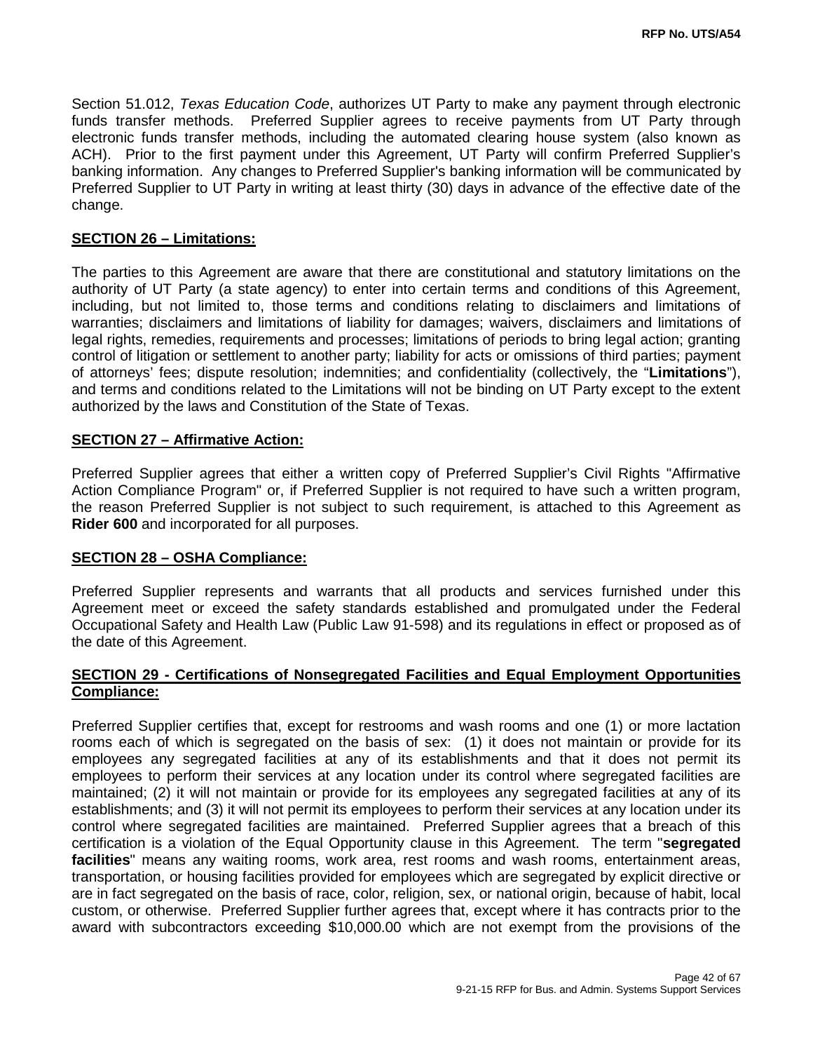Section 51.012, *Texas Education Code*, authorizes UT Party to make any payment through electronic funds transfer methods. Preferred Supplier agrees to receive payments from UT Party through electronic funds transfer methods, including the automated clearing house system (also known as ACH). Prior to the first payment under this Agreement, UT Party will confirm Preferred Supplier's banking information. Any changes to Preferred Supplier's banking information will be communicated by Preferred Supplier to UT Party in writing at least thirty (30) days in advance of the effective date of the change.

**SECTION 26 – Limitations:**

The parties to this Agreement are aware that there are constitutional and statutory limitations on the authority of UT Party (a state agency) to enter into certain terms and conditions of this Agreement, including, but not limited to, those terms and conditions relating to disclaimers and limitations of warranties; disclaimers and limitations of liability for damages; waivers, disclaimers and limitations of legal rights, remedies, requirements and processes; limitations of periods to bring legal action; granting control of litigation or settlement to another party; liability for acts or omissions of third parties; payment of attorneys' fees; dispute resolution; indemnities; and confidentiality (collectively, the "**Limitations**"), and terms and conditions related to the Limitations will not be binding on UT Party except to the extent authorized by the laws and Constitution of the State of Texas.

**SECTION 27 – Affirmative Action:**

Preferred Supplier agrees that either a written copy of Preferred Supplier's Civil Rights "Affirmative Action Compliance Program" or, if Preferred Supplier is not required to have such a written program, the reason Preferred Supplier is not subject to such requirement, is attached to this Agreement as **Rider 600** and incorporated for all purposes.

**SECTION 28 – OSHA Compliance:**

Preferred Supplier represents and warrants that all products and services furnished under this Agreement meet or exceed the safety standards established and promulgated under the Federal Occupational Safety and Health Law (Public Law 91-598) and its regulations in effect or proposed as of the date of this Agreement.

**SECTION 29 - Certifications of Nonsegregated Facilities and Equal Employment Opportunities Compliance:**

Preferred Supplier certifies that, except for restrooms and wash rooms and one (1) or more lactation rooms each of which is segregated on the basis of sex: (1) it does not maintain or provide for its employees any segregated facilities at any of its establishments and that it does not permit its employees to perform their services at any location under its control where segregated facilities are maintained; (2) it will not maintain or provide for its employees any segregated facilities at any of its establishments; and (3) it will not permit its employees to perform their services at any location under its control where segregated facilities are maintained. Preferred Supplier agrees that a breach of this certification is a violation of the Equal Opportunity clause in this Agreement. The term "**segregated facilities**" means any waiting rooms, work area, rest rooms and wash rooms, entertainment areas, transportation, or housing facilities provided for employees which are segregated by explicit directive or are in fact segregated on the basis of race, color, religion, sex, or national origin, because of habit, local custom, or otherwise. Preferred Supplier further agrees that, except where it has contracts prior to the award with subcontractors exceeding $10,000.00 which are not exempt from the provisions of the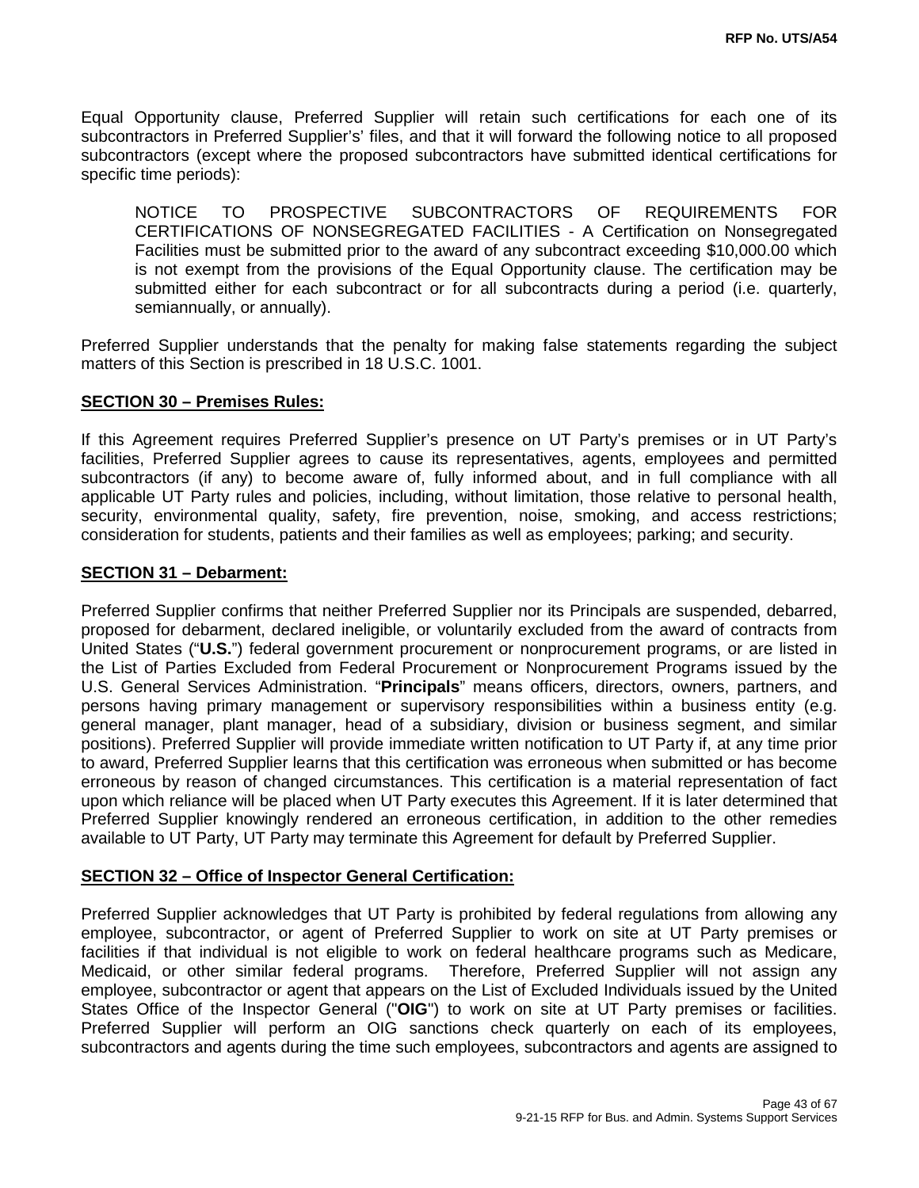Equal Opportunity clause, Preferred Supplier will retain such certifications for each one of its subcontractors in Preferred Supplier's' files, and that it will forward the following notice to all proposed subcontractors (except where the proposed subcontractors have submitted identical certifications for specific time periods):

> NOTICE TO PROSPECTIVE SUBCONTRACTORS OF REQUIREMENTS FOR CERTIFICATIONS OF NONSEGREGATED FACILITIES - A Certification on Nonsegregated Facilities must be submitted prior to the award of any subcontract exceeding $10,000.00 which is not exempt from the provisions of the Equal Opportunity clause. The certification may be submitted either for each subcontract or for all subcontracts during a period (i.e. quarterly, semiannually, or annually).

Preferred Supplier understands that the penalty for making false statements regarding the subject matters of this Section is prescribed in 18 U.S.C. 1001.

## SECTION 30 – Premises Rules:

If this Agreement requires Preferred Supplier's presence on UT Party's premises or in UT Party's facilities, Preferred Supplier agrees to cause its representatives, agents, employees and permitted subcontractors (if any) to become aware of, fully informed about, and in full compliance with all applicable UT Party rules and policies, including, without limitation, those relative to personal health, security, environmental quality, safety, fire prevention, noise, smoking, and access restrictions; consideration for students, patients and their families as well as employees; parking; and security.

## SECTION 31 – Debarment:

Preferred Supplier confirms that neither Preferred Supplier nor its Principals are suspended, debarred, proposed for debarment, declared ineligible, or voluntarily excluded from the award of contracts from United States ("**U.S.**") federal government procurement or nonprocurement programs, or are listed in the List of Parties Excluded from Federal Procurement or Nonprocurement Programs issued by the U.S. General Services Administration. "**Principals**" means officers, directors, owners, partners, and persons having primary management or supervisory responsibilities within a business entity (e.g. general manager, plant manager, head of a subsidiary, division or business segment, and similar positions). Preferred Supplier will provide immediate written notification to UT Party if, at any time prior to award, Preferred Supplier learns that this certification was erroneous when submitted or has become erroneous by reason of changed circumstances. This certification is a material representation of fact upon which reliance will be placed when UT Party executes this Agreement. If it is later determined that Preferred Supplier knowingly rendered an erroneous certification, in addition to the other remedies available to UT Party, UT Party may terminate this Agreement for default by Preferred Supplier.

## SECTION 32 – Office of Inspector General Certification:

Preferred Supplier acknowledges that UT Party is prohibited by federal regulations from allowing any employee, subcontractor, or agent of Preferred Supplier to work on site at UT Party premises or facilities if that individual is not eligible to work on federal healthcare programs such as Medicare, Medicaid, or other similar federal programs. Therefore, Preferred Supplier will not assign any employee, subcontractor or agent that appears on the List of Excluded Individuals issued by the United States Office of the Inspector General ("**OIG**") to work on site at UT Party premises or facilities. Preferred Supplier will perform an OIG sanctions check quarterly on each of its employees, subcontractors and agents during the time such employees, subcontractors and agents are assigned to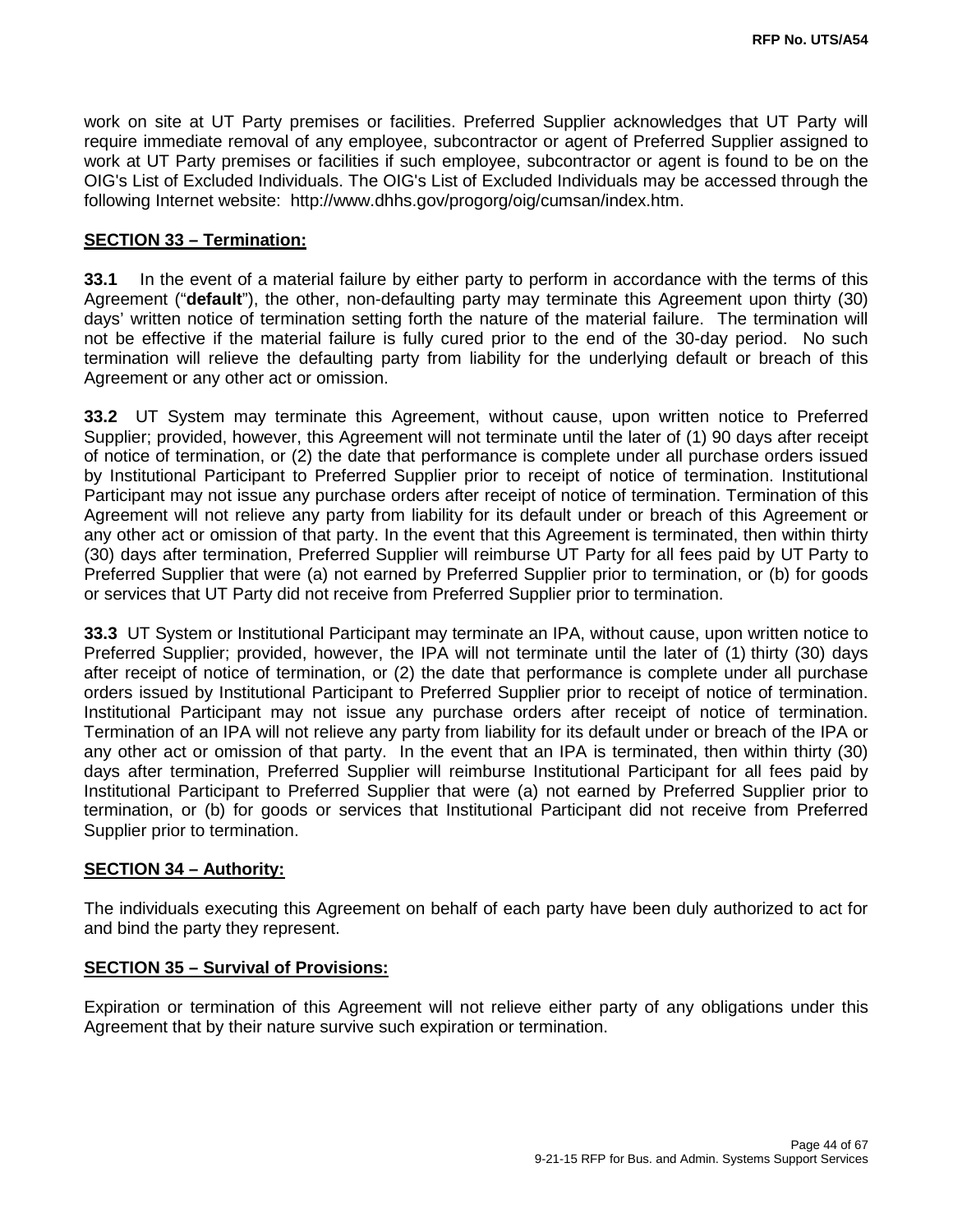work on site at UT Party premises or facilities. Preferred Supplier acknowledges that UT Party will require immediate removal of any employee, subcontractor or agent of Preferred Supplier assigned to work at UT Party premises or facilities if such employee, subcontractor or agent is found to be on the OIG's List of Excluded Individuals. The OIG's List of Excluded Individuals may be accessed through the following Internet website: http://www.dhhs.gov/progorg/oig/cumsan/index.htm.

**SECTION 33 – Termination:**

**33.1** In the event of a material failure by either party to perform in accordance with the terms of this Agreement ("**default**"), the other, non-defaulting party may terminate this Agreement upon thirty (30) days' written notice of termination setting forth the nature of the material failure. The termination will not be effective if the material failure is fully cured prior to the end of the 30-day period. No such termination will relieve the defaulting party from liability for the underlying default or breach of this Agreement or any other act or omission.

**33.2** UT System may terminate this Agreement, without cause, upon written notice to Preferred Supplier; provided, however, this Agreement will not terminate until the later of (1) 90 days after receipt of notice of termination, or (2) the date that performance is complete under all purchase orders issued by Institutional Participant to Preferred Supplier prior to receipt of notice of termination. Institutional Participant may not issue any purchase orders after receipt of notice of termination. Termination of this Agreement will not relieve any party from liability for its default under or breach of this Agreement or any other act or omission of that party. In the event that this Agreement is terminated, then within thirty (30) days after termination, Preferred Supplier will reimburse UT Party for all fees paid by UT Party to Preferred Supplier that were (a) not earned by Preferred Supplier prior to termination, or (b) for goods or services that UT Party did not receive from Preferred Supplier prior to termination.

**33.3** UT System or Institutional Participant may terminate an IPA, without cause, upon written notice to Preferred Supplier; provided, however, the IPA will not terminate until the later of (1) thirty (30) days after receipt of notice of termination, or (2) the date that performance is complete under all purchase orders issued by Institutional Participant to Preferred Supplier prior to receipt of notice of termination. Institutional Participant may not issue any purchase orders after receipt of notice of termination. Termination of an IPA will not relieve any party from liability for its default under or breach of the IPA or any other act or omission of that party. In the event that an IPA is terminated, then within thirty (30) days after termination, Preferred Supplier will reimburse Institutional Participant for all fees paid by Institutional Participant to Preferred Supplier that were (a) not earned by Preferred Supplier prior to termination, or (b) for goods or services that Institutional Participant did not receive from Preferred Supplier prior to termination.

**SECTION 34 – Authority:**

The individuals executing this Agreement on behalf of each party have been duly authorized to act for and bind the party they represent.

**SECTION 35 – Survival of Provisions:**

Expiration or termination of this Agreement will not relieve either party of any obligations under this Agreement that by their nature survive such expiration or termination.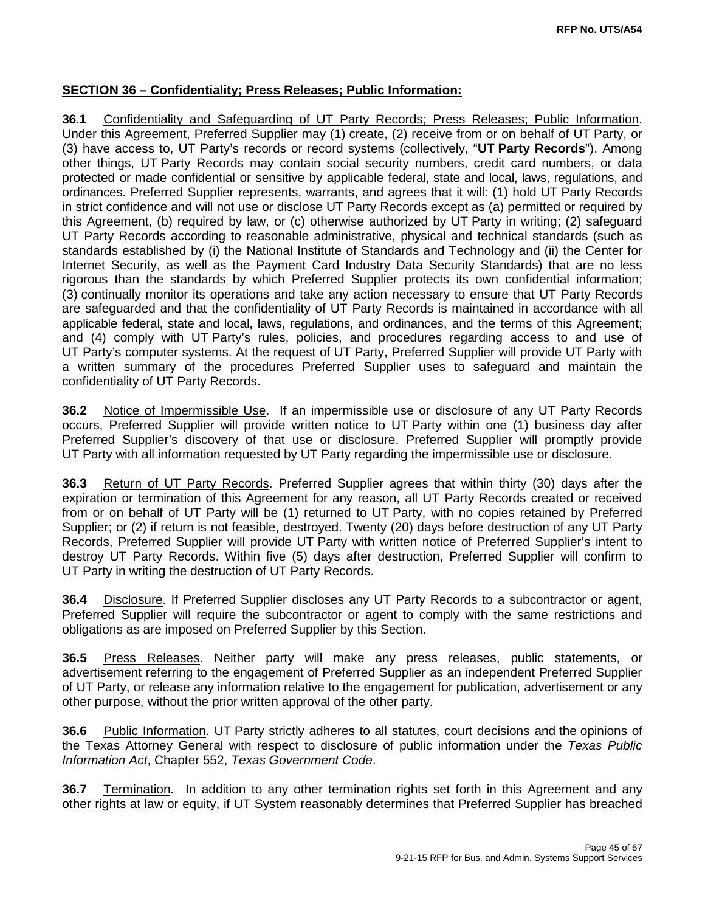**<u>SECTION 36 – Confidentiality; Press Releases; Public Information:</u>**

**36.1** <u>Confidentiality and Safeguarding of UT Party Records; Press Releases; Public Information</u>. Under this Agreement, Preferred Supplier may (1) create, (2) receive from or on behalf of UT Party, or (3) have access to, UT Party's records or record systems (collectively, "**UT Party Records**"). Among other things, UT Party Records may contain social security numbers, credit card numbers, or data protected or made confidential or sensitive by applicable federal, state and local, laws, regulations, and ordinances. Preferred Supplier represents, warrants, and agrees that it will: (1) hold UT Party Records in strict confidence and will not use or disclose UT Party Records except as (a) permitted or required by this Agreement, (b) required by law, or (c) otherwise authorized by UT Party in writing; (2) safeguard UT Party Records according to reasonable administrative, physical and technical standards (such as standards established by (i) the National Institute of Standards and Technology and (ii) the Center for Internet Security, as well as the Payment Card Industry Data Security Standards) that are no less rigorous than the standards by which Preferred Supplier protects its own confidential information; (3) continually monitor its operations and take any action necessary to ensure that UT Party Records are safeguarded and that the confidentiality of UT Party Records is maintained in accordance with all applicable federal, state and local, laws, regulations, and ordinances, and the terms of this Agreement; and (4) comply with UT Party's rules, policies, and procedures regarding access to and use of UT Party's computer systems. At the request of UT Party, Preferred Supplier will provide UT Party with a written summary of the procedures Preferred Supplier uses to safeguard and maintain the confidentiality of UT Party Records.

**36.2** <u>Notice of Impermissible Use</u>. If an impermissible use or disclosure of any UT Party Records occurs, Preferred Supplier will provide written notice to UT Party within one (1) business day after Preferred Supplier's discovery of that use or disclosure. Preferred Supplier will promptly provide UT Party with all information requested by UT Party regarding the impermissible use or disclosure.

**36.3** <u>Return of UT Party Records</u>. Preferred Supplier agrees that within thirty (30) days after the expiration or termination of this Agreement for any reason, all UT Party Records created or received from or on behalf of UT Party will be (1) returned to UT Party, with no copies retained by Preferred Supplier; or (2) if return is not feasible, destroyed. Twenty (20) days before destruction of any UT Party Records, Preferred Supplier will provide UT Party with written notice of Preferred Supplier's intent to destroy UT Party Records. Within five (5) days after destruction, Preferred Supplier will confirm to UT Party in writing the destruction of UT Party Records.

**36.4** <u>Disclosure</u>. If Preferred Supplier discloses any UT Party Records to a subcontractor or agent, Preferred Supplier will require the subcontractor or agent to comply with the same restrictions and obligations as are imposed on Preferred Supplier by this Section.

**36.5** <u>Press Releases</u>. Neither party will make any press releases, public statements, or advertisement referring to the engagement of Preferred Supplier as an independent Preferred Supplier of UT Party, or release any information relative to the engagement for publication, advertisement or any other purpose, without the prior written approval of the other party.

**36.6** <u>Public Information</u>. UT Party strictly adheres to all statutes, court decisions and the opinions of the Texas Attorney General with respect to disclosure of public information under the *Texas Public Information Act*, Chapter 552, *Texas Government Code*.

**36.7** <u>Termination</u>. In addition to any other termination rights set forth in this Agreement and any other rights at law or equity, if UT System reasonably determines that Preferred Supplier has breached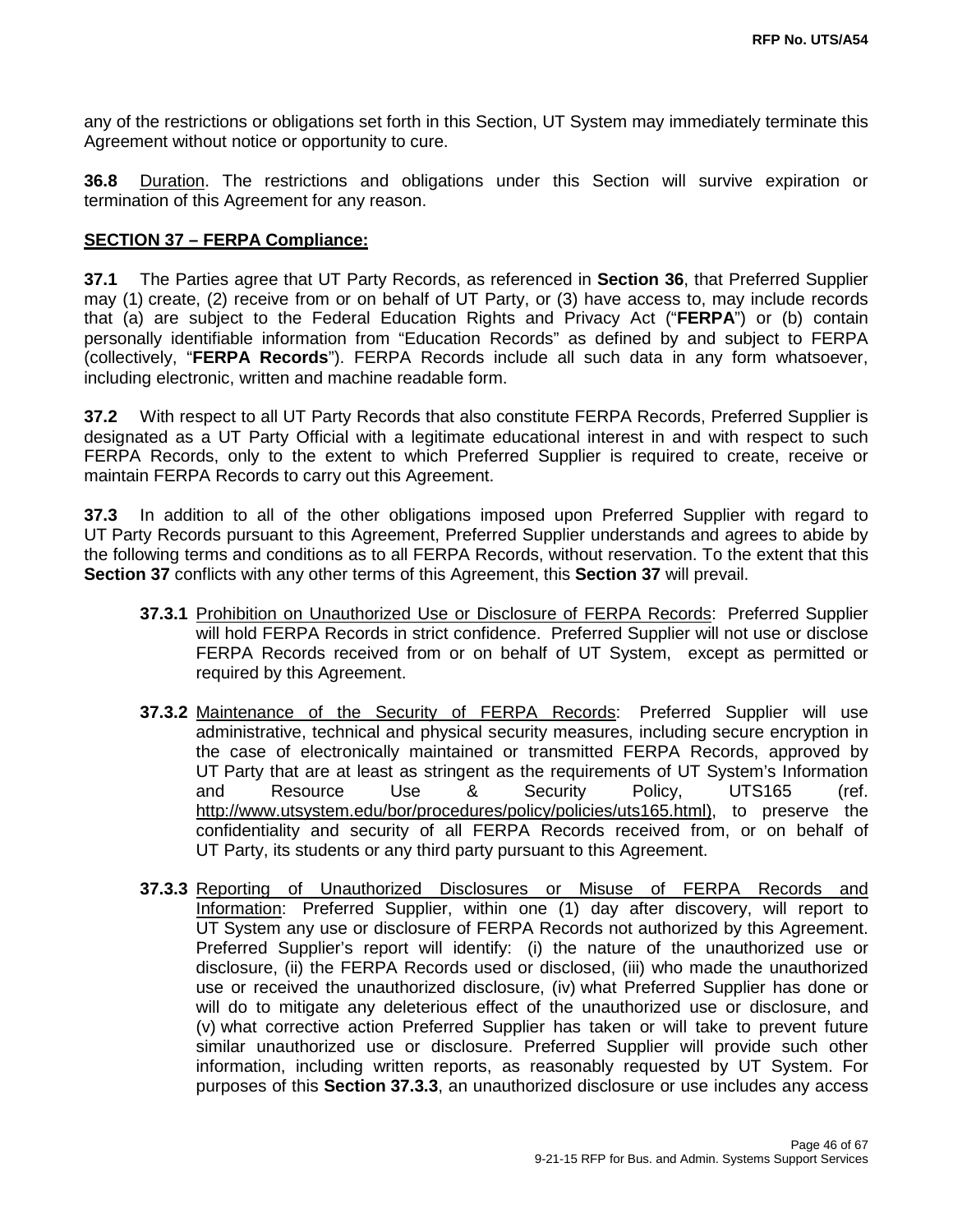any of the restrictions or obligations set forth in this Section, UT System may immediately terminate this Agreement without notice or opportunity to cure.

**36.8** Duration. The restrictions and obligations under this Section will survive expiration or termination of this Agreement for any reason.

**SECTION 37 – FERPA Compliance:**

**37.1** The Parties agree that UT Party Records, as referenced in **Section 36**, that Preferred Supplier may (1) create, (2) receive from or on behalf of UT Party, or (3) have access to, may include records that (a) are subject to the Federal Education Rights and Privacy Act ("**FERPA**") or (b) contain personally identifiable information from "Education Records" as defined by and subject to FERPA (collectively, "**FERPA Records**"). FERPA Records include all such data in any form whatsoever, including electronic, written and machine readable form.

**37.2** With respect to all UT Party Records that also constitute FERPA Records, Preferred Supplier is designated as a UT Party Official with a legitimate educational interest in and with respect to such FERPA Records, only to the extent to which Preferred Supplier is required to create, receive or maintain FERPA Records to carry out this Agreement.

**37.3** In addition to all of the other obligations imposed upon Preferred Supplier with regard to UT Party Records pursuant to this Agreement, Preferred Supplier understands and agrees to abide by the following terms and conditions as to all FERPA Records, without reservation. To the extent that this **Section 37** conflicts with any other terms of this Agreement, this **Section 37** will prevail.

> **37.3.1** Prohibition on Unauthorized Use or Disclosure of FERPA Records: Preferred Supplier will hold FERPA Records in strict confidence. Preferred Supplier will not use or disclose FERPA Records received from or on behalf of UT System, except as permitted or required by this Agreement.
>
> **37.3.2** Maintenance of the Security of FERPA Records: Preferred Supplier will use administrative, technical and physical security measures, including secure encryption in the case of electronically maintained or transmitted FERPA Records, approved by UT Party that are at least as stringent as the requirements of UT System's Information and Resource Use & Security Policy, UTS165 (ref. http://www.utsystem.edu/bor/procedures/policy/policies/uts165.html), to preserve the confidentiality and security of all FERPA Records received from, or on behalf of UT Party, its students or any third party pursuant to this Agreement.
>
> **37.3.3** Reporting of Unauthorized Disclosures or Misuse of FERPA Records and Information: Preferred Supplier, within one (1) day after discovery, will report to UT System any use or disclosure of FERPA Records not authorized by this Agreement. Preferred Supplier's report will identify: (i) the nature of the unauthorized use or disclosure, (ii) the FERPA Records used or disclosed, (iii) who made the unauthorized use or received the unauthorized disclosure, (iv) what Preferred Supplier has done or will do to mitigate any deleterious effect of the unauthorized use or disclosure, and (v) what corrective action Preferred Supplier has taken or will take to prevent future similar unauthorized use or disclosure. Preferred Supplier will provide such other information, including written reports, as reasonably requested by UT System. For purposes of this **Section 37.3.3**, an unauthorized disclosure or use includes any access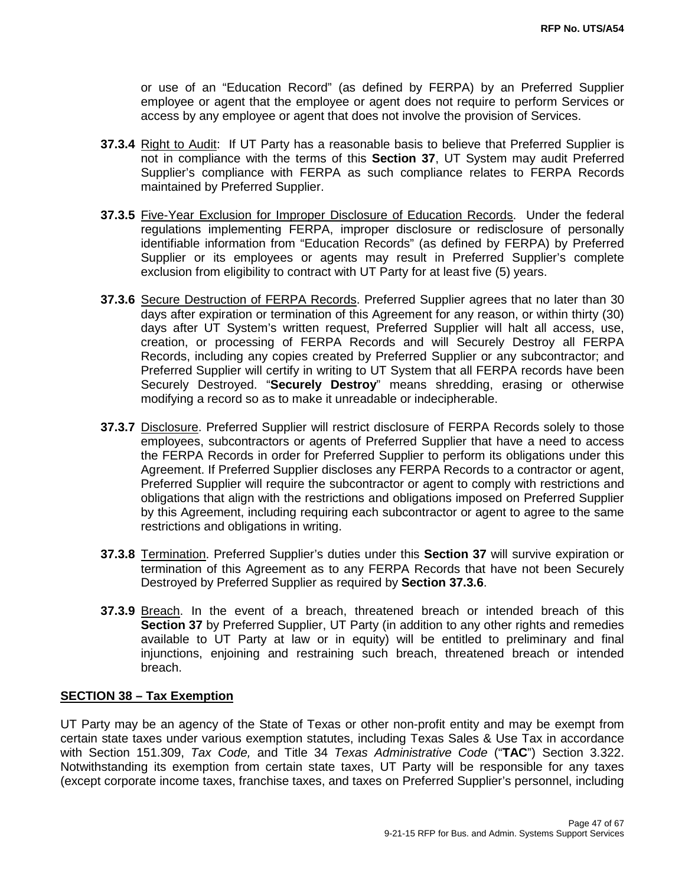or use of an "Education Record" (as defined by FERPA) by an Preferred Supplier employee or agent that the employee or agent does not require to perform Services or access by any employee or agent that does not involve the provision of Services.

**37.3.4** Right to Audit: If UT Party has a reasonable basis to believe that Preferred Supplier is not in compliance with the terms of this **Section 37**, UT System may audit Preferred Supplier's compliance with FERPA as such compliance relates to FERPA Records maintained by Preferred Supplier.

**37.3.5** Five-Year Exclusion for Improper Disclosure of Education Records. Under the federal regulations implementing FERPA, improper disclosure or redisclosure of personally identifiable information from "Education Records" (as defined by FERPA) by Preferred Supplier or its employees or agents may result in Preferred Supplier's complete exclusion from eligibility to contract with UT Party for at least five (5) years.

**37.3.6** Secure Destruction of FERPA Records. Preferred Supplier agrees that no later than 30 days after expiration or termination of this Agreement for any reason, or within thirty (30) days after UT System's written request, Preferred Supplier will halt all access, use, creation, or processing of FERPA Records and will Securely Destroy all FERPA Records, including any copies created by Preferred Supplier or any subcontractor; and Preferred Supplier will certify in writing to UT System that all FERPA records have been Securely Destroyed. "**Securely Destroy**" means shredding, erasing or otherwise modifying a record so as to make it unreadable or indecipherable.

**37.3.7** Disclosure. Preferred Supplier will restrict disclosure of FERPA Records solely to those employees, subcontractors or agents of Preferred Supplier that have a need to access the FERPA Records in order for Preferred Supplier to perform its obligations under this Agreement. If Preferred Supplier discloses any FERPA Records to a contractor or agent, Preferred Supplier will require the subcontractor or agent to comply with restrictions and obligations that align with the restrictions and obligations imposed on Preferred Supplier by this Agreement, including requiring each subcontractor or agent to agree to the same restrictions and obligations in writing.

**37.3.8** Termination. Preferred Supplier's duties under this **Section 37** will survive expiration or termination of this Agreement as to any FERPA Records that have not been Securely Destroyed by Preferred Supplier as required by **Section 37.3.6**.

**37.3.9** Breach. In the event of a breach, threatened breach or intended breach of this **Section 37** by Preferred Supplier, UT Party (in addition to any other rights and remedies available to UT Party at law or in equity) will be entitled to preliminary and final injunctions, enjoining and restraining such breach, threatened breach or intended breach.

## SECTION 38 – Tax Exemption

UT Party may be an agency of the State of Texas or other non-profit entity and may be exempt from certain state taxes under various exemption statutes, including Texas Sales & Use Tax in accordance with Section 151.309, *Tax Code,* and Title 34 *Texas Administrative Code* ("**TAC**") Section 3.322. Notwithstanding its exemption from certain state taxes, UT Party will be responsible for any taxes (except corporate income taxes, franchise taxes, and taxes on Preferred Supplier's personnel, including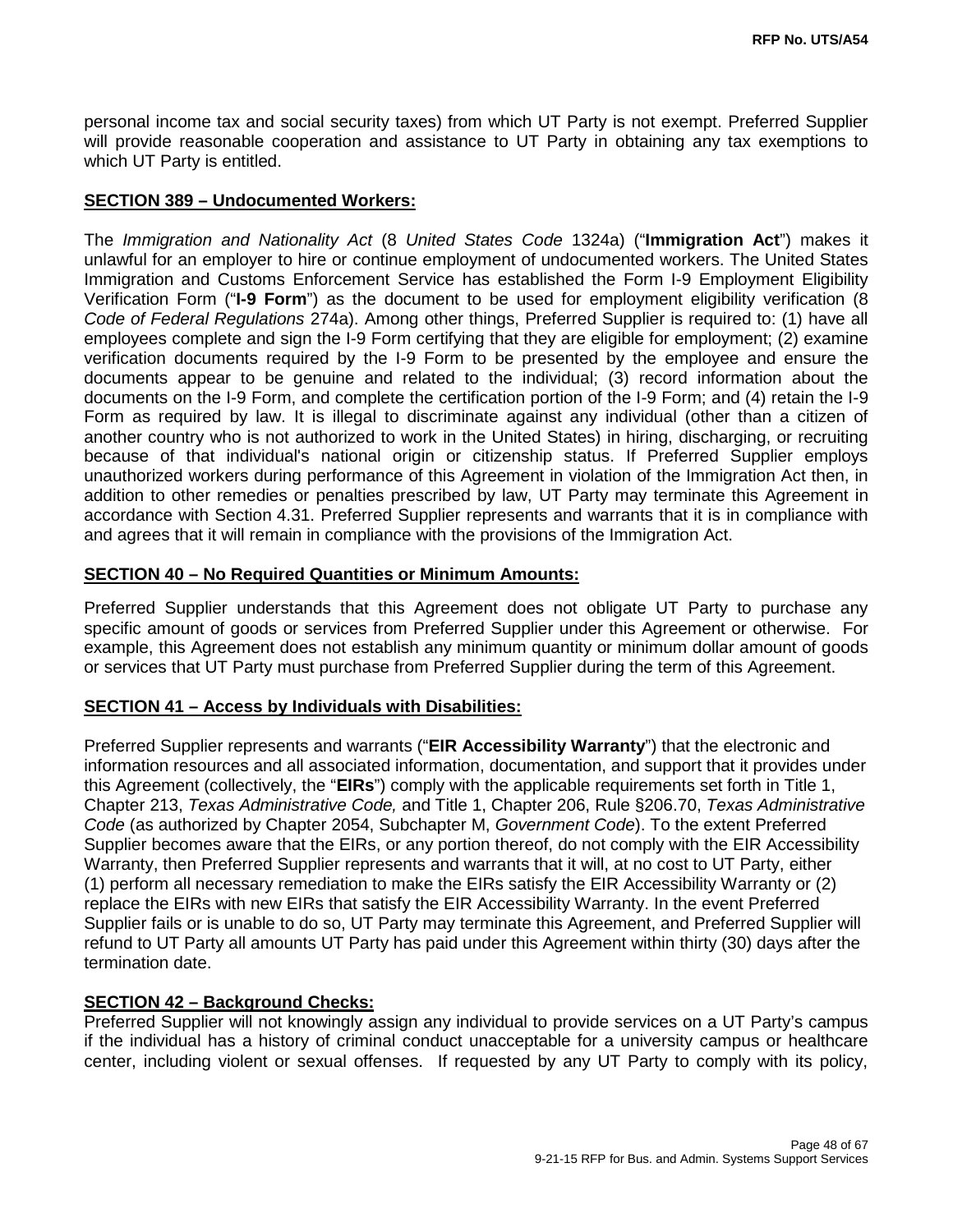personal income tax and social security taxes) from which UT Party is not exempt. Preferred Supplier will provide reasonable cooperation and assistance to UT Party in obtaining any tax exemptions to which UT Party is entitled.

**SECTION 389 – Undocumented Workers:**

The *Immigration and Nationality Act* (8 *United States Code* 1324a) ("**Immigration Act**") makes it unlawful for an employer to hire or continue employment of undocumented workers. The United States Immigration and Customs Enforcement Service has established the Form I-9 Employment Eligibility Verification Form ("**I-9 Form**") as the document to be used for employment eligibility verification (8 *Code of Federal Regulations* 274a). Among other things, Preferred Supplier is required to: (1) have all employees complete and sign the I-9 Form certifying that they are eligible for employment; (2) examine verification documents required by the I-9 Form to be presented by the employee and ensure the documents appear to be genuine and related to the individual; (3) record information about the documents on the I-9 Form, and complete the certification portion of the I-9 Form; and (4) retain the I-9 Form as required by law. It is illegal to discriminate against any individual (other than a citizen of another country who is not authorized to work in the United States) in hiring, discharging, or recruiting because of that individual's national origin or citizenship status. If Preferred Supplier employs unauthorized workers during performance of this Agreement in violation of the Immigration Act then, in addition to other remedies or penalties prescribed by law, UT Party may terminate this Agreement in accordance with Section 4.31. Preferred Supplier represents and warrants that it is in compliance with and agrees that it will remain in compliance with the provisions of the Immigration Act.

**SECTION 40 – No Required Quantities or Minimum Amounts:**

Preferred Supplier understands that this Agreement does not obligate UT Party to purchase any specific amount of goods or services from Preferred Supplier under this Agreement or otherwise. For example, this Agreement does not establish any minimum quantity or minimum dollar amount of goods or services that UT Party must purchase from Preferred Supplier during the term of this Agreement.

**SECTION 41 – Access by Individuals with Disabilities:**

Preferred Supplier represents and warrants ("**EIR Accessibility Warranty**") that the electronic and information resources and all associated information, documentation, and support that it provides under this Agreement (collectively, the "**EIRs**") comply with the applicable requirements set forth in Title 1, Chapter 213, *Texas Administrative Code,* and Title 1, Chapter 206, Rule §206.70, *Texas Administrative Code* (as authorized by Chapter 2054, Subchapter M, *Government Code*). To the extent Preferred Supplier becomes aware that the EIRs, or any portion thereof, do not comply with the EIR Accessibility Warranty, then Preferred Supplier represents and warrants that it will, at no cost to UT Party, either (1) perform all necessary remediation to make the EIRs satisfy the EIR Accessibility Warranty or (2) replace the EIRs with new EIRs that satisfy the EIR Accessibility Warranty. In the event Preferred Supplier fails or is unable to do so, UT Party may terminate this Agreement, and Preferred Supplier will refund to UT Party all amounts UT Party has paid under this Agreement within thirty (30) days after the termination date.

**SECTION 42 – Background Checks:**

Preferred Supplier will not knowingly assign any individual to provide services on a UT Party's campus if the individual has a history of criminal conduct unacceptable for a university campus or healthcare center, including violent or sexual offenses. If requested by any UT Party to comply with its policy,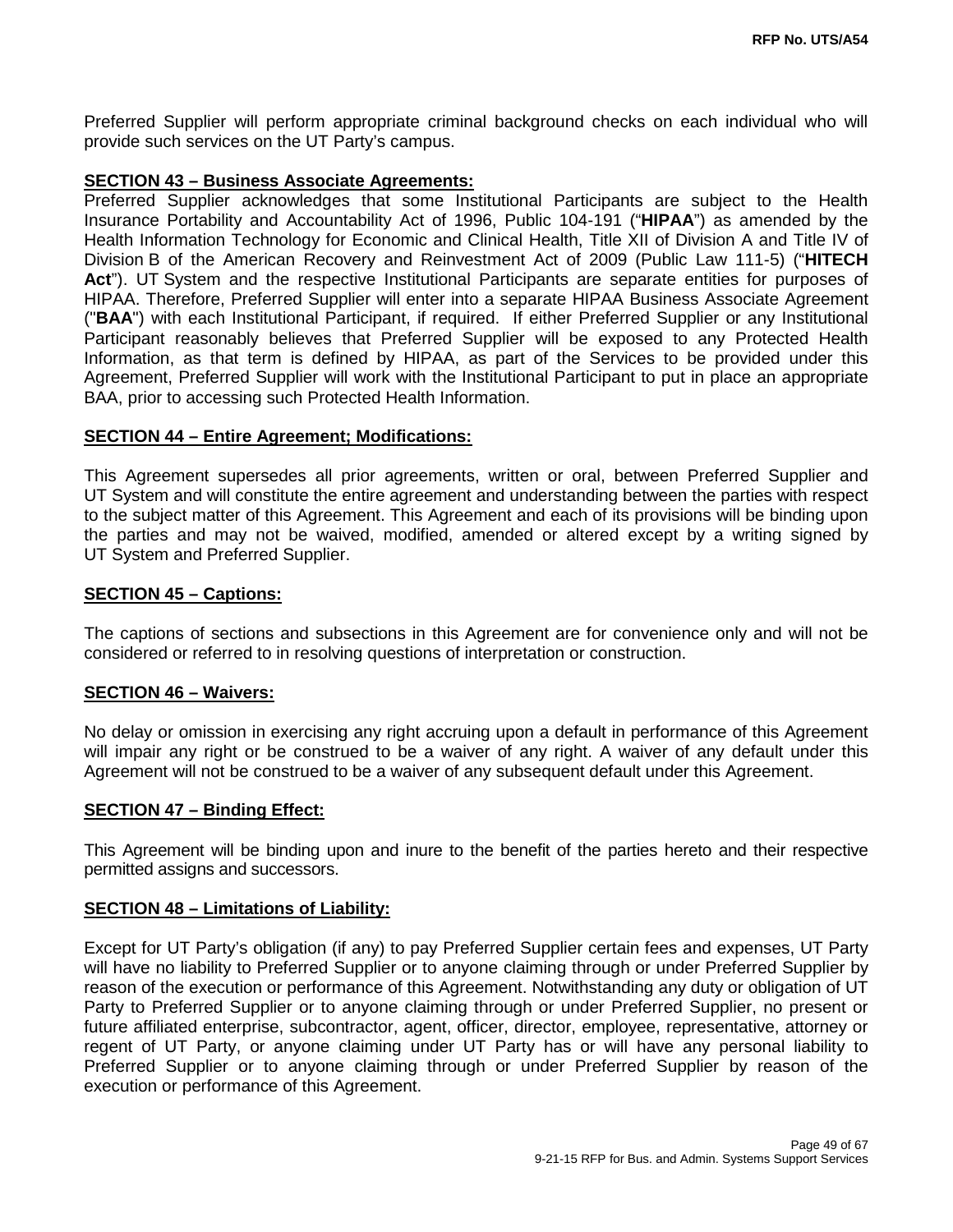Preferred Supplier will perform appropriate criminal background checks on each individual who will provide such services on the UT Party's campus.

**SECTION 43 – Business Associate Agreements:**

Preferred Supplier acknowledges that some Institutional Participants are subject to the Health Insurance Portability and Accountability Act of 1996, Public 104-191 ("**HIPAA**") as amended by the Health Information Technology for Economic and Clinical Health, Title XII of Division A and Title IV of Division B of the American Recovery and Reinvestment Act of 2009 (Public Law 111-5) ("**HITECH Act**"). UT System and the respective Institutional Participants are separate entities for purposes of HIPAA. Therefore, Preferred Supplier will enter into a separate HIPAA Business Associate Agreement ("**BAA**") with each Institutional Participant, if required. If either Preferred Supplier or any Institutional Participant reasonably believes that Preferred Supplier will be exposed to any Protected Health Information, as that term is defined by HIPAA, as part of the Services to be provided under this Agreement, Preferred Supplier will work with the Institutional Participant to put in place an appropriate BAA, prior to accessing such Protected Health Information.

**SECTION 44 – Entire Agreement; Modifications:**

This Agreement supersedes all prior agreements, written or oral, between Preferred Supplier and UT System and will constitute the entire agreement and understanding between the parties with respect to the subject matter of this Agreement. This Agreement and each of its provisions will be binding upon the parties and may not be waived, modified, amended or altered except by a writing signed by UT System and Preferred Supplier.

**SECTION 45 – Captions:**

The captions of sections and subsections in this Agreement are for convenience only and will not be considered or referred to in resolving questions of interpretation or construction.

**SECTION 46 – Waivers:**

No delay or omission in exercising any right accruing upon a default in performance of this Agreement will impair any right or be construed to be a waiver of any right. A waiver of any default under this Agreement will not be construed to be a waiver of any subsequent default under this Agreement.

**SECTION 47 – Binding Effect:**

This Agreement will be binding upon and inure to the benefit of the parties hereto and their respective permitted assigns and successors.

**SECTION 48 – Limitations of Liability:**

Except for UT Party's obligation (if any) to pay Preferred Supplier certain fees and expenses, UT Party will have no liability to Preferred Supplier or to anyone claiming through or under Preferred Supplier by reason of the execution or performance of this Agreement. Notwithstanding any duty or obligation of UT Party to Preferred Supplier or to anyone claiming through or under Preferred Supplier, no present or future affiliated enterprise, subcontractor, agent, officer, director, employee, representative, attorney or regent of UT Party, or anyone claiming under UT Party has or will have any personal liability to Preferred Supplier or to anyone claiming through or under Preferred Supplier by reason of the execution or performance of this Agreement.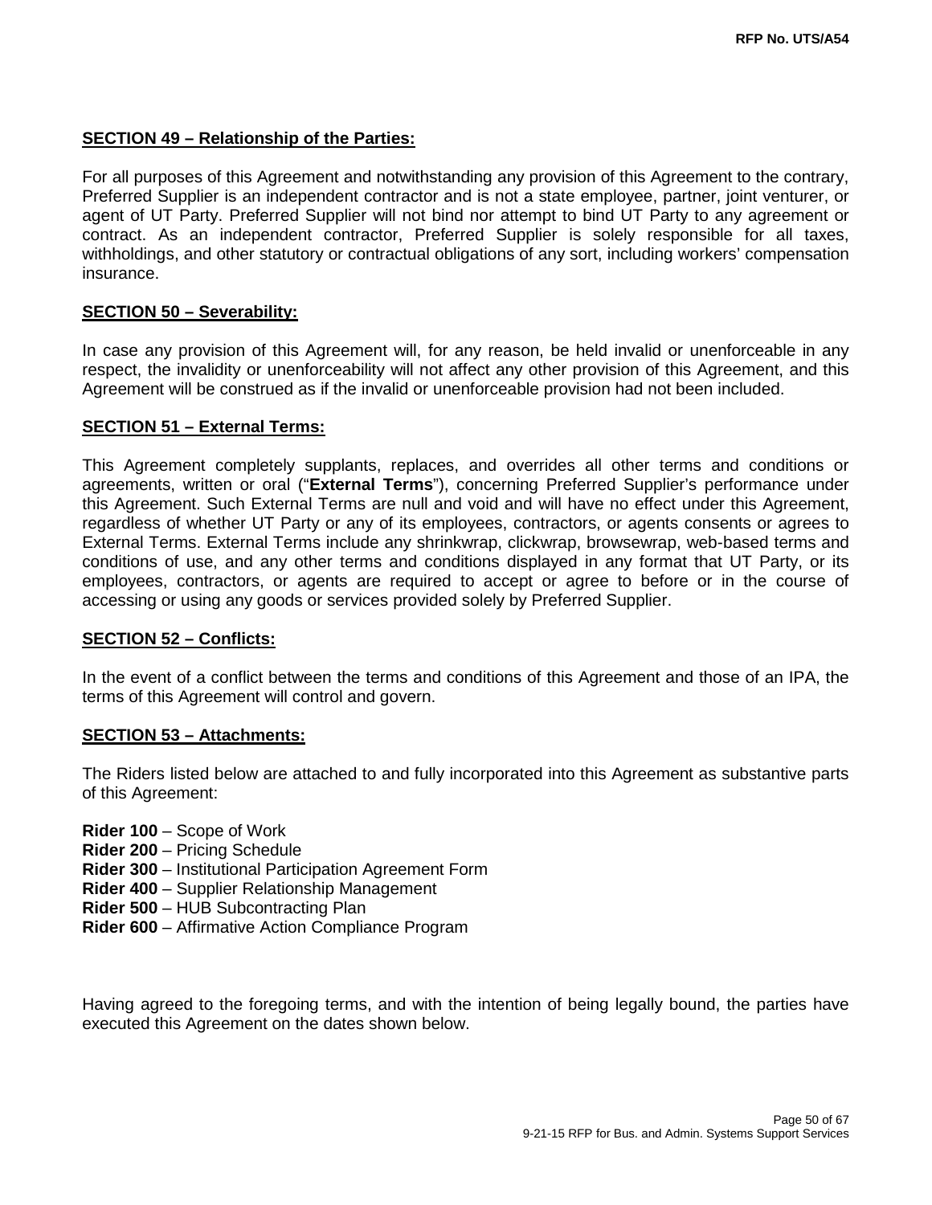**SECTION 49 – Relationship of the Parties:**

For all purposes of this Agreement and notwithstanding any provision of this Agreement to the contrary, Preferred Supplier is an independent contractor and is not a state employee, partner, joint venturer, or agent of UT Party. Preferred Supplier will not bind nor attempt to bind UT Party to any agreement or contract. As an independent contractor, Preferred Supplier is solely responsible for all taxes, withholdings, and other statutory or contractual obligations of any sort, including workers' compensation insurance.

**SECTION 50 – Severability:**

In case any provision of this Agreement will, for any reason, be held invalid or unenforceable in any respect, the invalidity or unenforceability will not affect any other provision of this Agreement, and this Agreement will be construed as if the invalid or unenforceable provision had not been included.

**SECTION 51 – External Terms:**

This Agreement completely supplants, replaces, and overrides all other terms and conditions or agreements, written or oral ("**External Terms**"), concerning Preferred Supplier's performance under this Agreement. Such External Terms are null and void and will have no effect under this Agreement, regardless of whether UT Party or any of its employees, contractors, or agents consents or agrees to External Terms. External Terms include any shrinkwrap, clickwrap, browsewrap, web-based terms and conditions of use, and any other terms and conditions displayed in any format that UT Party, or its employees, contractors, or agents are required to accept or agree to before or in the course of accessing or using any goods or services provided solely by Preferred Supplier.

**SECTION 52 – Conflicts:**

In the event of a conflict between the terms and conditions of this Agreement and those of an IPA, the terms of this Agreement will control and govern.

**SECTION 53 – Attachments:**

The Riders listed below are attached to and fully incorporated into this Agreement as substantive parts of this Agreement:

**Rider 100** – Scope of Work
**Rider 200** – Pricing Schedule
**Rider 300** – Institutional Participation Agreement Form
**Rider 400** – Supplier Relationship Management
**Rider 500** – HUB Subcontracting Plan
**Rider 600** – Affirmative Action Compliance Program

Having agreed to the foregoing terms, and with the intention of being legally bound, the parties have executed this Agreement on the dates shown below.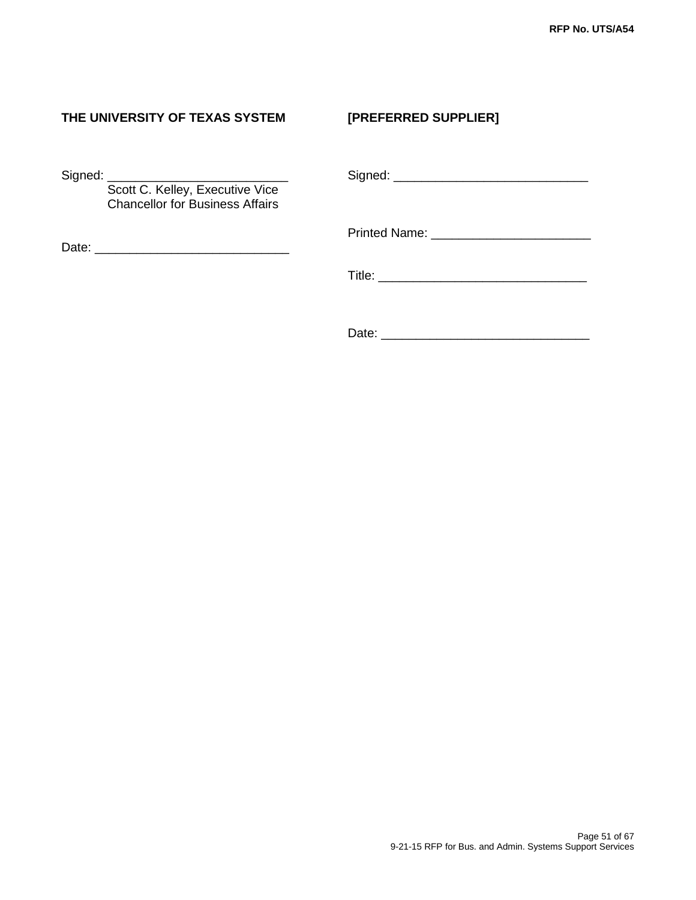**THE UNIVERSITY OF TEXAS SYSTEM**

Signed: ___________________________
Scott C. Kelley, Executive Vice Chancellor for Business Affairs

Date: ___________________________

**[PREFERRED SUPPLIER]**

Signed: ___________________________

Printed Name: ______________________

Title: ____________________________

Date: ____________________________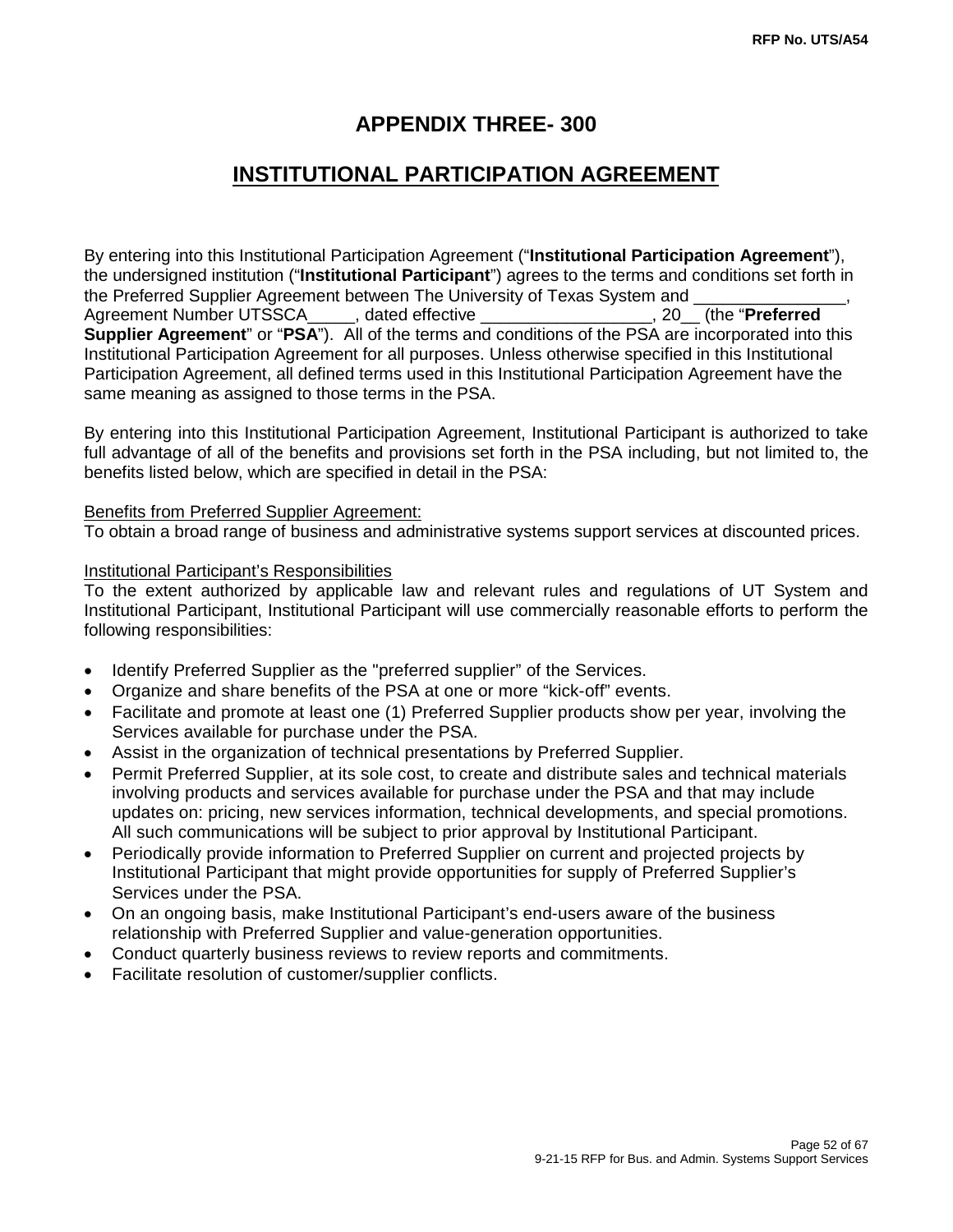# APPENDIX THREE- 300

## INSTITUTIONAL PARTICIPATION AGREEMENT

By entering into this Institutional Participation Agreement ("**Institutional Participation Agreement**"), the undersigned institution ("**Institutional Participant**") agrees to the terms and conditions set forth in the Preferred Supplier Agreement between The University of Texas System and ________________, Agreement Number UTSSCA_____, dated effective __________________, 20__ (the "**Preferred Supplier Agreement**" or "**PSA**"). All of the terms and conditions of the PSA are incorporated into this Institutional Participation Agreement for all purposes. Unless otherwise specified in this Institutional Participation Agreement, all defined terms used in this Institutional Participation Agreement have the same meaning as assigned to those terms in the PSA.

By entering into this Institutional Participation Agreement, Institutional Participant is authorized to take full advantage of all of the benefits and provisions set forth in the PSA including, but not limited to, the benefits listed below, which are specified in detail in the PSA:

<u>Benefits from Preferred Supplier Agreement:</u>
To obtain a broad range of business and administrative systems support services at discounted prices.

<u>Institutional Participant's Responsibilities</u>
To the extent authorized by applicable law and relevant rules and regulations of UT System and Institutional Participant, Institutional Participant will use commercially reasonable efforts to perform the following responsibilities:

- Identify Preferred Supplier as the "preferred supplier" of the Services.
- Organize and share benefits of the PSA at one or more "kick-off" events.
- Facilitate and promote at least one (1) Preferred Supplier products show per year, involving the Services available for purchase under the PSA.
- Assist in the organization of technical presentations by Preferred Supplier.
- Permit Preferred Supplier, at its sole cost, to create and distribute sales and technical materials involving products and services available for purchase under the PSA and that may include updates on: pricing, new services information, technical developments, and special promotions. All such communications will be subject to prior approval by Institutional Participant.
- Periodically provide information to Preferred Supplier on current and projected projects by Institutional Participant that might provide opportunities for supply of Preferred Supplier's Services under the PSA.
- On an ongoing basis, make Institutional Participant's end-users aware of the business relationship with Preferred Supplier and value-generation opportunities.
- Conduct quarterly business reviews to review reports and commitments.
- Facilitate resolution of customer/supplier conflicts.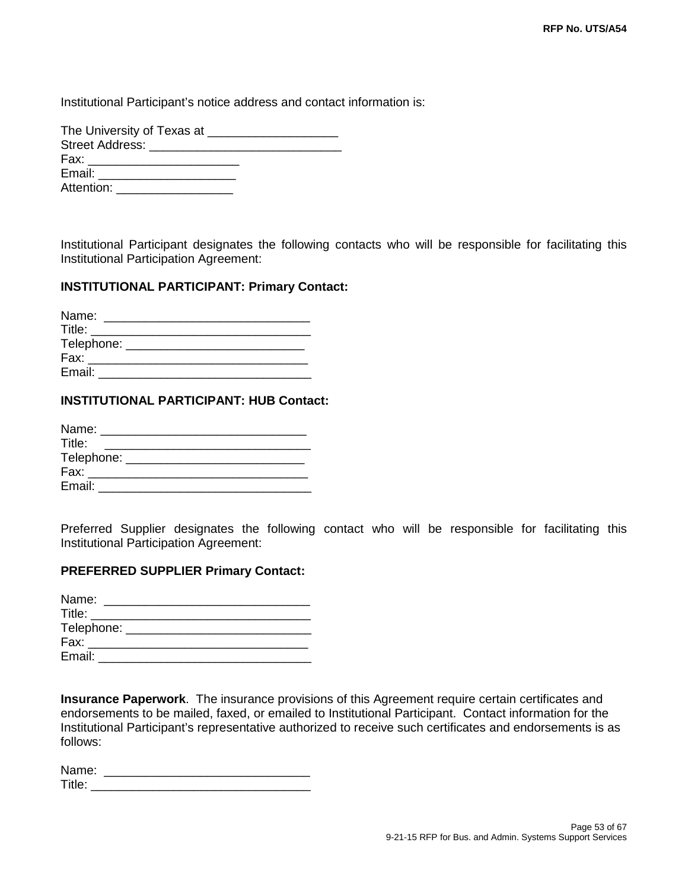Institutional Participant's notice address and contact information is:

The University of Texas at ___________________
Street Address: ____________________________
Fax: ______________________
Email: ____________________
Attention: _________________

Institutional Participant designates the following contacts who will be responsible for facilitating this Institutional Participation Agreement:

**INSTITUTIONAL PARTICIPANT: Primary Contact:**

Name: ______________________________
Title: ________________________________
Telephone: ___________________________
Fax: ________________________________
Email: _______________________________

**INSTITUTIONAL PARTICIPANT: HUB Contact:**

Name: ______________________________
Title: ______________________________
Telephone: __________________________
Fax: ________________________________
Email: _______________________________

Preferred Supplier designates the following contact who will be responsible for facilitating this Institutional Participation Agreement:

**PREFERRED SUPPLIER Primary Contact:**

Name: ______________________________
Title: ________________________________
Telephone: ____________________________
Fax: ________________________________
Email: _______________________________

**Insurance Paperwork**. The insurance provisions of this Agreement require certain certificates and endorsements to be mailed, faxed, or emailed to Institutional Participant. Contact information for the Institutional Participant's representative authorized to receive such certificates and endorsements is as follows:

Name: ______________________________
Title: ________________________________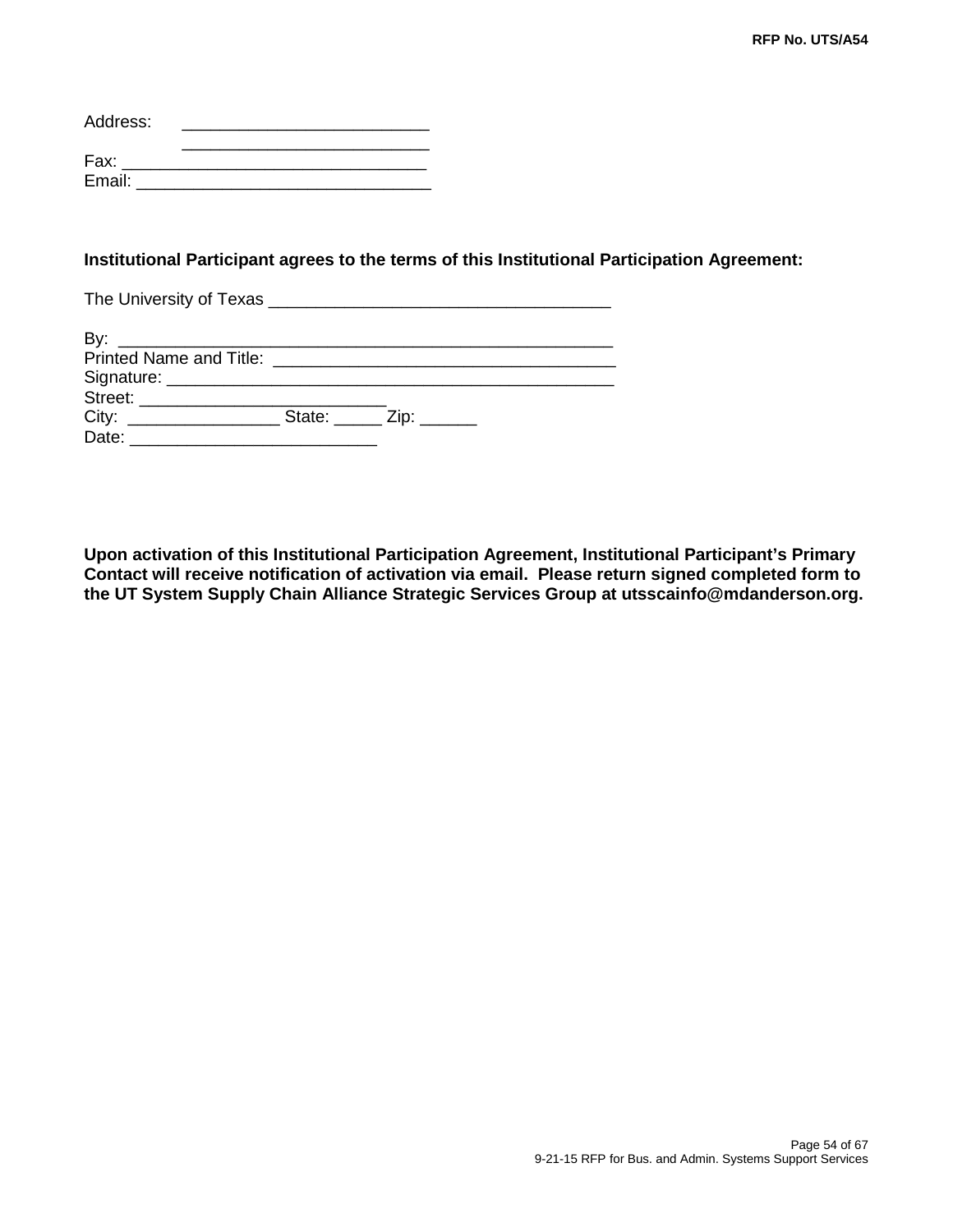Address: \_\_\_\_\_\_\_\_\_\_\_\_\_\_\_\_\_\_\_\_\_\_\_\_\_\_
\_\_\_\_\_\_\_\_\_\_\_\_\_\_\_\_\_\_\_\_\_\_\_\_\_\_
Fax: \_\_\_\_\_\_\_\_\_\_\_\_\_\_\_\_\_\_\_\_\_\_\_\_\_\_\_\_\_\_\_\_
Email: \_\_\_\_\_\_\_\_\_\_\_\_\_\_\_\_\_\_\_\_\_\_\_\_\_\_\_\_\_\_\_

**Institutional Participant agrees to the terms of this Institutional Participation Agreement:**

The University of Texas \_\_\_\_\_\_\_\_\_\_\_\_\_\_\_\_\_\_\_\_\_\_\_\_\_\_\_\_\_\_\_\_\_\_\_\_

By: \_\_\_\_\_\_\_\_\_\_\_\_\_\_\_\_\_\_\_\_\_\_\_\_\_\_\_\_\_\_\_\_\_\_\_\_\_\_\_\_\_\_\_\_\_\_\_\_\_\_\_\_
Printed Name and Title: \_\_\_\_\_\_\_\_\_\_\_\_\_\_\_\_\_\_\_\_\_\_\_\_\_\_\_\_\_\_\_\_\_\_\_\_\_
Signature: \_\_\_\_\_\_\_\_\_\_\_\_\_\_\_\_\_\_\_\_\_\_\_\_\_\_\_\_\_\_\_\_\_\_\_\_\_\_\_\_\_\_\_\_\_\_\_\_
Street: \_\_\_\_\_\_\_\_\_\_\_\_\_\_\_\_\_\_\_\_\_\_\_\_\_\_
City: \_\_\_\_\_\_\_\_\_\_\_\_\_\_\_\_ State: \_\_\_\_\_ Zip: \_\_\_\_\_\_
Date: \_\_\_\_\_\_\_\_\_\_\_\_\_\_\_\_\_\_\_\_\_\_\_\_\_\_

**Upon activation of this Institutional Participation Agreement, Institutional Participant's Primary Contact will receive notification of activation via email. Please return signed completed form to the UT System Supply Chain Alliance Strategic Services Group at utsscainfo@mdanderson.org.**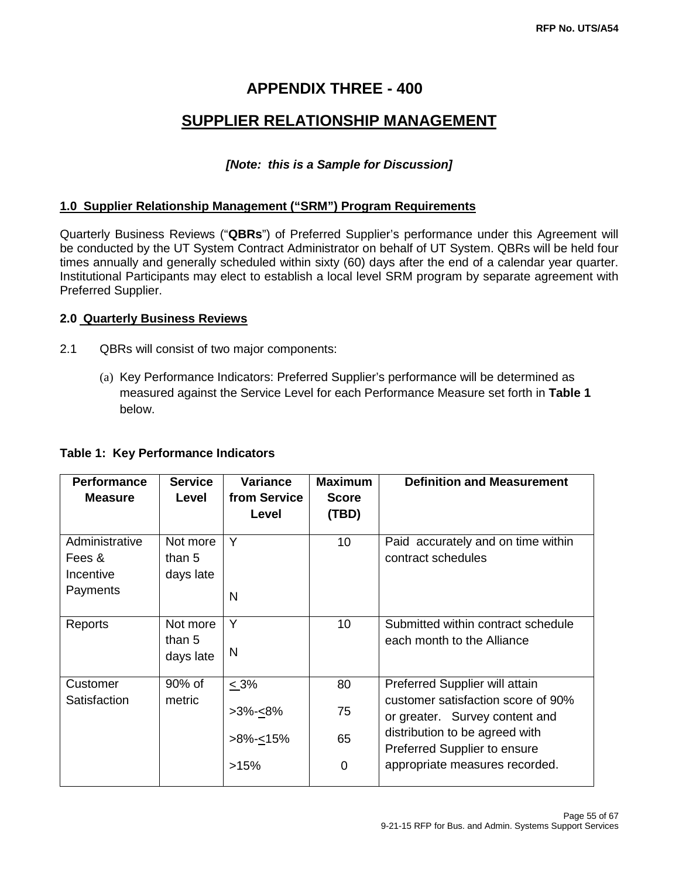# APPENDIX THREE - 400

## SUPPLIER RELATIONSHIP MANAGEMENT

***[Note: this is a Sample for Discussion]***

**1.0 Supplier Relationship Management ("SRM") Program Requirements**

Quarterly Business Reviews ("**QBRs**") of Preferred Supplier's performance under this Agreement will be conducted by the UT System Contract Administrator on behalf of UT System. QBRs will be held four times annually and generally scheduled within sixty (60) days after the end of a calendar year quarter. Institutional Participants may elect to establish a local level SRM program by separate agreement with Preferred Supplier.

**2.0 Quarterly Business Reviews**

2.1 QBRs will consist of two major components:

(a) Key Performance Indicators: Preferred Supplier's performance will be determined as measured against the Service Level for each Performance Measure set forth in **Table 1** below.

**Table 1: Key Performance Indicators**

| Performance Measure | Service Level | Variance from Service Level | Maximum Score (TBD) | Definition and Measurement |
|---|---|---|---|---|
| Administrative Fees & Incentive Payments | Not more than 5 days late | Y<br><br>N | 10 | Paid accurately and on time within contract schedules |
| Reports | Not more than 5 days late | Y<br><br>N | 10 | Submitted within contract schedule each month to the Alliance |
| Customer Satisfaction | 90% of metric | ≤ 3%<br><br>>3%-≤8%<br><br>>8%-≤15%<br><br>>15% | 80<br><br>75<br><br>65<br><br>0 | Preferred Supplier will attain customer satisfaction score of 90% or greater. Survey content and distribution to be agreed with Preferred Supplier to ensure appropriate measures recorded. |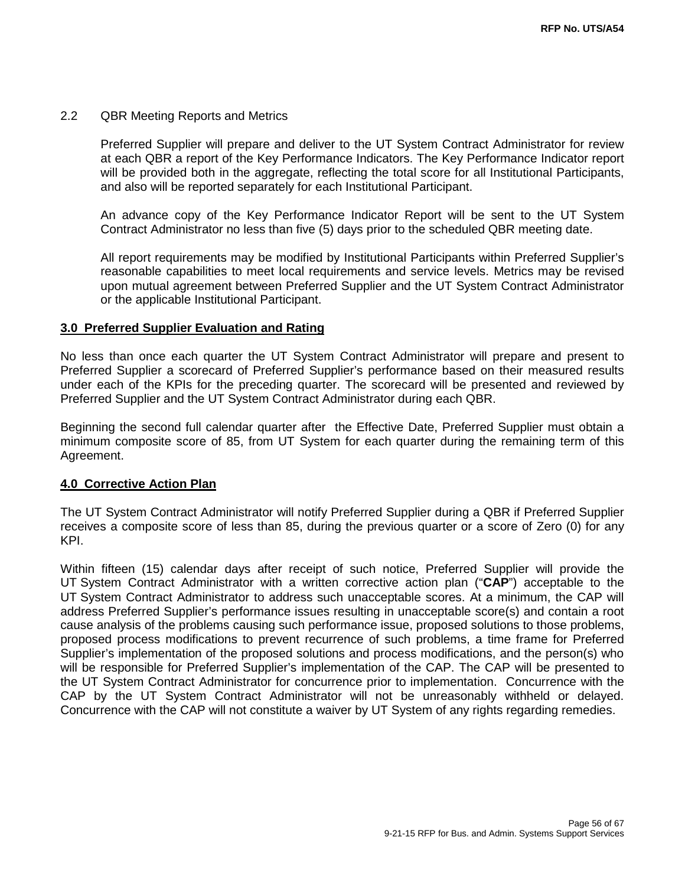2.2 QBR Meeting Reports and Metrics

Preferred Supplier will prepare and deliver to the UT System Contract Administrator for review at each QBR a report of the Key Performance Indicators. The Key Performance Indicator report will be provided both in the aggregate, reflecting the total score for all Institutional Participants, and also will be reported separately for each Institutional Participant.

An advance copy of the Key Performance Indicator Report will be sent to the UT System Contract Administrator no less than five (5) days prior to the scheduled QBR meeting date.

All report requirements may be modified by Institutional Participants within Preferred Supplier's reasonable capabilities to meet local requirements and service levels. Metrics may be revised upon mutual agreement between Preferred Supplier and the UT System Contract Administrator or the applicable Institutional Participant.

## 3.0 Preferred Supplier Evaluation and Rating

No less than once each quarter the UT System Contract Administrator will prepare and present to Preferred Supplier a scorecard of Preferred Supplier's performance based on their measured results under each of the KPIs for the preceding quarter. The scorecard will be presented and reviewed by Preferred Supplier and the UT System Contract Administrator during each QBR.

Beginning the second full calendar quarter after the Effective Date, Preferred Supplier must obtain a minimum composite score of 85, from UT System for each quarter during the remaining term of this Agreement.

## 4.0 Corrective Action Plan

The UT System Contract Administrator will notify Preferred Supplier during a QBR if Preferred Supplier receives a composite score of less than 85, during the previous quarter or a score of Zero (0) for any KPI.

Within fifteen (15) calendar days after receipt of such notice, Preferred Supplier will provide the UT System Contract Administrator with a written corrective action plan ("**CAP**") acceptable to the UT System Contract Administrator to address such unacceptable scores. At a minimum, the CAP will address Preferred Supplier's performance issues resulting in unacceptable score(s) and contain a root cause analysis of the problems causing such performance issue, proposed solutions to those problems, proposed process modifications to prevent recurrence of such problems, a time frame for Preferred Supplier's implementation of the proposed solutions and process modifications, and the person(s) who will be responsible for Preferred Supplier's implementation of the CAP. The CAP will be presented to the UT System Contract Administrator for concurrence prior to implementation. Concurrence with the CAP by the UT System Contract Administrator will not be unreasonably withheld or delayed. Concurrence with the CAP will not constitute a waiver by UT System of any rights regarding remedies.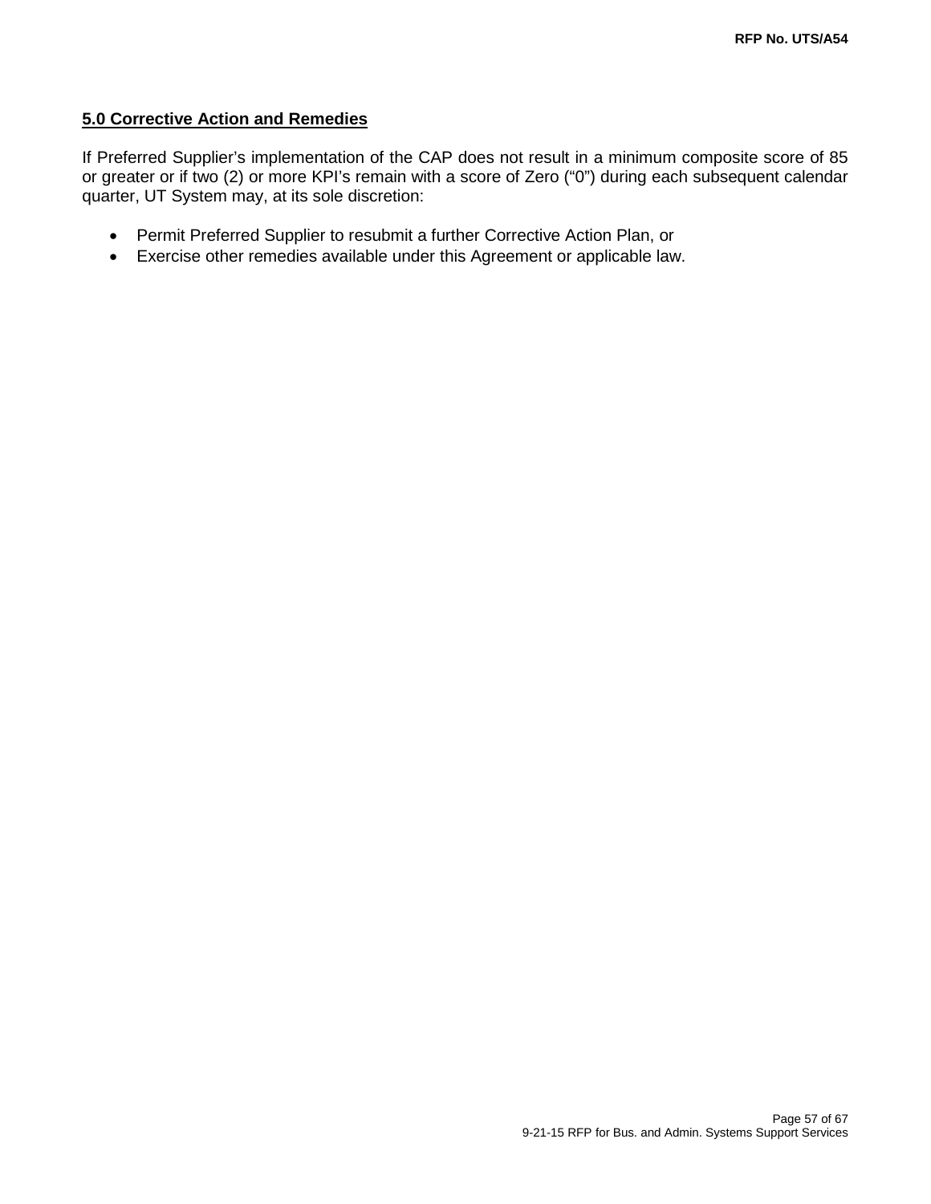## 5.0 Corrective Action and Remedies

If Preferred Supplier's implementation of the CAP does not result in a minimum composite score of 85 or greater or if two (2) or more KPI's remain with a score of Zero ("0") during each subsequent calendar quarter, UT System may, at its sole discretion:

- Permit Preferred Supplier to resubmit a further Corrective Action Plan, or
- Exercise other remedies available under this Agreement or applicable law.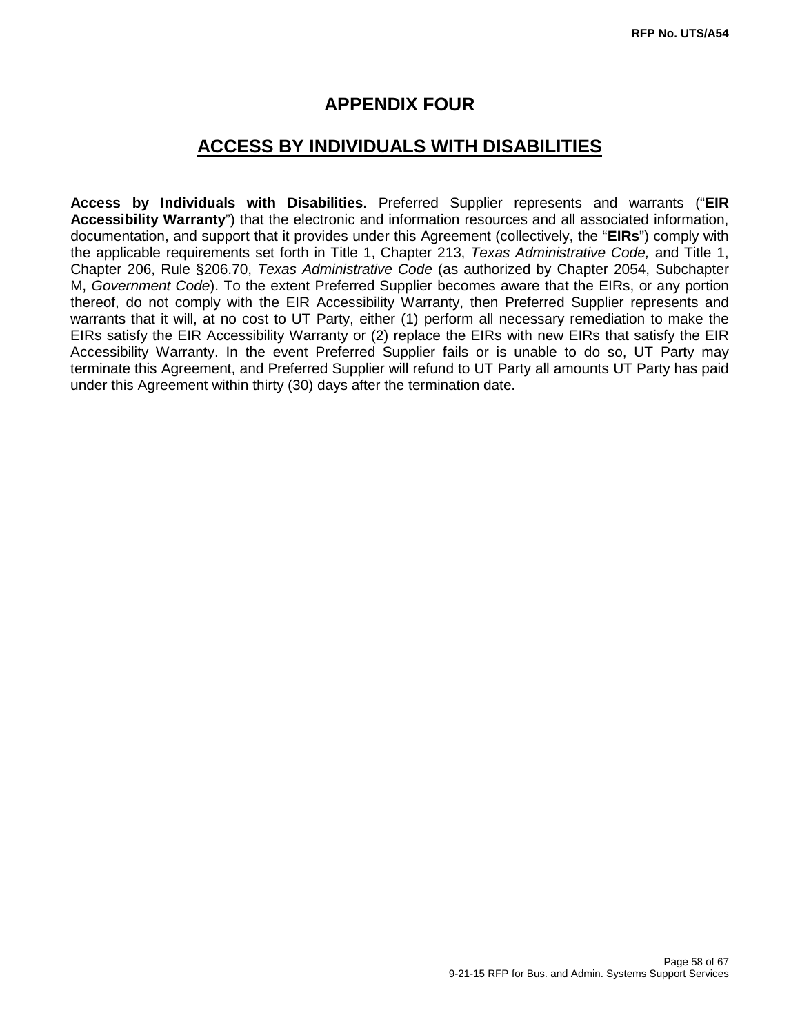# APPENDIX FOUR

## ACCESS BY INDIVIDUALS WITH DISABILITIES

**Access by Individuals with Disabilities.** Preferred Supplier represents and warrants ("**EIR Accessibility Warranty**") that the electronic and information resources and all associated information, documentation, and support that it provides under this Agreement (collectively, the "**EIRs**") comply with the applicable requirements set forth in Title 1, Chapter 213, *Texas Administrative Code,* and Title 1, Chapter 206, Rule §206.70, *Texas Administrative Code* (as authorized by Chapter 2054, Subchapter M, *Government Code*). To the extent Preferred Supplier becomes aware that the EIRs, or any portion thereof, do not comply with the EIR Accessibility Warranty, then Preferred Supplier represents and warrants that it will, at no cost to UT Party, either (1) perform all necessary remediation to make the EIRs satisfy the EIR Accessibility Warranty or (2) replace the EIRs with new EIRs that satisfy the EIR Accessibility Warranty. In the event Preferred Supplier fails or is unable to do so, UT Party may terminate this Agreement, and Preferred Supplier will refund to UT Party all amounts UT Party has paid under this Agreement within thirty (30) days after the termination date.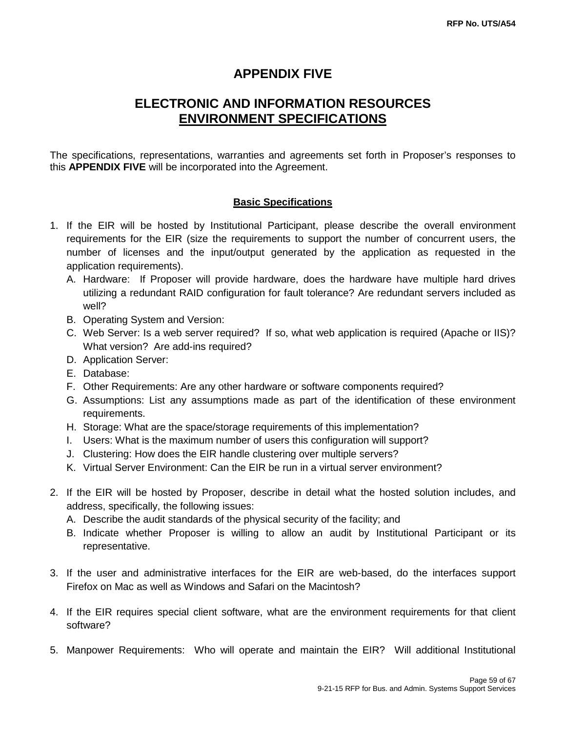# APPENDIX FIVE

## ELECTRONIC AND INFORMATION RESOURCES ENVIRONMENT SPECIFICATIONS

The specifications, representations, warranties and agreements set forth in Proposer's responses to this **APPENDIX FIVE** will be incorporated into the Agreement.

### Basic Specifications

1. If the EIR will be hosted by Institutional Participant, please describe the overall environment requirements for the EIR (size the requirements to support the number of concurrent users, the number of licenses and the input/output generated by the application as requested in the application requirements).
   - A. Hardware: If Proposer will provide hardware, does the hardware have multiple hard drives utilizing a redundant RAID configuration for fault tolerance? Are redundant servers included as well?
   - B. Operating System and Version:
   - C. Web Server: Is a web server required? If so, what web application is required (Apache or IIS)? What version? Are add-ins required?
   - D. Application Server:
   - E. Database:
   - F. Other Requirements: Are any other hardware or software components required?
   - G. Assumptions: List any assumptions made as part of the identification of these environment requirements.
   - H. Storage: What are the space/storage requirements of this implementation?
   - I. Users: What is the maximum number of users this configuration will support?
   - J. Clustering: How does the EIR handle clustering over multiple servers?
   - K. Virtual Server Environment: Can the EIR be run in a virtual server environment?

2. If the EIR will be hosted by Proposer, describe in detail what the hosted solution includes, and address, specifically, the following issues:
   - A. Describe the audit standards of the physical security of the facility; and
   - B. Indicate whether Proposer is willing to allow an audit by Institutional Participant or its representative.

3. If the user and administrative interfaces for the EIR are web-based, do the interfaces support Firefox on Mac as well as Windows and Safari on the Macintosh?

4. If the EIR requires special client software, what are the environment requirements for that client software?

5. Manpower Requirements: Who will operate and maintain the EIR? Will additional Institutional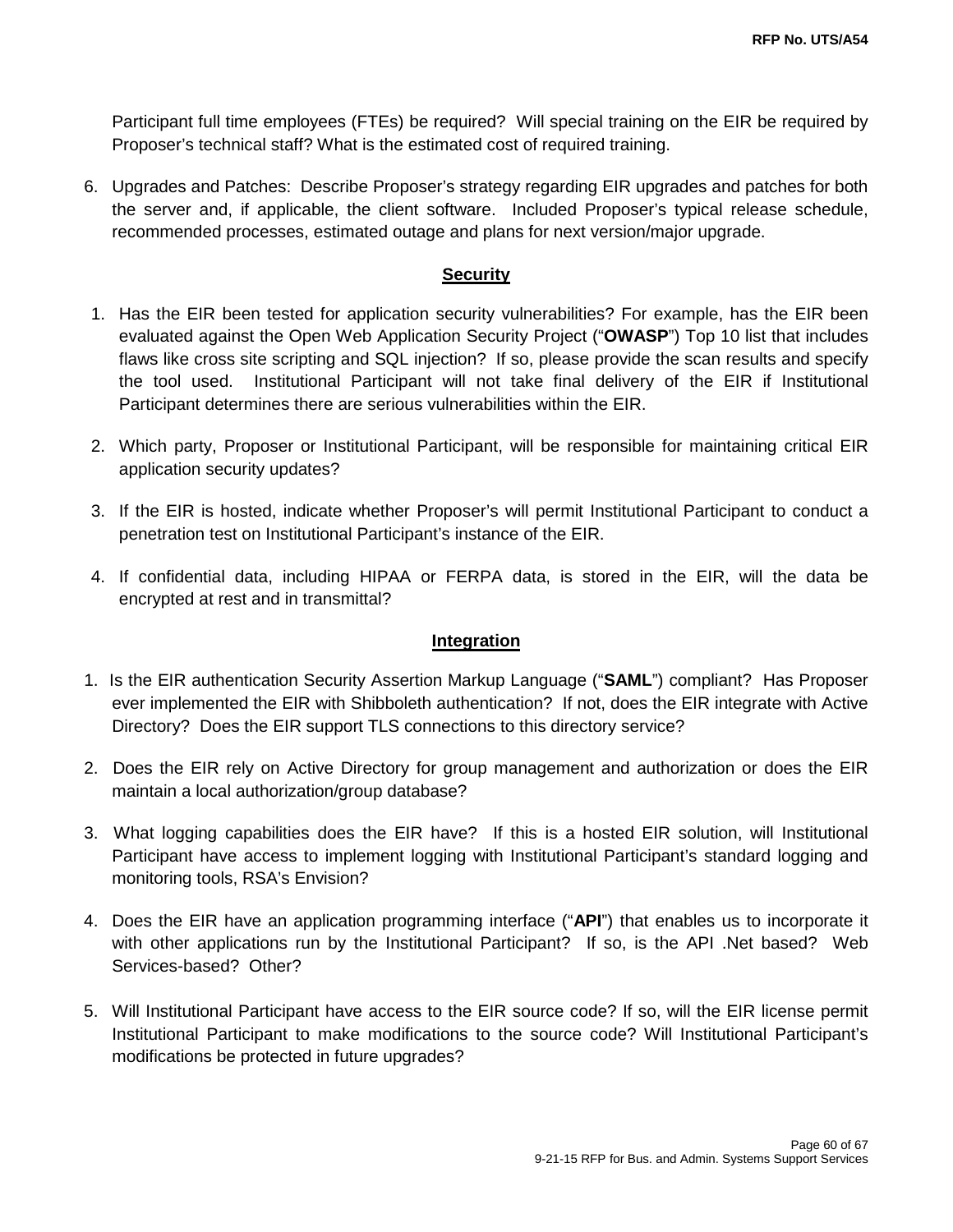Participant full time employees (FTEs) be required? Will special training on the EIR be required by Proposer's technical staff? What is the estimated cost of required training.

6. Upgrades and Patches: Describe Proposer's strategy regarding EIR upgrades and patches for both the server and, if applicable, the client software. Included Proposer's typical release schedule, recommended processes, estimated outage and plans for next version/major upgrade.

## Security

1. Has the EIR been tested for application security vulnerabilities? For example, has the EIR been evaluated against the Open Web Application Security Project ("**OWASP**") Top 10 list that includes flaws like cross site scripting and SQL injection? If so, please provide the scan results and specify the tool used. Institutional Participant will not take final delivery of the EIR if Institutional Participant determines there are serious vulnerabilities within the EIR.

2. Which party, Proposer or Institutional Participant, will be responsible for maintaining critical EIR application security updates?

3. If the EIR is hosted, indicate whether Proposer's will permit Institutional Participant to conduct a penetration test on Institutional Participant's instance of the EIR.

4. If confidential data, including HIPAA or FERPA data, is stored in the EIR, will the data be encrypted at rest and in transmittal?

## Integration

1. Is the EIR authentication Security Assertion Markup Language ("**SAML**") compliant? Has Proposer ever implemented the EIR with Shibboleth authentication? If not, does the EIR integrate with Active Directory? Does the EIR support TLS connections to this directory service?

2. Does the EIR rely on Active Directory for group management and authorization or does the EIR maintain a local authorization/group database?

3. What logging capabilities does the EIR have? If this is a hosted EIR solution, will Institutional Participant have access to implement logging with Institutional Participant's standard logging and monitoring tools, RSA's Envision?

4. Does the EIR have an application programming interface ("**API**") that enables us to incorporate it with other applications run by the Institutional Participant? If so, is the API .Net based? Web Services-based? Other?

5. Will Institutional Participant have access to the EIR source code? If so, will the EIR license permit Institutional Participant to make modifications to the source code? Will Institutional Participant's modifications be protected in future upgrades?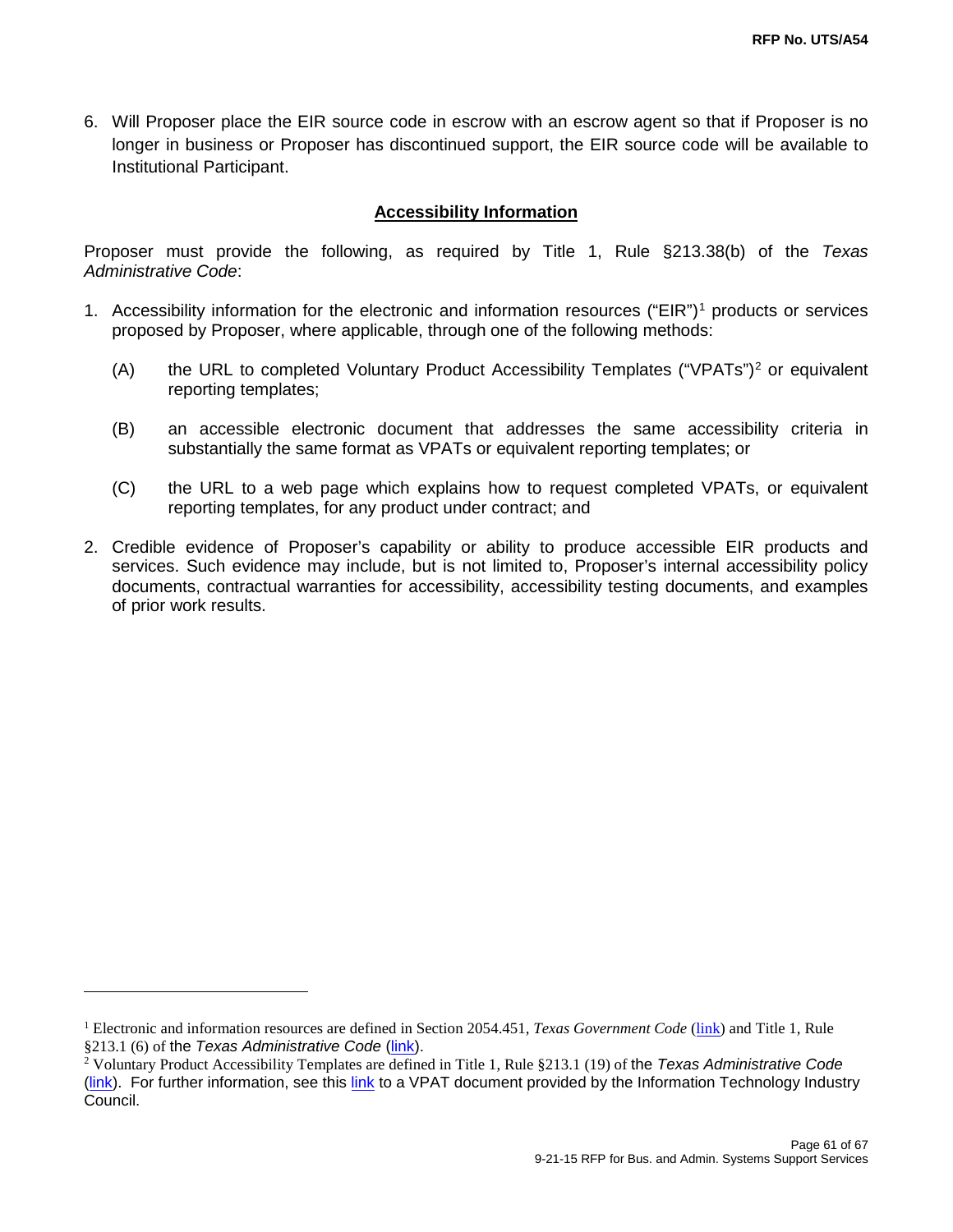6. Will Proposer place the EIR source code in escrow with an escrow agent so that if Proposer is no longer in business or Proposer has discontinued support, the EIR source code will be available to Institutional Participant.

## Accessibility Information

Proposer must provide the following, as required by Title 1, Rule §213.38(b) of the *Texas Administrative Code*:

1. Accessibility information for the electronic and information resources ("EIR")[1] products or services proposed by Proposer, where applicable, through one of the following methods:

   (A) the URL to completed Voluntary Product Accessibility Templates ("VPATs")[2] or equivalent reporting templates;

   (B) an accessible electronic document that addresses the same accessibility criteria in substantially the same format as VPATs or equivalent reporting templates; or

   (C) the URL to a web page which explains how to request completed VPATs, or equivalent reporting templates, for any product under contract; and

2. Credible evidence of Proposer's capability or ability to produce accessible EIR products and services. Such evidence may include, but is not limited to, Proposer's internal accessibility policy documents, contractual warranties for accessibility, accessibility testing documents, and examples of prior work results.

---

[1] Electronic and information resources are defined in Section 2054.451, *Texas Government Code* (link) and Title 1, Rule §213.1 (6) of the *Texas Administrative Code* (link).

[2] Voluntary Product Accessibility Templates are defined in Title 1, Rule §213.1 (19) of the *Texas Administrative Code* (link). For further information, see this link to a VPAT document provided by the Information Technology Industry Council.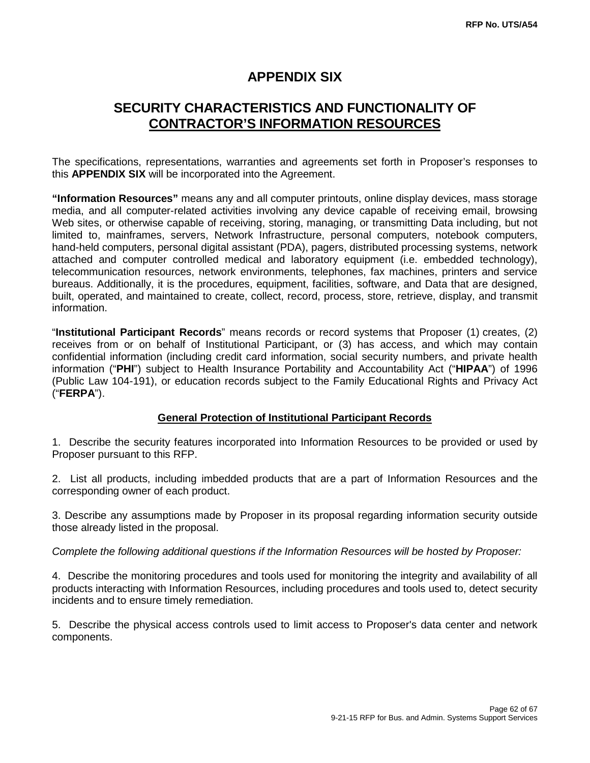# APPENDIX SIX

## SECURITY CHARACTERISTICS AND FUNCTIONALITY OF CONTRACTOR'S INFORMATION RESOURCES

The specifications, representations, warranties and agreements set forth in Proposer's responses to this **APPENDIX SIX** will be incorporated into the Agreement.

**"Information Resources"** means any and all computer printouts, online display devices, mass storage media, and all computer-related activities involving any device capable of receiving email, browsing Web sites, or otherwise capable of receiving, storing, managing, or transmitting Data including, but not limited to, mainframes, servers, Network Infrastructure, personal computers, notebook computers, hand-held computers, personal digital assistant (PDA), pagers, distributed processing systems, network attached and computer controlled medical and laboratory equipment (i.e. embedded technology), telecommunication resources, network environments, telephones, fax machines, printers and service bureaus. Additionally, it is the procedures, equipment, facilities, software, and Data that are designed, built, operated, and maintained to create, collect, record, process, store, retrieve, display, and transmit information.

"**Institutional Participant Records**" means records or record systems that Proposer (1) creates, (2) receives from or on behalf of Institutional Participant, or (3) has access, and which may contain confidential information (including credit card information, social security numbers, and private health information ("**PHI**") subject to Health Insurance Portability and Accountability Act ("**HIPAA**") of 1996 (Public Law 104-191), or education records subject to the Family Educational Rights and Privacy Act ("**FERPA**").

### General Protection of Institutional Participant Records

1. Describe the security features incorporated into Information Resources to be provided or used by Proposer pursuant to this RFP.

2. List all products, including imbedded products that are a part of Information Resources and the corresponding owner of each product.

3. Describe any assumptions made by Proposer in its proposal regarding information security outside those already listed in the proposal.

*Complete the following additional questions if the Information Resources will be hosted by Proposer:*

4. Describe the monitoring procedures and tools used for monitoring the integrity and availability of all products interacting with Information Resources, including procedures and tools used to, detect security incidents and to ensure timely remediation.

5. Describe the physical access controls used to limit access to Proposer's data center and network components.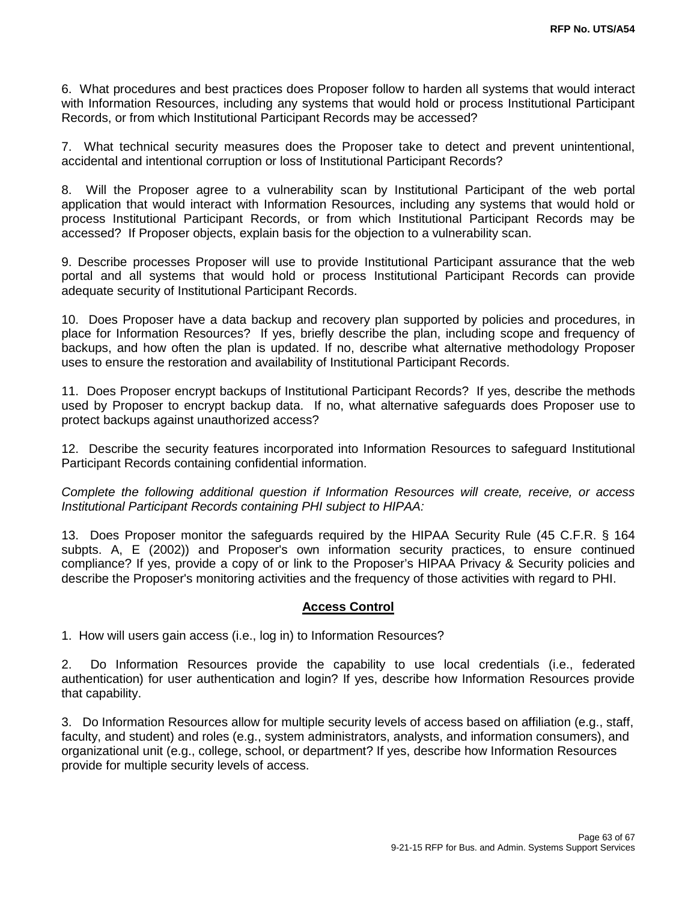6. What procedures and best practices does Proposer follow to harden all systems that would interact with Information Resources, including any systems that would hold or process Institutional Participant Records, or from which Institutional Participant Records may be accessed?

7. What technical security measures does the Proposer take to detect and prevent unintentional, accidental and intentional corruption or loss of Institutional Participant Records?

8. Will the Proposer agree to a vulnerability scan by Institutional Participant of the web portal application that would interact with Information Resources, including any systems that would hold or process Institutional Participant Records, or from which Institutional Participant Records may be accessed? If Proposer objects, explain basis for the objection to a vulnerability scan.

9. Describe processes Proposer will use to provide Institutional Participant assurance that the web portal and all systems that would hold or process Institutional Participant Records can provide adequate security of Institutional Participant Records.

10. Does Proposer have a data backup and recovery plan supported by policies and procedures, in place for Information Resources? If yes, briefly describe the plan, including scope and frequency of backups, and how often the plan is updated. If no, describe what alternative methodology Proposer uses to ensure the restoration and availability of Institutional Participant Records.

11. Does Proposer encrypt backups of Institutional Participant Records? If yes, describe the methods used by Proposer to encrypt backup data. If no, what alternative safeguards does Proposer use to protect backups against unauthorized access?

12. Describe the security features incorporated into Information Resources to safeguard Institutional Participant Records containing confidential information.

*Complete the following additional question if Information Resources will create, receive, or access Institutional Participant Records containing PHI subject to HIPAA:*

13. Does Proposer monitor the safeguards required by the HIPAA Security Rule (45 C.F.R. § 164 subpts. A, E (2002)) and Proposer's own information security practices, to ensure continued compliance? If yes, provide a copy of or link to the Proposer's HIPAA Privacy & Security policies and describe the Proposer's monitoring activities and the frequency of those activities with regard to PHI.

## Access Control

1. How will users gain access (i.e., log in) to Information Resources?

2. Do Information Resources provide the capability to use local credentials (i.e., federated authentication) for user authentication and login? If yes, describe how Information Resources provide that capability.

3. Do Information Resources allow for multiple security levels of access based on affiliation (e.g., staff, faculty, and student) and roles (e.g., system administrators, analysts, and information consumers), and organizational unit (e.g., college, school, or department? If yes, describe how Information Resources provide for multiple security levels of access.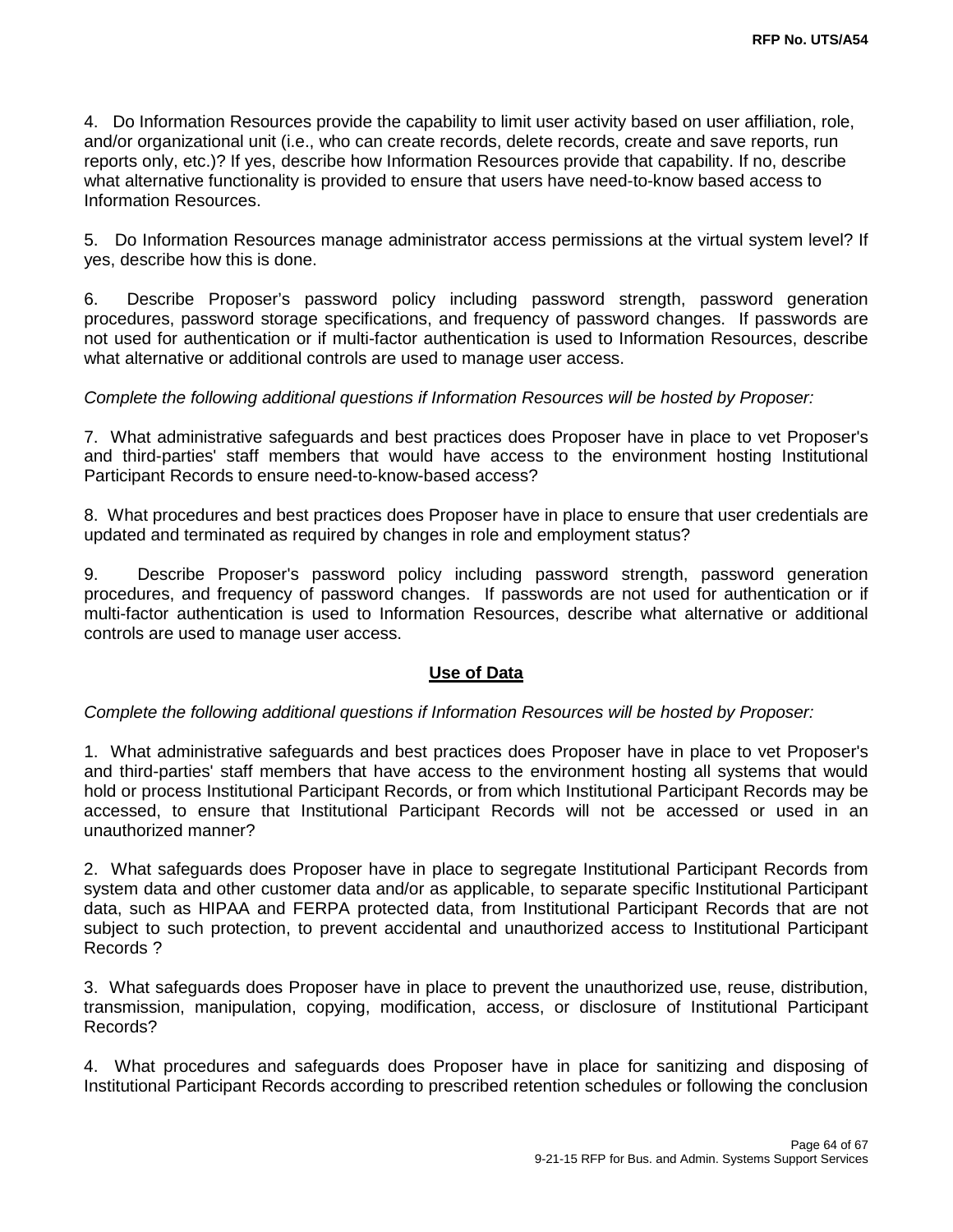4. Do Information Resources provide the capability to limit user activity based on user affiliation, role, and/or organizational unit (i.e., who can create records, delete records, create and save reports, run reports only, etc.)? If yes, describe how Information Resources provide that capability. If no, describe what alternative functionality is provided to ensure that users have need-to-know based access to Information Resources.

5. Do Information Resources manage administrator access permissions at the virtual system level? If yes, describe how this is done.

6. Describe Proposer's password policy including password strength, password generation procedures, password storage specifications, and frequency of password changes. If passwords are not used for authentication or if multi-factor authentication is used to Information Resources, describe what alternative or additional controls are used to manage user access.

*Complete the following additional questions if Information Resources will be hosted by Proposer:*

7. What administrative safeguards and best practices does Proposer have in place to vet Proposer's and third-parties' staff members that would have access to the environment hosting Institutional Participant Records to ensure need-to-know-based access?

8. What procedures and best practices does Proposer have in place to ensure that user credentials are updated and terminated as required by changes in role and employment status?

9. Describe Proposer's password policy including password strength, password generation procedures, and frequency of password changes. If passwords are not used for authentication or if multi-factor authentication is used to Information Resources, describe what alternative or additional controls are used to manage user access.

## Use of Data

*Complete the following additional questions if Information Resources will be hosted by Proposer:*

1. What administrative safeguards and best practices does Proposer have in place to vet Proposer's and third-parties' staff members that have access to the environment hosting all systems that would hold or process Institutional Participant Records, or from which Institutional Participant Records may be accessed, to ensure that Institutional Participant Records will not be accessed or used in an unauthorized manner?

2. What safeguards does Proposer have in place to segregate Institutional Participant Records from system data and other customer data and/or as applicable, to separate specific Institutional Participant data, such as HIPAA and FERPA protected data, from Institutional Participant Records that are not subject to such protection, to prevent accidental and unauthorized access to Institutional Participant Records ?

3. What safeguards does Proposer have in place to prevent the unauthorized use, reuse, distribution, transmission, manipulation, copying, modification, access, or disclosure of Institutional Participant Records?

4. What procedures and safeguards does Proposer have in place for sanitizing and disposing of Institutional Participant Records according to prescribed retention schedules or following the conclusion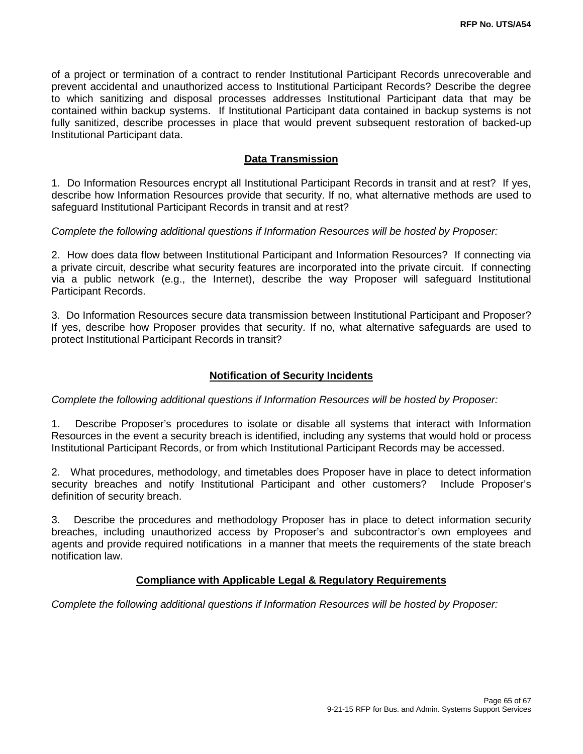of a project or termination of a contract to render Institutional Participant Records unrecoverable and prevent accidental and unauthorized access to Institutional Participant Records? Describe the degree to which sanitizing and disposal processes addresses Institutional Participant data that may be contained within backup systems. If Institutional Participant data contained in backup systems is not fully sanitized, describe processes in place that would prevent subsequent restoration of backed-up Institutional Participant data.

## Data Transmission

1. Do Information Resources encrypt all Institutional Participant Records in transit and at rest? If yes, describe how Information Resources provide that security. If no, what alternative methods are used to safeguard Institutional Participant Records in transit and at rest?

*Complete the following additional questions if Information Resources will be hosted by Proposer:*

2. How does data flow between Institutional Participant and Information Resources? If connecting via a private circuit, describe what security features are incorporated into the private circuit. If connecting via a public network (e.g., the Internet), describe the way Proposer will safeguard Institutional Participant Records.

3. Do Information Resources secure data transmission between Institutional Participant and Proposer? If yes, describe how Proposer provides that security. If no, what alternative safeguards are used to protect Institutional Participant Records in transit?

## Notification of Security Incidents

*Complete the following additional questions if Information Resources will be hosted by Proposer:*

1. Describe Proposer's procedures to isolate or disable all systems that interact with Information Resources in the event a security breach is identified, including any systems that would hold or process Institutional Participant Records, or from which Institutional Participant Records may be accessed.

2. What procedures, methodology, and timetables does Proposer have in place to detect information security breaches and notify Institutional Participant and other customers? Include Proposer's definition of security breach.

3. Describe the procedures and methodology Proposer has in place to detect information security breaches, including unauthorized access by Proposer's and subcontractor's own employees and agents and provide required notifications in a manner that meets the requirements of the state breach notification law.

## Compliance with Applicable Legal & Regulatory Requirements

*Complete the following additional questions if Information Resources will be hosted by Proposer:*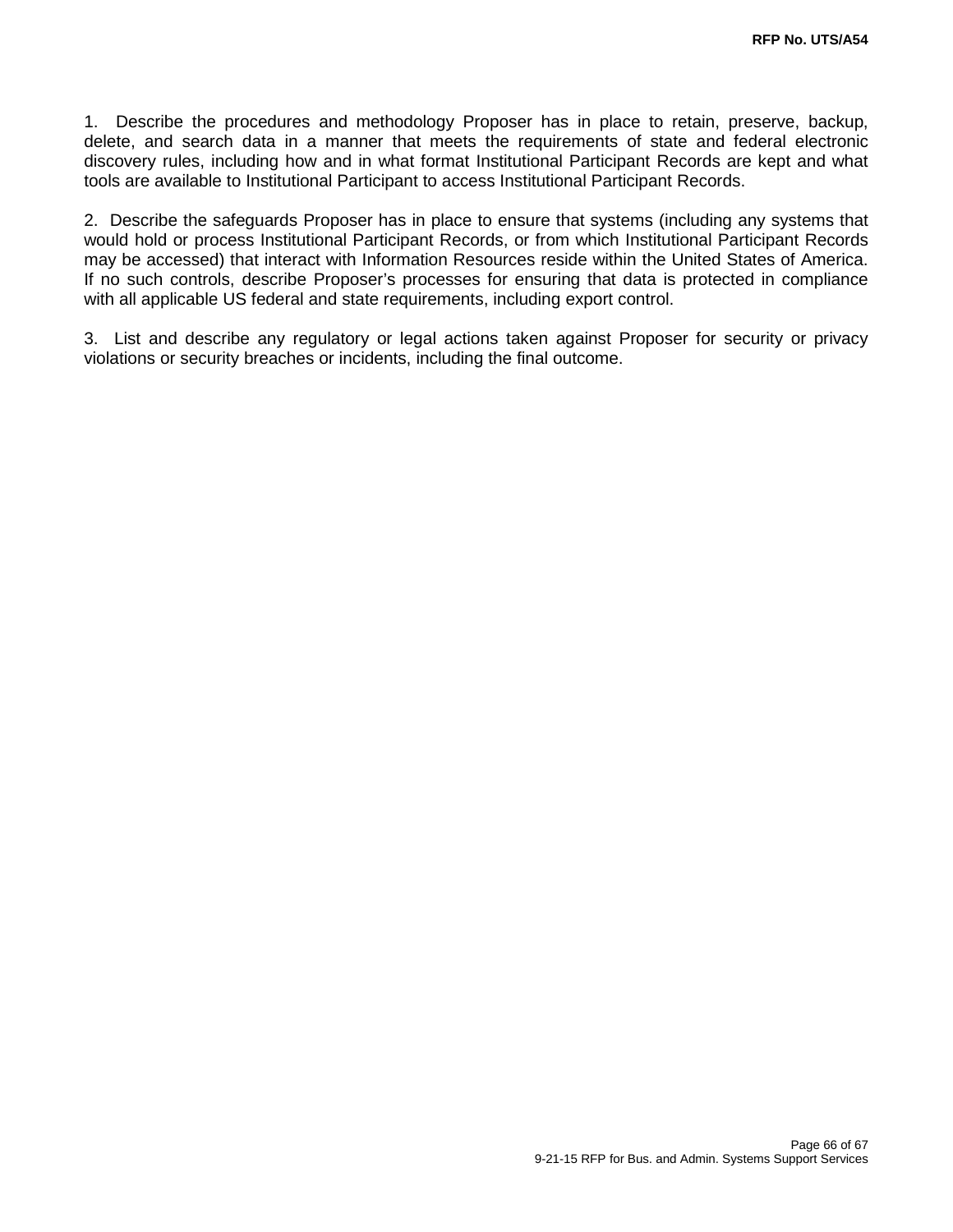1. Describe the procedures and methodology Proposer has in place to retain, preserve, backup, delete, and search data in a manner that meets the requirements of state and federal electronic discovery rules, including how and in what format Institutional Participant Records are kept and what tools are available to Institutional Participant to access Institutional Participant Records.

2. Describe the safeguards Proposer has in place to ensure that systems (including any systems that would hold or process Institutional Participant Records, or from which Institutional Participant Records may be accessed) that interact with Information Resources reside within the United States of America. If no such controls, describe Proposer's processes for ensuring that data is protected in compliance with all applicable US federal and state requirements, including export control.

3. List and describe any regulatory or legal actions taken against Proposer for security or privacy violations or security breaches or incidents, including the final outcome.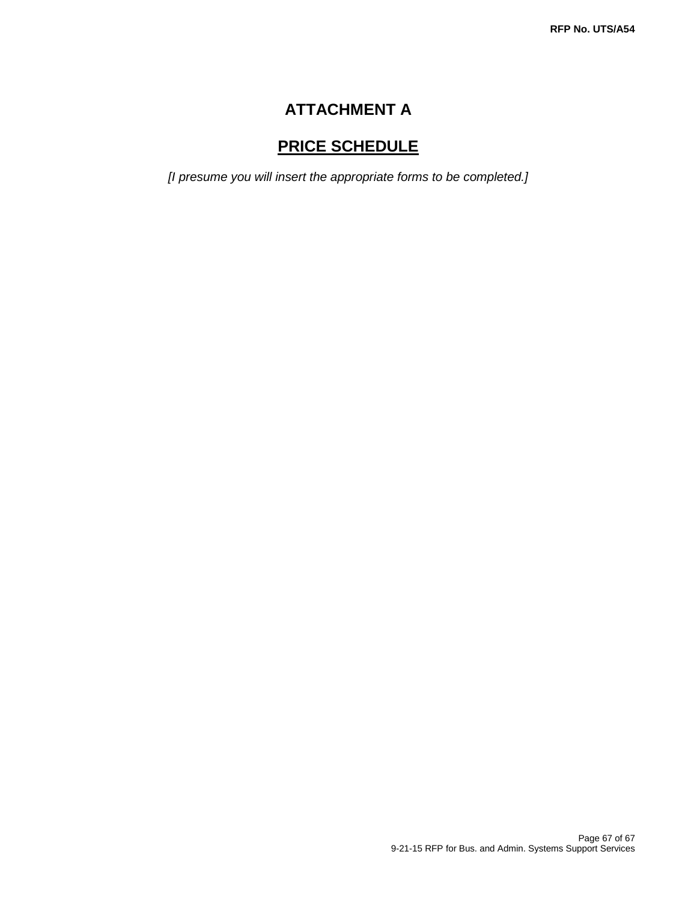# ATTACHMENT A

## PRICE SCHEDULE

*[I presume you will insert the appropriate forms to be completed.]*